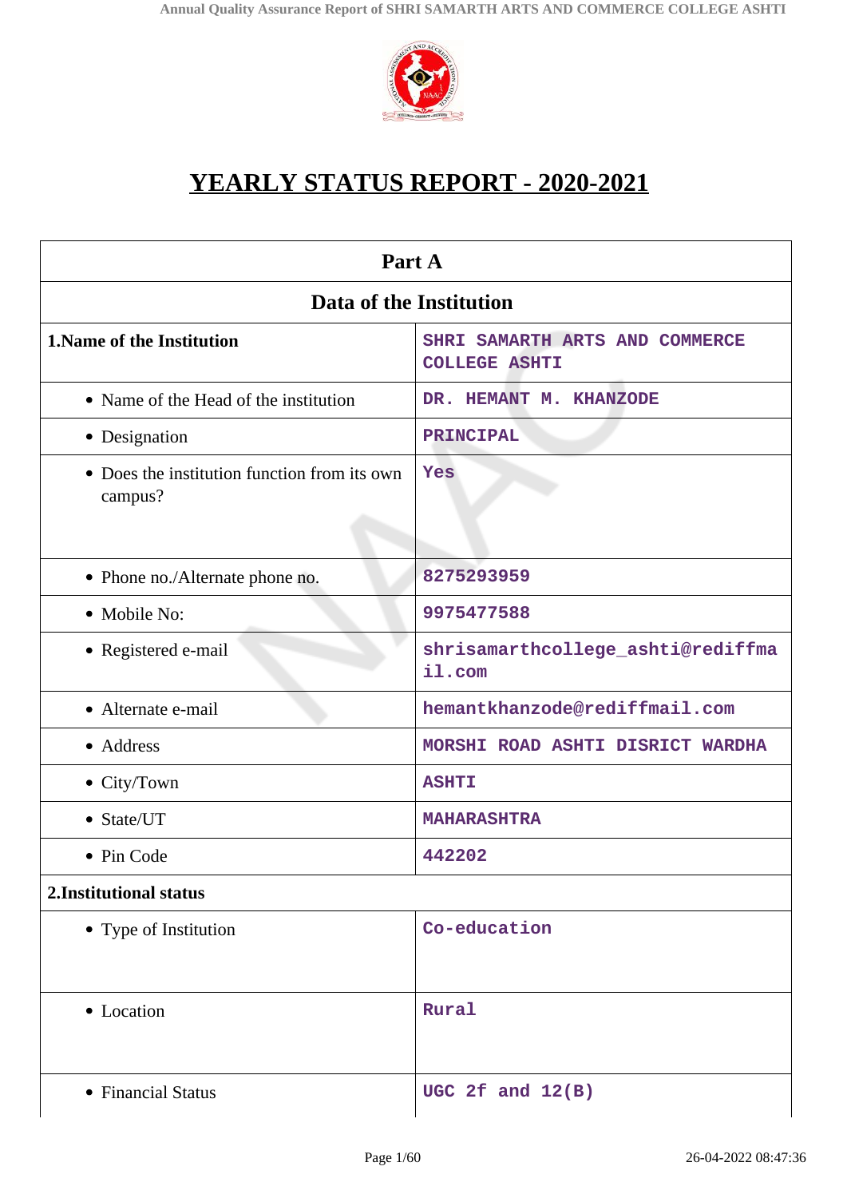# YEARLY STATUS REPORT - 2020-2021

| Part A | |
|---|---|
| **Data of the Institution** | |
| **1.Name of the Institution** | SHRI SAMARTH ARTS AND COMMERCE COLLEGE ASHTI |
| • Name of the Head of the institution | DR. HEMANT M. KHANZODE |
| • Designation | PRINCIPAL |
| • Does the institution function from its own campus? | Yes |
| • Phone no./Alternate phone no. | 8275293959 |
| • Mobile No: | 9975477588 |
| • Registered e-mail | shrisamarthcollege_ashti@rediffmail.com |
| • Alternate e-mail | hemantkhanzode@rediffmail.com |
| • Address | MORSHI ROAD ASHTI DISRICT WARDHA |
| • City/Town | ASHTI |
| • State/UT | MAHARASHTRA |
| • Pin Code | 442202 |
| **2.Institutional status** | |
| • Type of Institution | Co-education |
| • Location | Rural |
| • Financial Status | UGC 2f and 12(B) |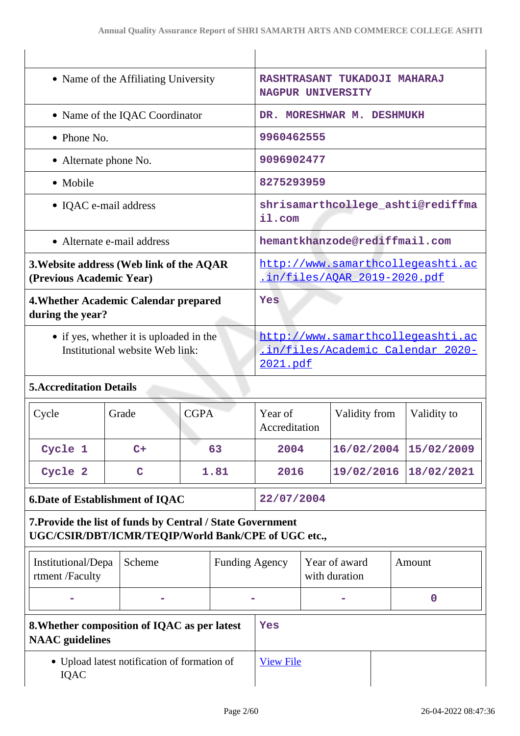| | |
|---|---|
| • Name of the Affiliating University | RASHTRASANT TUKADOJI MAHARAJ NAGPUR UNIVERSITY |
| • Name of the IQAC Coordinator | DR. MORESHWAR M. DESHMUKH |
| • Phone No. | 9960462555 |
| • Alternate phone No. | 9096902477 |
| • Mobile | 8275293959 |
| • IQAC e-mail address | shrisamarthcollege_ashti@rediffmail.com |
| • Alternate e-mail address | hemantkhanzode@rediffmail.com |
| **3.Website address (Web link of the AQAR (Previous Academic Year)** | http://www.samarthcollegeashti.ac.in/files/AQAR_2019-2020.pdf |
| **4.Whether Academic Calendar prepared during the year?** | Yes |
| • if yes, whether it is uploaded in the Institutional website Web link: | http://www.samarthcollegeashti.ac.in/files/Academic_Calendar_2020-2021.pdf |

**5.Accreditation Details**

| Cycle | Grade | CGPA | Year of Accreditation | Validity from | Validity to |
|---|---|---|---|---|---|
| Cycle 1 | C+ | 63 | 2004 | 16/02/2004 | 15/02/2009 |
| Cycle 2 | C | 1.81 | 2016 | 19/02/2016 | 18/02/2021 |

| | |
|---|---|
| **6.Date of Establishment of IQAC** | 22/07/2004 |

**7.Provide the list of funds by Central / State Government UGC/CSIR/DBT/ICMR/TEQIP/World Bank/CPE of UGC etc.,**

| Institutional/Department /Faculty | Scheme | Funding Agency | Year of award with duration | Amount |
|---|---|---|---|---|
| - | - | - | - | 0 |

| | |
|---|---|
| **8.Whether composition of IQAC as per latest NAAC guidelines** | Yes |
| • Upload latest notification of formation of IQAC | View File |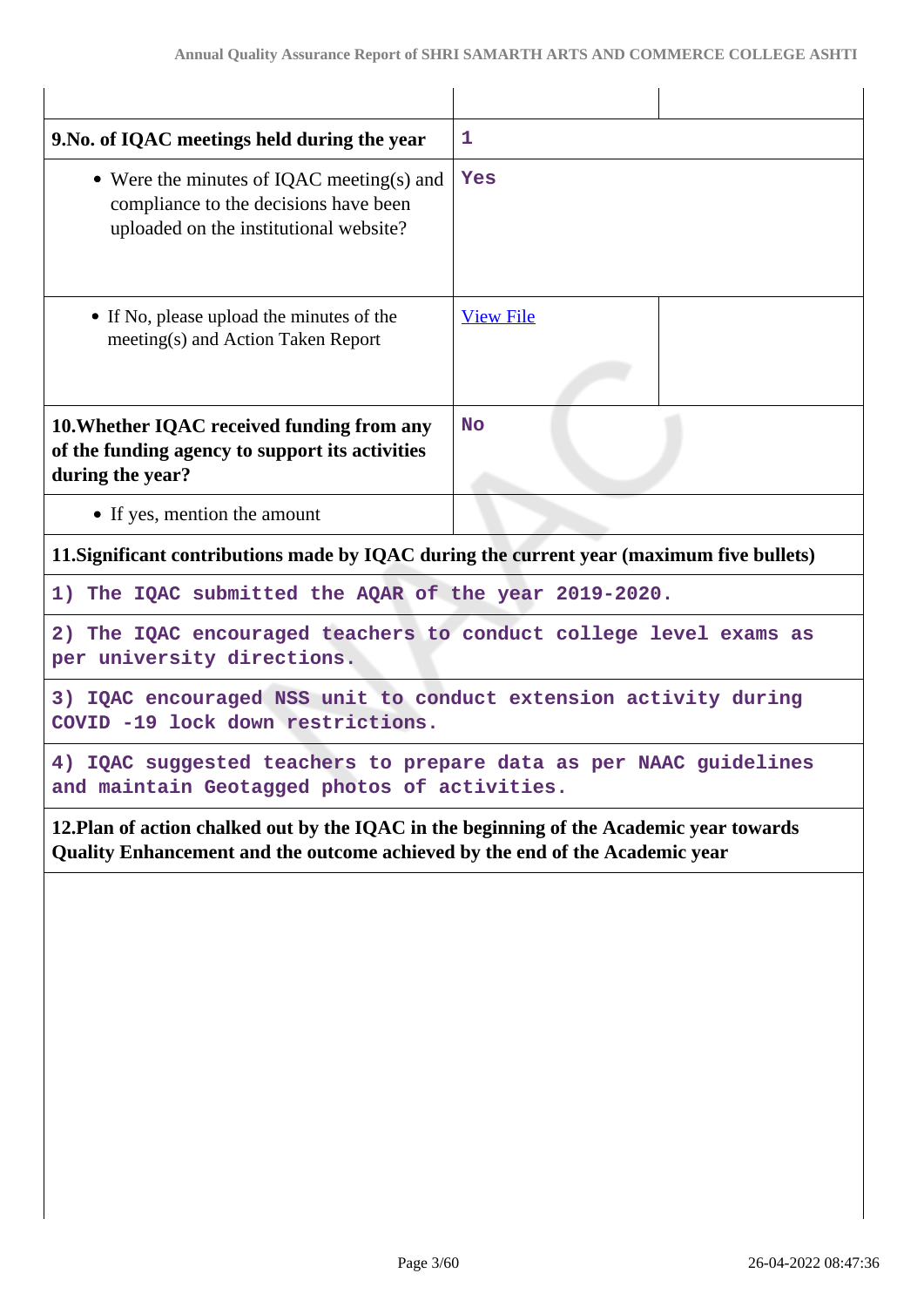| | | |
|---|---|---|
| **9.No. of IQAC meetings held during the year** | 1 | |
| • Were the minutes of IQAC meeting(s) and compliance to the decisions have been uploaded on the institutional website? | Yes | |
| • If No, please upload the minutes of the meeting(s) and Action Taken Report | View File | |
| **10.Whether IQAC received funding from any of the funding agency to support its activities during the year?** | No | |
| • If yes, mention the amount | | |

**11.Significant contributions made by IQAC during the current year (maximum five bullets)**

1) The IQAC submitted the AQAR of the year 2019-2020.

2) The IQAC encouraged teachers to conduct college level exams as per university directions.

3) IQAC encouraged NSS unit to conduct extension activity during COVID -19 lock down restrictions.

4) IQAC suggested teachers to prepare data as per NAAC guidelines and maintain Geotagged photos of activities.

**12.Plan of action chalked out by the IQAC in the beginning of the Academic year towards Quality Enhancement and the outcome achieved by the end of the Academic year**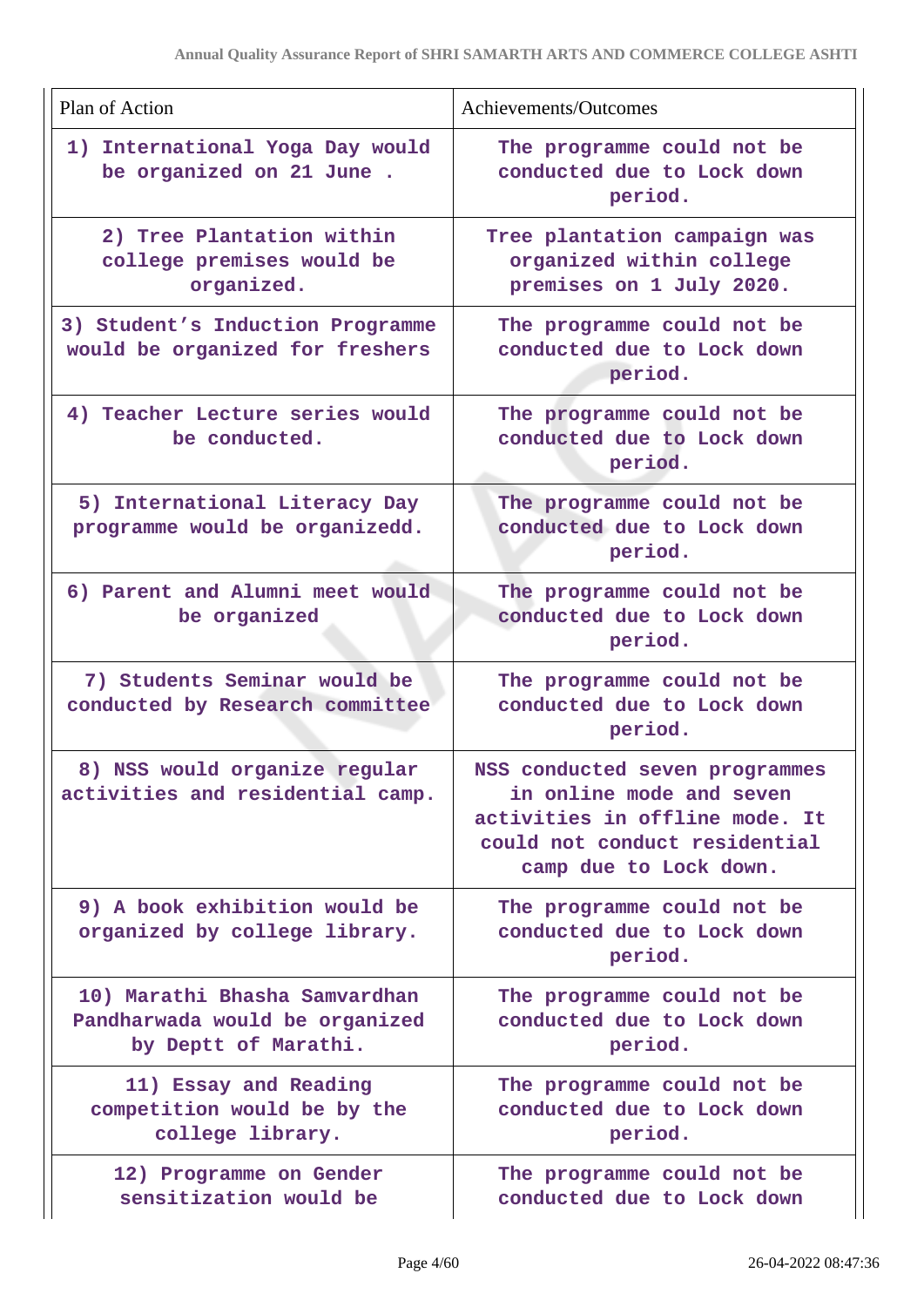| Plan of Action | Achievements/Outcomes |
|---|---|
| 1) International Yoga Day would be organized on 21 June . | The programme could not be conducted due to Lock down period. |
| 2) Tree Plantation within college premises would be organized. | Tree plantation campaign was organized within college premises on 1 July 2020. |
| 3) Student's Induction Programme would be organized for freshers | The programme could not be conducted due to Lock down period. |
| 4) Teacher Lecture series would be conducted. | The programme could not be conducted due to Lock down period. |
| 5) International Literacy Day programme would be organizedd. | The programme could not be conducted due to Lock down period. |
| 6) Parent and Alumni meet would be organized | The programme could not be conducted due to Lock down period. |
| 7) Students Seminar would be conducted by Research committee | The programme could not be conducted due to Lock down period. |
| 8) NSS would organize regular activities and residential camp. | NSS conducted seven programmes in online mode and seven activities in offline mode. It could not conduct residential camp due to Lock down. |
| 9) A book exhibition would be organized by college library. | The programme could not be conducted due to Lock down period. |
| 10) Marathi Bhasha Samvardhan Pandharwada would be organized by Deptt of Marathi. | The programme could not be conducted due to Lock down period. |
| 11) Essay and Reading competition would be by the college library. | The programme could not be conducted due to Lock down period. |
| 12) Programme on Gender sensitization would be | The programme could not be conducted due to Lock down |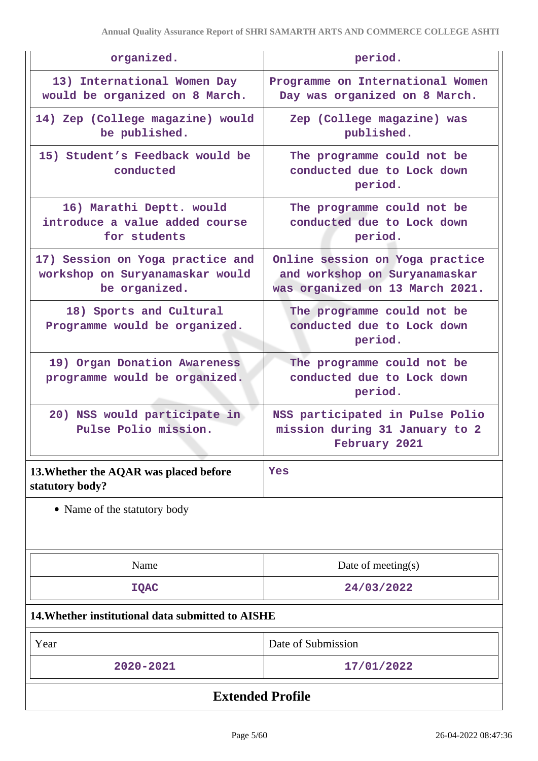| | |
|---|---|
| organized. | period. |
| 13) International Women Day would be organized on 8 March. | Programme on International Women Day was organized on 8 March. |
| 14) Zep (College magazine) would be published. | Zep (College magazine) was published. |
| 15) Student's Feedback would be conducted | The programme could not be conducted due to Lock down period. |
| 16) Marathi Deptt. would introduce a value added course for students | The programme could not be conducted due to Lock down period. |
| 17) Session on Yoga practice and workshop on Suryanamaskar would be organized. | Online session on Yoga practice and workshop on Suryanamaskar was organized on 13 March 2021. |
| 18) Sports and Cultural Programme would be organized. | The programme could not be conducted due to Lock down period. |
| 19) Organ Donation Awareness programme would be organized. | The programme could not be conducted due to Lock down period. |
| 20) NSS would participate in Pulse Polio mission. | NSS participated in Pulse Polio mission during 31 January to 2 February 2021 |

| | |
|---|---|
| **13.Whether the AQAR was placed before statutory body?** | Yes |

- Name of the statutory body

| Name | Date of meeting(s) |
|---|---|
| IQAC | 24/03/2022 |

**14.Whether institutional data submitted to AISHE**

| Year | Date of Submission |
|---|---|
| 2020-2021 | 17/01/2022 |

## Extended Profile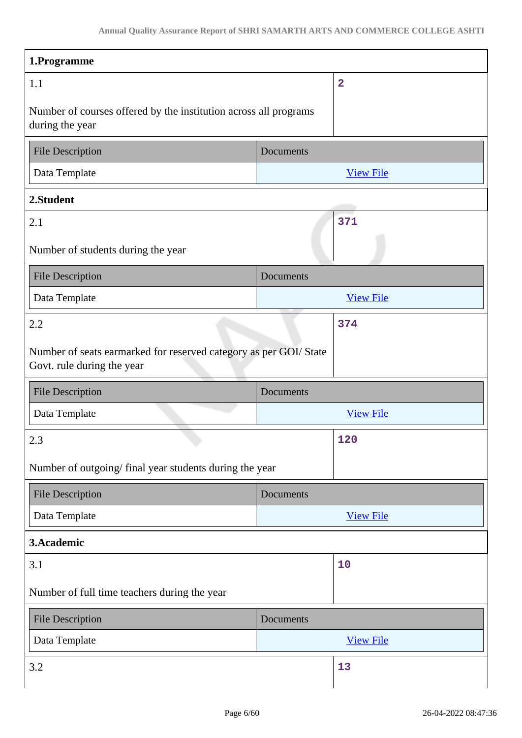## 1.Programme

| 1.1 | 2 |
|---|---|
| Number of courses offered by the institution across all programs during the year | |

| File Description | Documents |
|---|---|
| Data Template | View File |

## 2.Student

| 2.1 | 371 |
|---|---|
| Number of students during the year | |

| File Description | Documents |
|---|---|
| Data Template | View File |

| 2.2 | 374 |
|---|---|
| Number of seats earmarked for reserved category as per GOI/ State Govt. rule during the year | |

| File Description | Documents |
|---|---|
| Data Template | View File |

| 2.3 | 120 |
|---|---|
| Number of outgoing/ final year students during the year | |

| File Description | Documents |
|---|---|
| Data Template | View File |

## 3.Academic

| 3.1 | 10 |
|---|---|
| Number of full time teachers during the year | |

| File Description | Documents |
|---|---|
| Data Template | View File |

| 3.2 | 13 |
|---|---|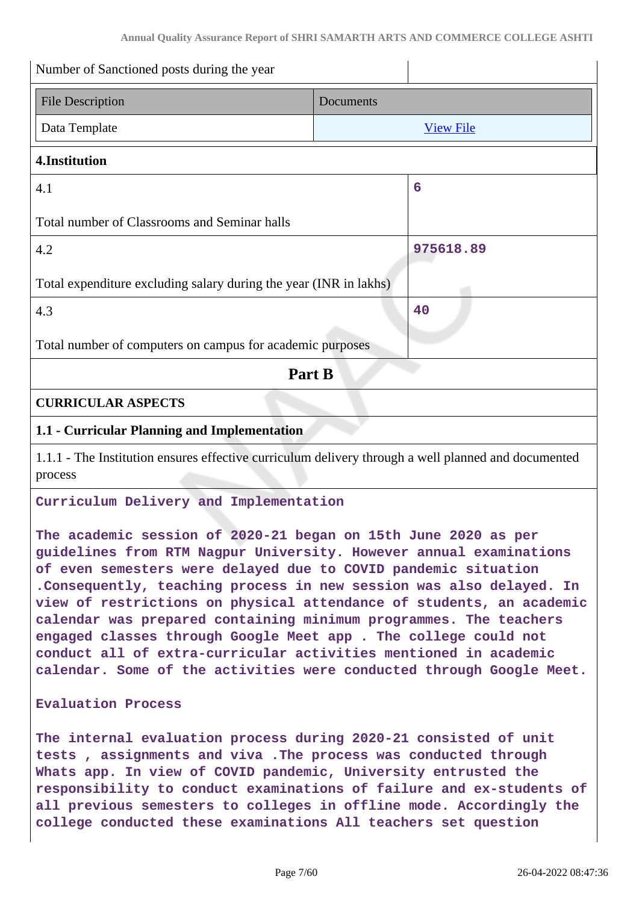| Number of Sanctioned posts during the year | |
|---|---|

| File Description | Documents |
|---|---|
| Data Template | View File |

**4.Institution**

| | |
|---|---|
| 4.1<br><br>Total number of Classrooms and Seminar halls | 6 |
| 4.2<br><br>Total expenditure excluding salary during the year (INR in lakhs) | 975618.89 |
| 4.3<br><br>Total number of computers on campus for academic purposes | 40 |

## Part B

### CURRICULAR ASPECTS

#### 1.1 - Curricular Planning and Implementation

1.1.1 - The Institution ensures effective curriculum delivery through a well planned and documented process

**Curriculum Delivery and Implementation**

The academic session of 2020-21 began on 15th June 2020 as per guidelines from RTM Nagpur University. However annual examinations of even semesters were delayed due to COVID pandemic situation .Consequently, teaching process in new session was also delayed. In view of restrictions on physical attendance of students, an academic calendar was prepared containing minimum programmes. The teachers engaged classes through Google Meet app . The college could not conduct all of extra-curricular activities mentioned in academic calendar. Some of the activities were conducted through Google Meet.

**Evaluation Process**

The internal evaluation process during 2020-21 consisted of unit tests , assignments and viva .The process was conducted through Whats app. In view of COVID pandemic, University entrusted the responsibility to conduct examinations of failure and ex-students of all previous semesters to colleges in offline mode. Accordingly the college conducted these examinations All teachers set question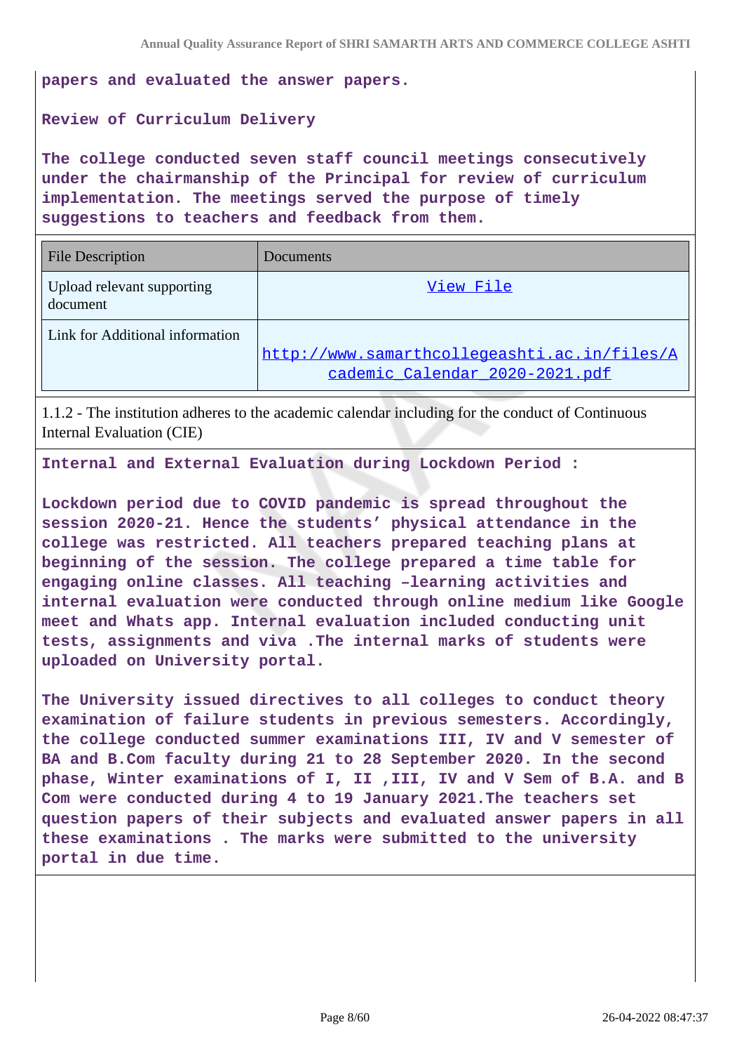**papers and evaluated the answer papers.**

**Review of Curriculum Delivery**

**The college conducted seven staff council meetings consecutively under the chairmanship of the Principal for review of curriculum implementation. The meetings served the purpose of timely suggestions to teachers and feedback from them.**

| File Description | Documents |
|---|---|
| Upload relevant supporting document | View File |
| Link for Additional information | http://www.samarthcollegeashti.ac.in/files/Academic_Calendar_2020-2021.pdf |

1.1.2 - The institution adheres to the academic calendar including for the conduct of Continuous Internal Evaluation (CIE)

**Internal and External Evaluation during Lockdown Period :**

**Lockdown period due to COVID pandemic is spread throughout the session 2020-21. Hence the students' physical attendance in the college was restricted. All teachers prepared teaching plans at beginning of the session. The college prepared a time table for engaging online classes. All teaching –learning activities and internal evaluation were conducted through online medium like Google meet and Whats app. Internal evaluation included conducting unit tests, assignments and viva .The internal marks of students were uploaded on University portal.**

**The University issued directives to all colleges to conduct theory examination of failure students in previous semesters. Accordingly, the college conducted summer examinations III, IV and V semester of BA and B.Com faculty during 21 to 28 September 2020. In the second phase, Winter examinations of I, II ,III, IV and V Sem of B.A. and B Com were conducted during 4 to 19 January 2021.The teachers set question papers of their subjects and evaluated answer papers in all these examinations . The marks were submitted to the university portal in due time.**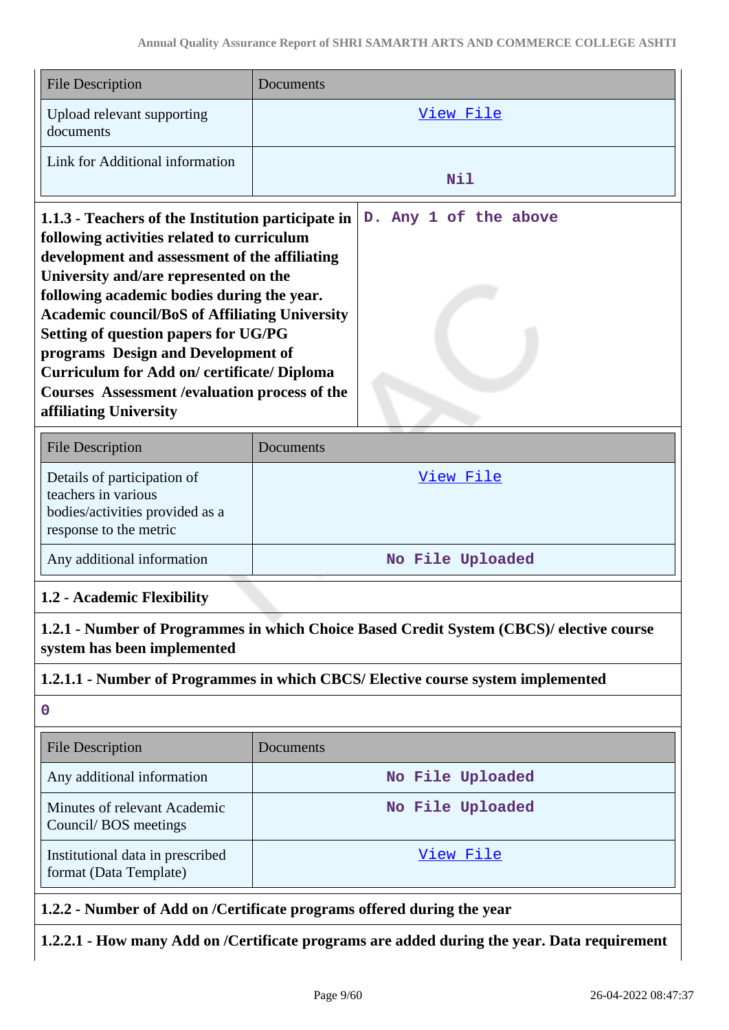| File Description | Documents |
| --- | --- |
| Upload relevant supporting documents | View File |
| Link for Additional information | Nil |

| **1.1.3 - Teachers of the Institution participate in following activities related to curriculum development and assessment of the affiliating University and/are represented on the following academic bodies during the year. Academic council/BoS of Affiliating University Setting of question papers for UG/PG programs Design and Development of Curriculum for Add on/ certificate/ Diploma Courses Assessment /evaluation process of the affiliating University** | D. Any 1 of the above |
| --- | --- |

| File Description | Documents |
| --- | --- |
| Details of participation of teachers in various bodies/activities provided as a response to the metric | View File |
| Any additional information | No File Uploaded |

## 1.2 - Academic Flexibility

**1.2.1 - Number of Programmes in which Choice Based Credit System (CBCS)/ elective course system has been implemented**

**1.2.1.1 - Number of Programmes in which CBCS/ Elective course system implemented**

0

| File Description | Documents |
| --- | --- |
| Any additional information | No File Uploaded |
| Minutes of relevant Academic Council/ BOS meetings | No File Uploaded |
| Institutional data in prescribed format (Data Template) | View File |

**1.2.2 - Number of Add on /Certificate programs offered during the year**

**1.2.2.1 - How many Add on /Certificate programs are added during the year. Data requirement**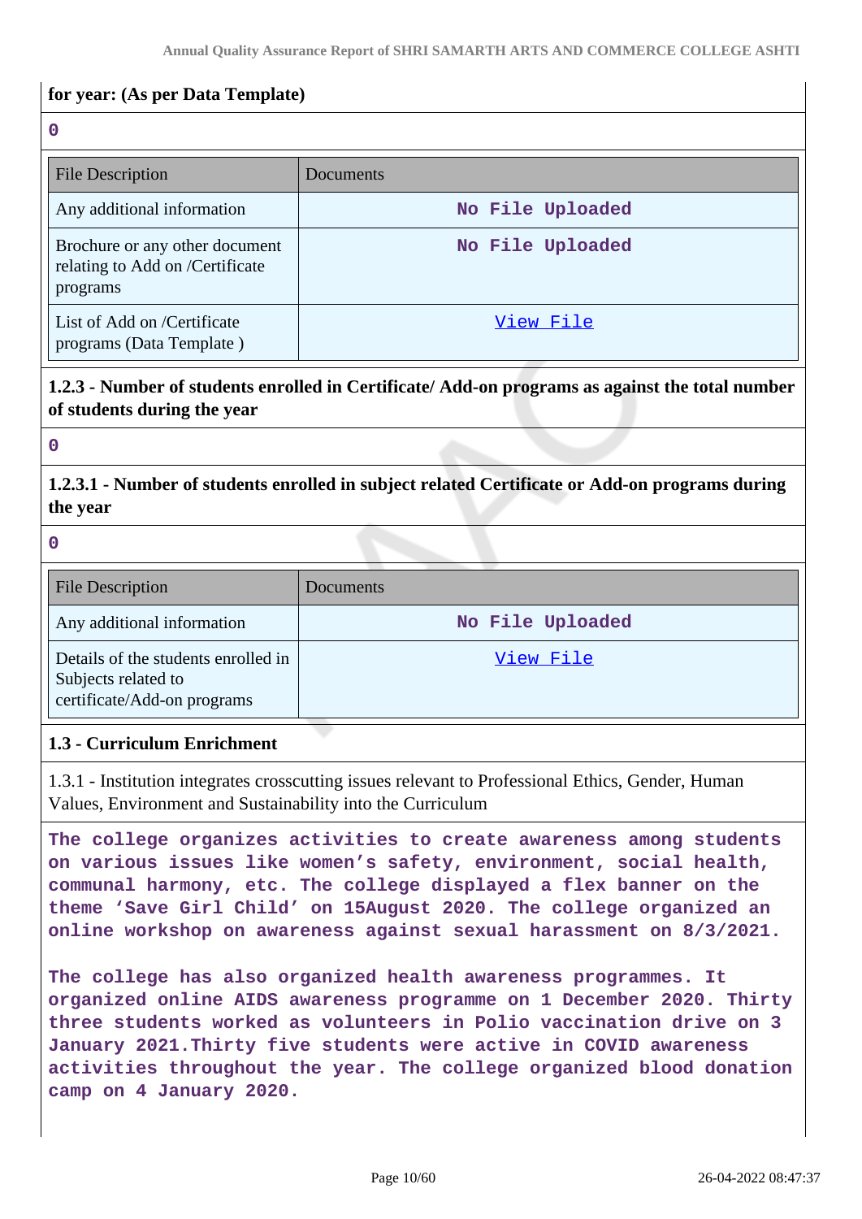**for year: (As per Data Template)**

**0**

| File Description | Documents |
|---|---|
| Any additional information | No File Uploaded |
| Brochure or any other document relating to Add on /Certificate programs | No File Uploaded |
| List of Add on /Certificate programs (Data Template ) | [View File]() |

**1.2.3 - Number of students enrolled in Certificate/ Add-on programs as against the total number of students during the year**

**0**

**1.2.3.1 - Number of students enrolled in subject related Certificate or Add-on programs during the year**

**0**

| File Description | Documents |
|---|---|
| Any additional information | No File Uploaded |
| Details of the students enrolled in Subjects related to certificate/Add-on programs | [View File]() |

**1.3 - Curriculum Enrichment**

1.3.1 - Institution integrates crosscutting issues relevant to Professional Ethics, Gender, Human Values, Environment and Sustainability into the Curriculum

**The college organizes activities to create awareness among students on various issues like women's safety, environment, social health, communal harmony, etc. The college displayed a flex banner on the theme 'Save Girl Child' on 15August 2020. The college organized an online workshop on awareness against sexual harassment on 8/3/2021.**

**The college has also organized health awareness programmes. It organized online AIDS awareness programme on 1 December 2020. Thirty three students worked as volunteers in Polio vaccination drive on 3 January 2021.Thirty five students were active in COVID awareness activities throughout the year. The college organized blood donation camp on 4 January 2020.**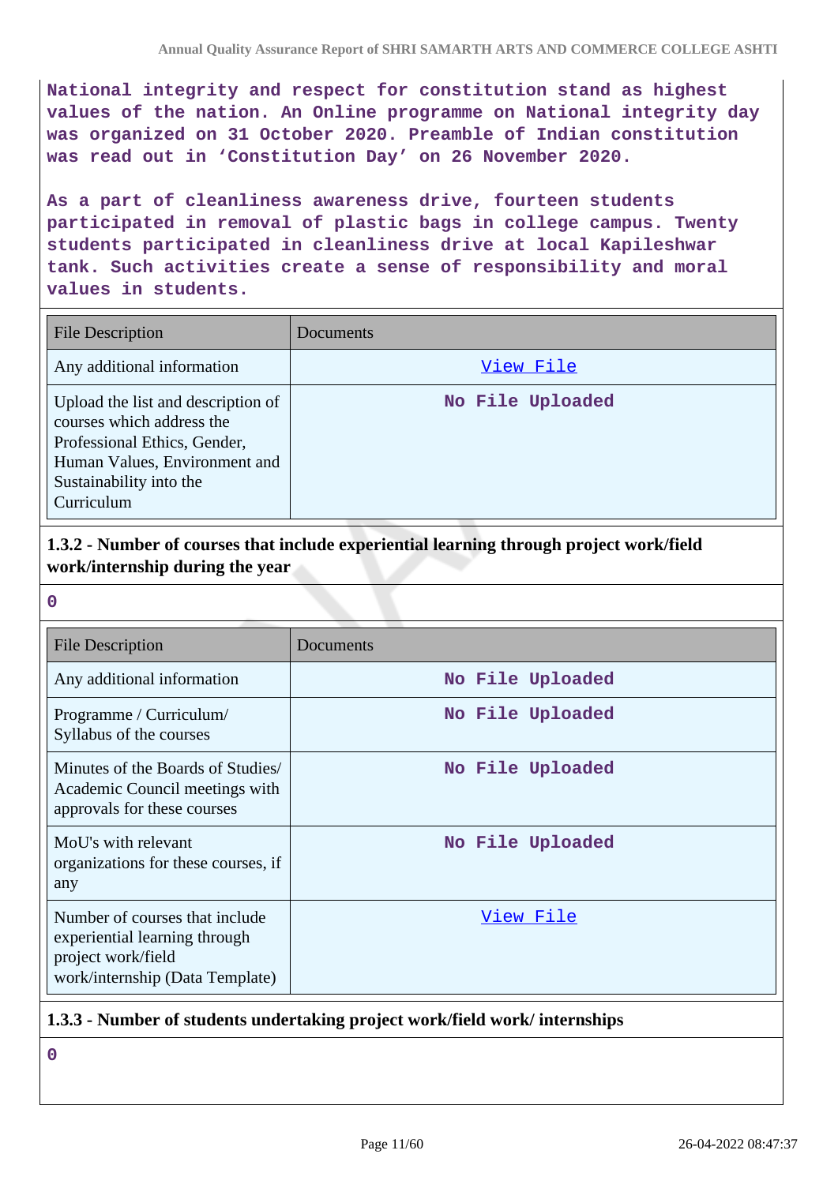National integrity and respect for constitution stand as highest values of the nation. An Online programme on National integrity day was organized on 31 October 2020. Preamble of Indian constitution was read out in 'Constitution Day' on 26 November 2020.

As a part of cleanliness awareness drive, fourteen students participated in removal of plastic bags in college campus. Twenty students participated in cleanliness drive at local Kapileshwar tank. Such activities create a sense of responsibility and moral values in students.

| File Description | Documents |
| --- | --- |
| Any additional information | View File |
| Upload the list and description of courses which address the Professional Ethics, Gender, Human Values, Environment and Sustainability into the Curriculum | No File Uploaded |

### 1.3.2 - Number of courses that include experiential learning through project work/field work/internship during the year

0

| File Description | Documents |
| --- | --- |
| Any additional information | No File Uploaded |
| Programme / Curriculum/ Syllabus of the courses | No File Uploaded |
| Minutes of the Boards of Studies/ Academic Council meetings with approvals for these courses | No File Uploaded |
| MoU's with relevant organizations for these courses, if any | No File Uploaded |
| Number of courses that include experiential learning through project work/field work/internship (Data Template) | View File |

### 1.3.3 - Number of students undertaking project work/field work/ internships

0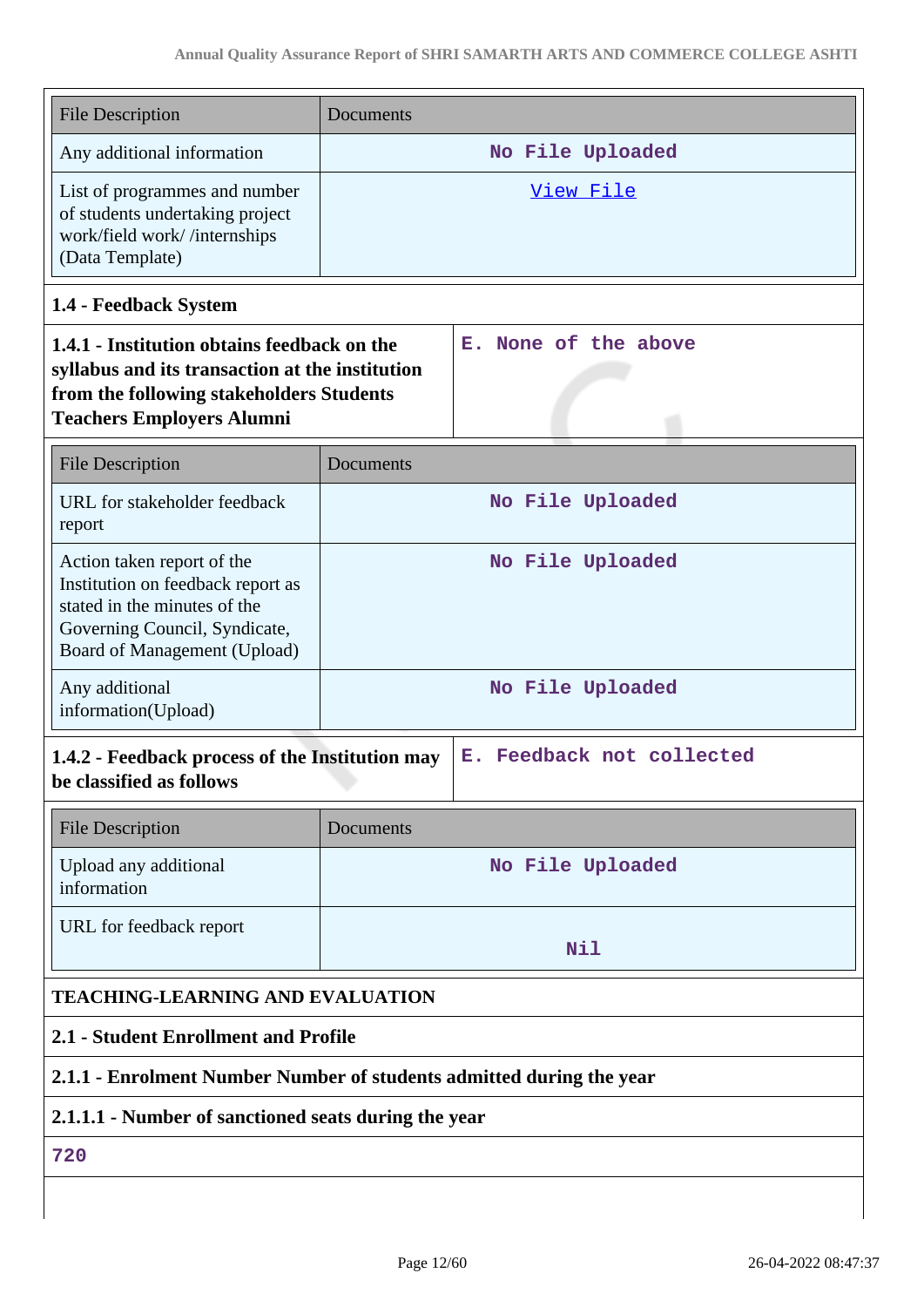| File Description | Documents |
|---|---|
| Any additional information | No File Uploaded |
| List of programmes and number of students undertaking project work/field work/ /internships (Data Template) | View File |

### 1.4 - Feedback System

| **1.4.1 - Institution obtains feedback on the syllabus and its transaction at the institution from the following stakeholders Students Teachers Employers Alumni** | E. None of the above |
|---|---|

| File Description | Documents |
|---|---|
| URL for stakeholder feedback report | No File Uploaded |
| Action taken report of the Institution on feedback report as stated in the minutes of the Governing Council, Syndicate, Board of Management (Upload) | No File Uploaded |
| Any additional information(Upload) | No File Uploaded |

| **1.4.2 - Feedback process of the Institution may be classified as follows** | E. Feedback not collected |
|---|---|

| File Description | Documents |
|---|---|
| Upload any additional information | No File Uploaded |
| URL for feedback report | Nil |

## TEACHING-LEARNING AND EVALUATION

### 2.1 - Student Enrollment and Profile

**2.1.1 - Enrolment Number Number of students admitted during the year**

**2.1.1.1 - Number of sanctioned seats during the year**

720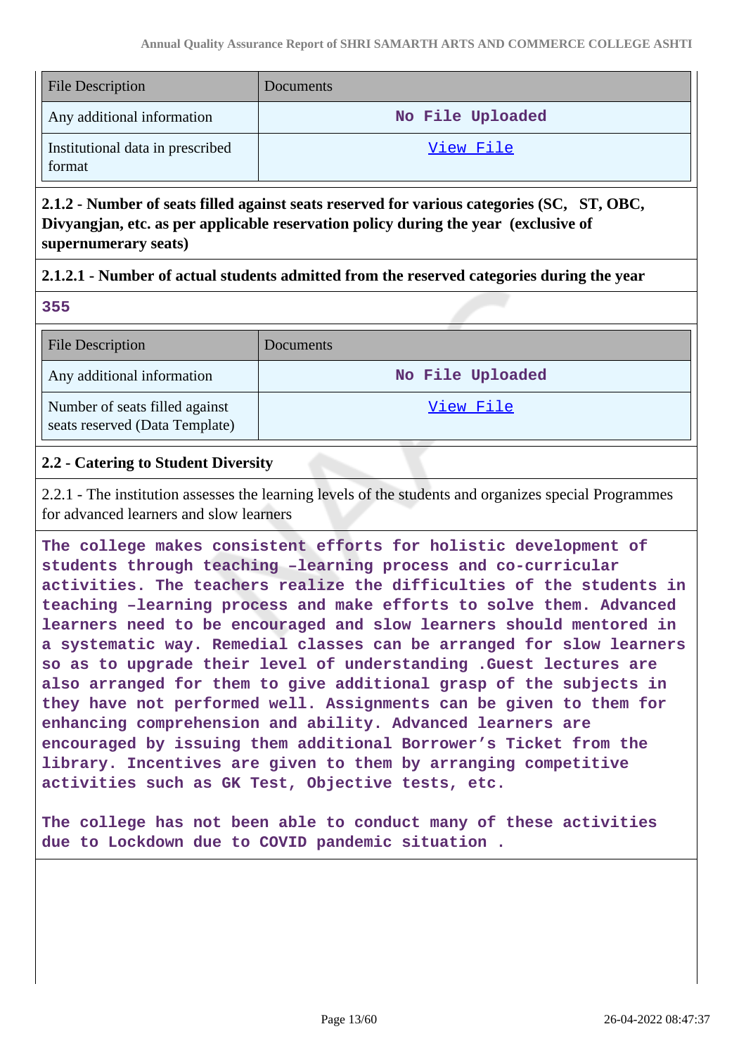| File Description | Documents |
| --- | --- |
| Any additional information | No File Uploaded |
| Institutional data in prescribed format | View File |

**2.1.2 - Number of seats filled against seats reserved for various categories (SC, ST, OBC, Divyangjan, etc. as per applicable reservation policy during the year (exclusive of supernumerary seats)**

**2.1.2.1 - Number of actual students admitted from the reserved categories during the year**

**355**

| File Description | Documents |
| --- | --- |
| Any additional information | No File Uploaded |
| Number of seats filled against seats reserved (Data Template) | View File |

**2.2 - Catering to Student Diversity**

2.2.1 - The institution assesses the learning levels of the students and organizes special Programmes for advanced learners and slow learners

**The college makes consistent efforts for holistic development of students through teaching –learning process and co-curricular activities. The teachers realize the difficulties of the students in teaching –learning process and make efforts to solve them. Advanced learners need to be encouraged and slow learners should mentored in a systematic way. Remedial classes can be arranged for slow learners so as to upgrade their level of understanding .Guest lectures are also arranged for them to give additional grasp of the subjects in they have not performed well. Assignments can be given to them for enhancing comprehension and ability. Advanced learners are encouraged by issuing them additional Borrower's Ticket from the library. Incentives are given to them by arranging competitive activities such as GK Test, Objective tests, etc.**

**The college has not been able to conduct many of these activities due to Lockdown due to COVID pandemic situation .**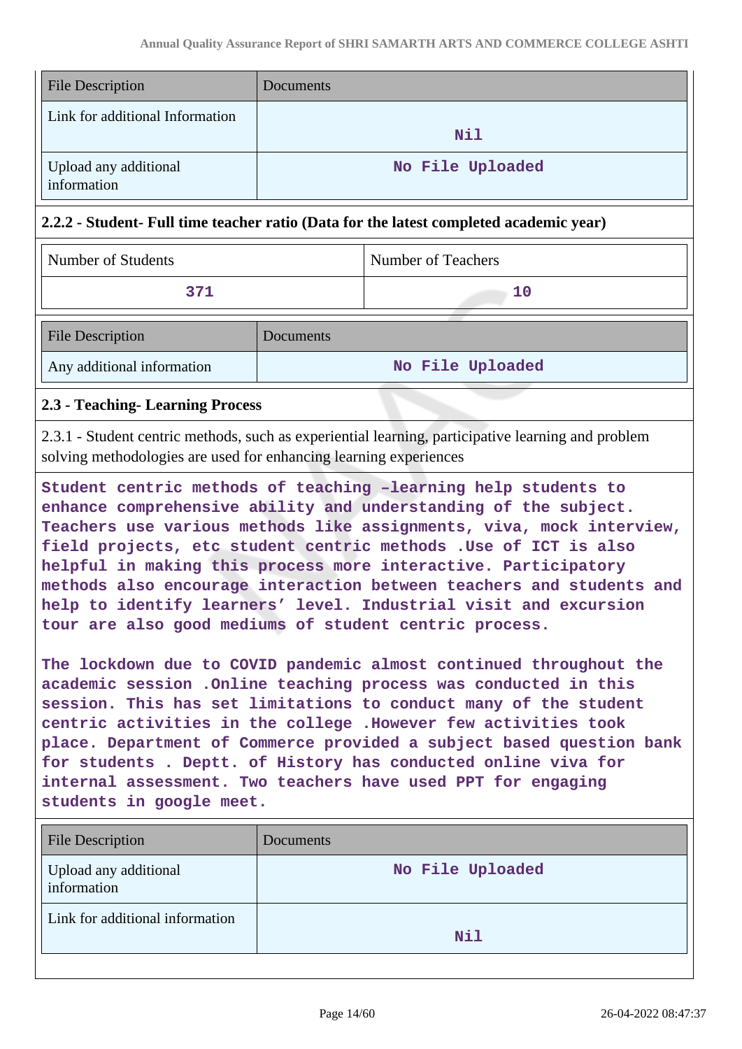| File Description | Documents |
| --- | --- |
| Link for additional Information | Nil |
| Upload any additional information | No File Uploaded |

### 2.2.2 - Student- Full time teacher ratio (Data for the latest completed academic year)

| Number of Students | Number of Teachers |
| --- | --- |
| 371 | 10 |

| File Description | Documents |
| --- | --- |
| Any additional information | No File Uploaded |

### 2.3 - Teaching- Learning Process

2.3.1 - Student centric methods, such as experiential learning, participative learning and problem solving methodologies are used for enhancing learning experiences

Student centric methods of teaching –learning help students to enhance comprehensive ability and understanding of the subject. Teachers use various methods like assignments, viva, mock interview, field projects, etc student centric methods .Use of ICT is also helpful in making this process more interactive. Participatory methods also encourage interaction between teachers and students and help to identify learners' level. Industrial visit and excursion tour are also good mediums of student centric process.

The lockdown due to COVID pandemic almost continued throughout the academic session .Online teaching process was conducted in this session. This has set limitations to conduct many of the student centric activities in the college .However few activities took place. Department of Commerce provided a subject based question bank for students . Deptt. of History has conducted online viva for internal assessment. Two teachers have used PPT for engaging students in google meet.

| File Description | Documents |
| --- | --- |
| Upload any additional information | No File Uploaded |
| Link for additional information | Nil |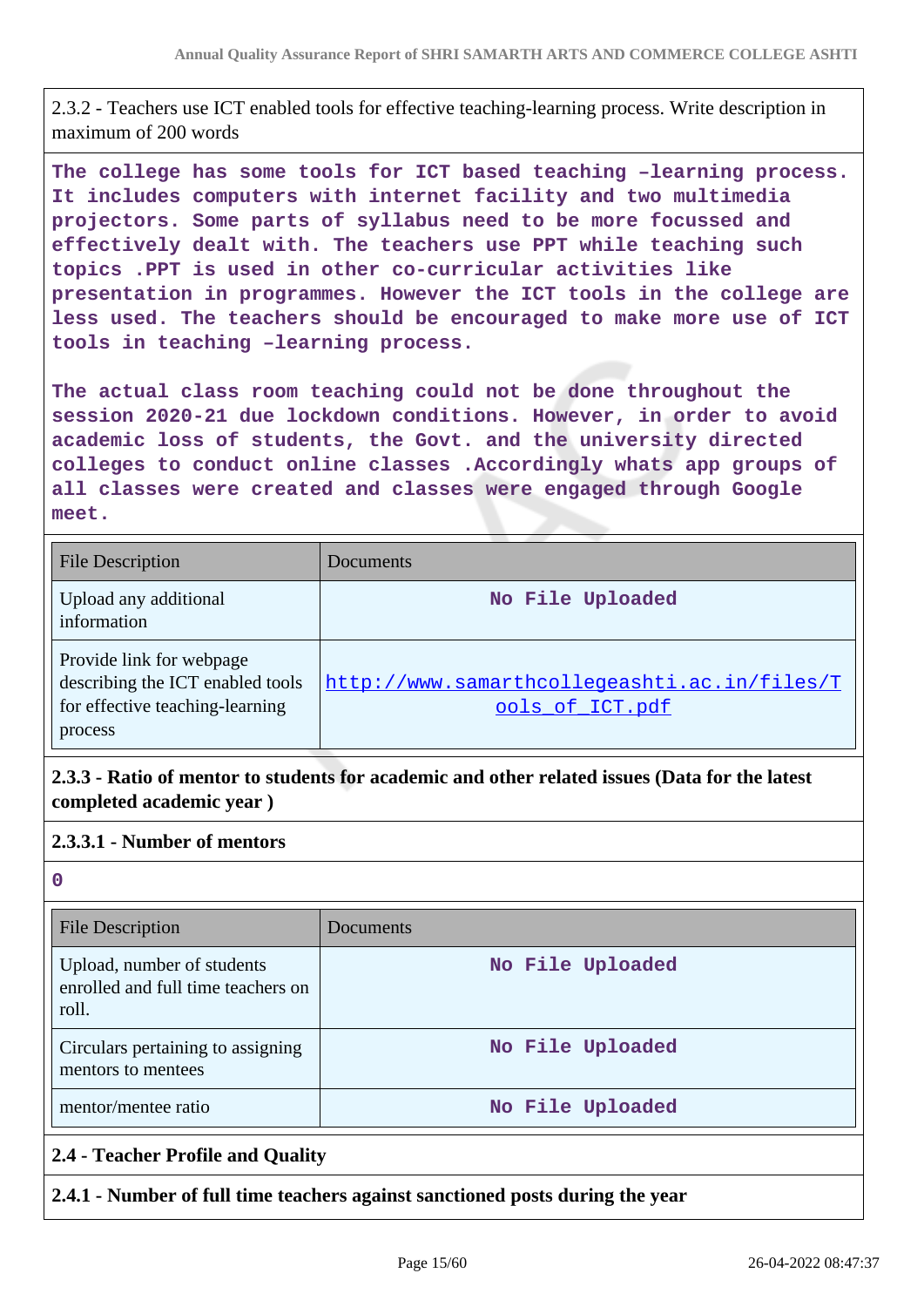2.3.2 - Teachers use ICT enabled tools for effective teaching-learning process. Write description in maximum of 200 words

**The college has some tools for ICT based teaching –learning process. It includes computers with internet facility and two multimedia projectors. Some parts of syllabus need to be more focussed and effectively dealt with. The teachers use PPT while teaching such topics .PPT is used in other co-curricular activities like presentation in programmes. However the ICT tools in the college are less used. The teachers should be encouraged to make more use of ICT tools in teaching –learning process.**

**The actual class room teaching could not be done throughout the session 2020-21 due lockdown conditions. However, in order to avoid academic loss of students, the Govt. and the university directed colleges to conduct online classes .Accordingly whats app groups of all classes were created and classes were engaged through Google meet.**

| File Description | Documents |
| --- | --- |
| Upload any additional information | No File Uploaded |
| Provide link for webpage describing the ICT enabled tools for effective teaching-learning process | http://www.samarthcollegeashti.ac.in/files/Tools_of_ICT.pdf |

**2.3.3 - Ratio of mentor to students for academic and other related issues (Data for the latest completed academic year )**

**2.3.3.1 - Number of mentors**

**0**

| File Description | Documents |
| --- | --- |
| Upload, number of students enrolled and full time teachers on roll. | No File Uploaded |
| Circulars pertaining to assigning mentors to mentees | No File Uploaded |
| mentor/mentee ratio | No File Uploaded |

**2.4 - Teacher Profile and Quality**

**2.4.1 - Number of full time teachers against sanctioned posts during the year**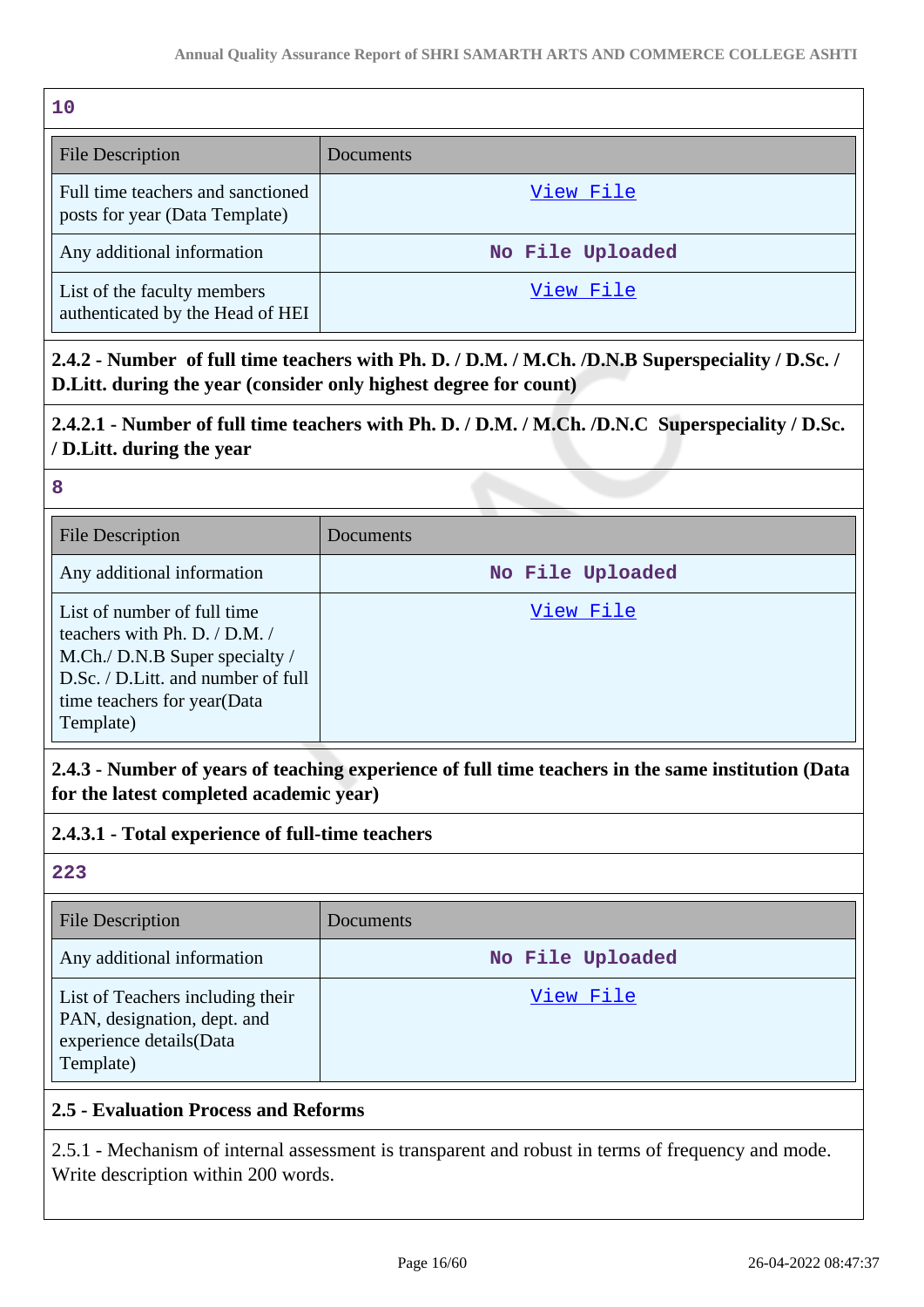**10**

| File Description | Documents |
|---|---|
| Full time teachers and sanctioned posts for year (Data Template) | View File |
| Any additional information | No File Uploaded |
| List of the faculty members authenticated by the Head of HEI | View File |

**2.4.2 - Number of full time teachers with Ph. D. / D.M. / M.Ch. /D.N.B Superspeciality / D.Sc. / D.Litt. during the year (consider only highest degree for count)**

**2.4.2.1 - Number of full time teachers with Ph. D. / D.M. / M.Ch. /D.N.C Superspeciality / D.Sc. / D.Litt. during the year**

**8**

| File Description | Documents |
|---|---|
| Any additional information | No File Uploaded |
| List of number of full time teachers with Ph. D. / D.M. / M.Ch./ D.N.B Super specialty / D.Sc. / D.Litt. and number of full time teachers for year(Data Template) | View File |

**2.4.3 - Number of years of teaching experience of full time teachers in the same institution (Data for the latest completed academic year)**

**2.4.3.1 - Total experience of full-time teachers**

**223**

| File Description | Documents |
|---|---|
| Any additional information | No File Uploaded |
| List of Teachers including their PAN, designation, dept. and experience details(Data Template) | View File |

**2.5 - Evaluation Process and Reforms**

2.5.1 - Mechanism of internal assessment is transparent and robust in terms of frequency and mode. Write description within 200 words.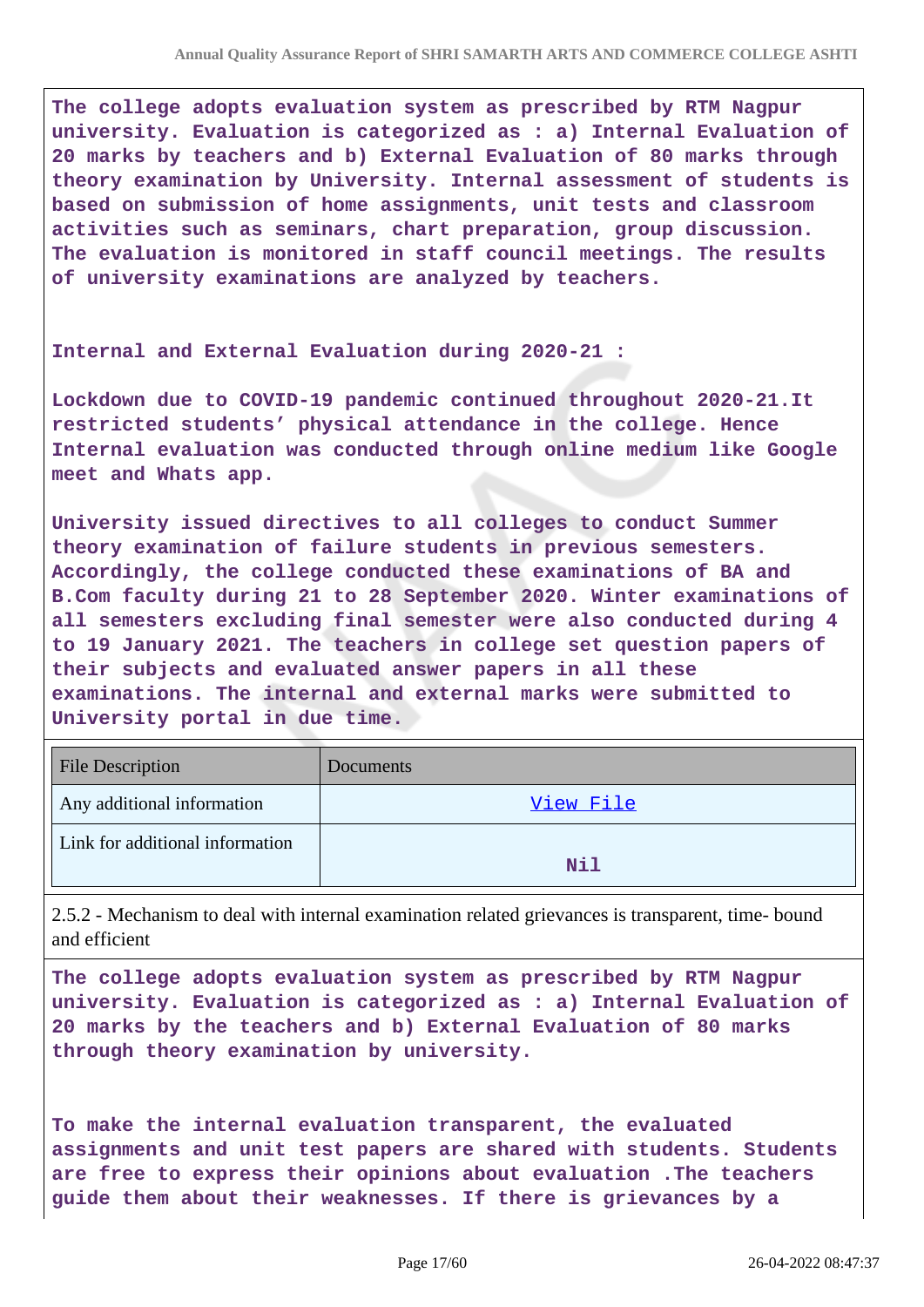**The college adopts evaluation system as prescribed by RTM Nagpur university. Evaluation is categorized as : a) Internal Evaluation of 20 marks by teachers and b) External Evaluation of 80 marks through theory examination by University. Internal assessment of students is based on submission of home assignments, unit tests and classroom activities such as seminars, chart preparation, group discussion. The evaluation is monitored in staff council meetings. The results of university examinations are analyzed by teachers.**

**Internal and External Evaluation during 2020-21 :**

**Lockdown due to COVID-19 pandemic continued throughout 2020-21.It restricted students' physical attendance in the college. Hence Internal evaluation was conducted through online medium like Google meet and Whats app.**

**University issued directives to all colleges to conduct Summer theory examination of failure students in previous semesters. Accordingly, the college conducted these examinations of BA and B.Com faculty during 21 to 28 September 2020. Winter examinations of all semesters excluding final semester were also conducted during 4 to 19 January 2021. The teachers in college set question papers of their subjects and evaluated answer papers in all these examinations. The internal and external marks were submitted to University portal in due time.**

| File Description | Documents |
|---|---|
| Any additional information | View File |
| Link for additional information | Nil |

2.5.2 - Mechanism to deal with internal examination related grievances is transparent, time- bound and efficient

**The college adopts evaluation system as prescribed by RTM Nagpur university. Evaluation is categorized as : a) Internal Evaluation of 20 marks by the teachers and b) External Evaluation of 80 marks through theory examination by university.**

**To make the internal evaluation transparent, the evaluated assignments and unit test papers are shared with students. Students are free to express their opinions about evaluation .The teachers guide them about their weaknesses. If there is grievances by a**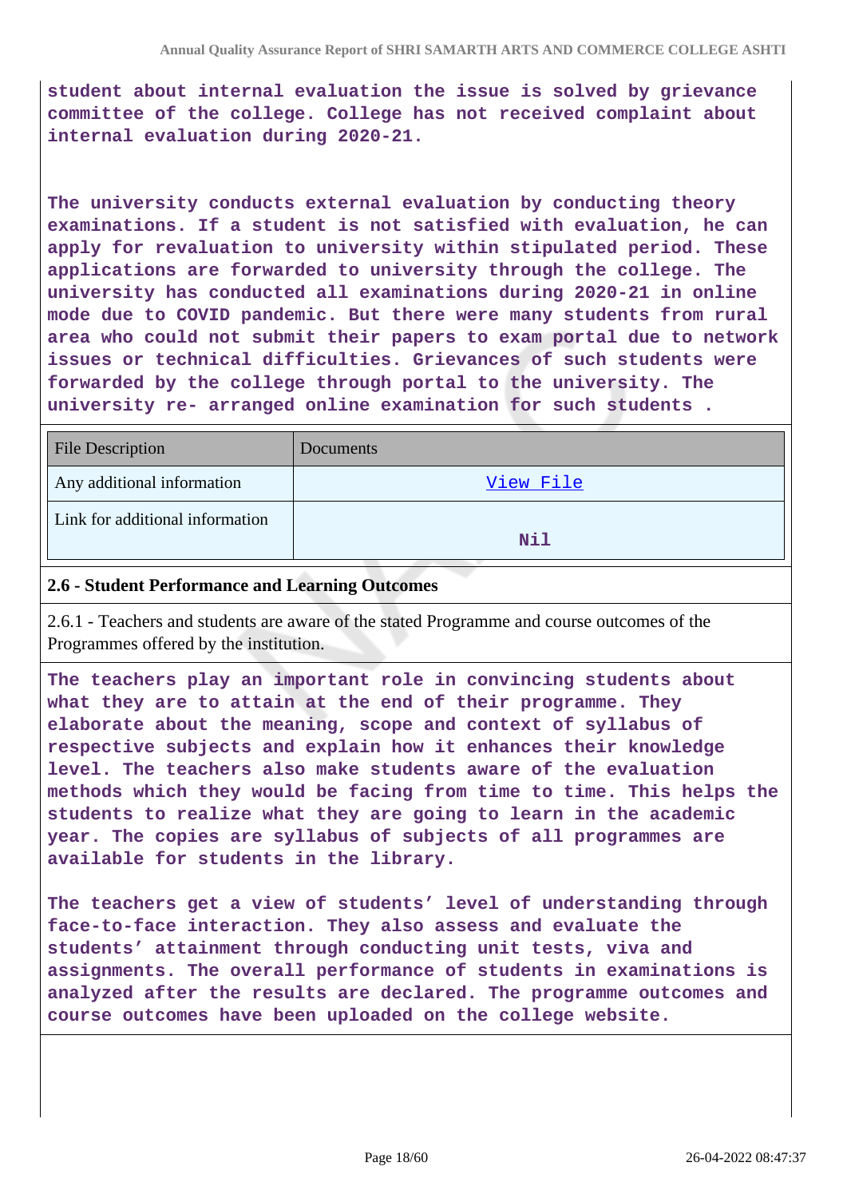**student about internal evaluation the issue is solved by grievance committee of the college. College has not received complaint about internal evaluation during 2020-21.**

**The university conducts external evaluation by conducting theory examinations. If a student is not satisfied with evaluation, he can apply for revaluation to university within stipulated period. These applications are forwarded to university through the college. The university has conducted all examinations during 2020-21 in online mode due to COVID pandemic. But there were many students from rural area who could not submit their papers to exam portal due to network issues or technical difficulties. Grievances of such students were forwarded by the college through portal to the university. The university re- arranged online examination for such students .**

| File Description | Documents |
|---|---|
| Any additional information | View File |
| Link for additional information | Nil |

### 2.6 - Student Performance and Learning Outcomes

2.6.1 - Teachers and students are aware of the stated Programme and course outcomes of the Programmes offered by the institution.

**The teachers play an important role in convincing students about what they are to attain at the end of their programme. They elaborate about the meaning, scope and context of syllabus of respective subjects and explain how it enhances their knowledge level. The teachers also make students aware of the evaluation methods which they would be facing from time to time. This helps the students to realize what they are going to learn in the academic year. The copies are syllabus of subjects of all programmes are available for students in the library.**

**The teachers get a view of students' level of understanding through face-to-face interaction. They also assess and evaluate the students' attainment through conducting unit tests, viva and assignments. The overall performance of students in examinations is analyzed after the results are declared. The programme outcomes and course outcomes have been uploaded on the college website.**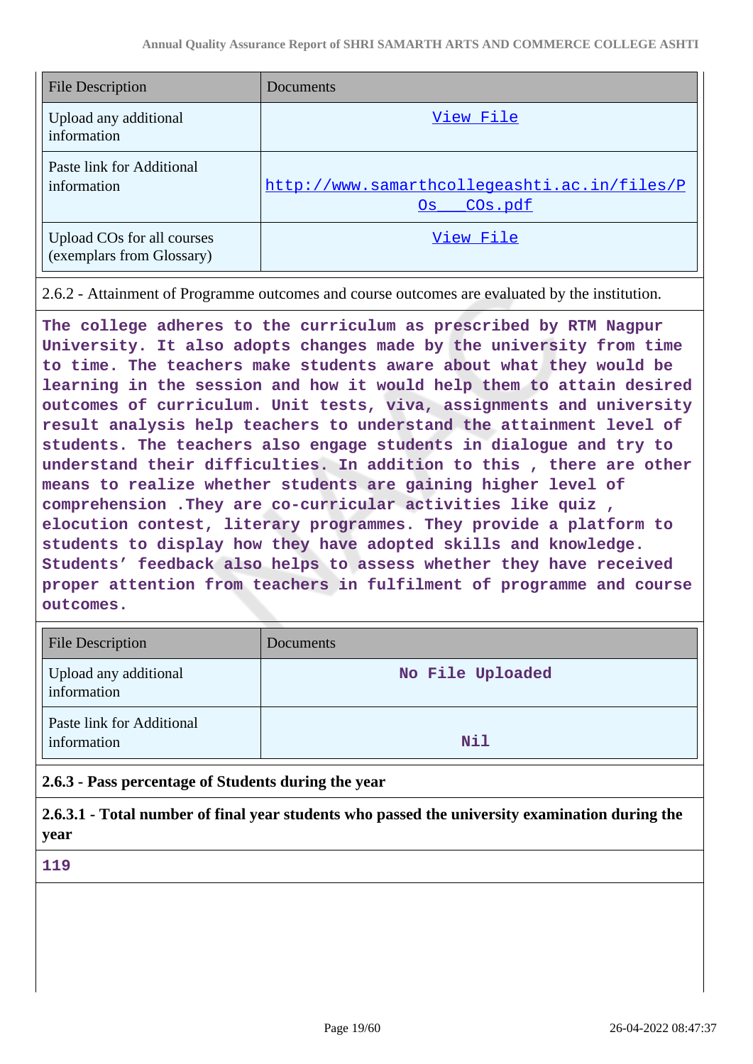| File Description | Documents |
| --- | --- |
| Upload any additional information | View File |
| Paste link for Additional information | http://www.samarthcollegeashti.ac.in/files/POs___COs.pdf |
| Upload COs for all courses (exemplars from Glossary) | View File |

2.6.2 - Attainment of Programme outcomes and course outcomes are evaluated by the institution.

The college adheres to the curriculum as prescribed by RTM Nagpur University. It also adopts changes made by the university from time to time. The teachers make students aware about what they would be learning in the session and how it would help them to attain desired outcomes of curriculum. Unit tests, viva, assignments and university result analysis help teachers to understand the attainment level of students. The teachers also engage students in dialogue and try to understand their difficulties. In addition to this , there are other means to realize whether students are gaining higher level of comprehension .They are co-curricular activities like quiz , elocution contest, literary programmes. They provide a platform to students to display how they have adopted skills and knowledge. Students' feedback also helps to assess whether they have received proper attention from teachers in fulfilment of programme and course outcomes.

| File Description | Documents |
| --- | --- |
| Upload any additional information | No File Uploaded |
| Paste link for Additional information | Nil |

**2.6.3 - Pass percentage of Students during the year**

**2.6.3.1 - Total number of final year students who passed the university examination during the year**

119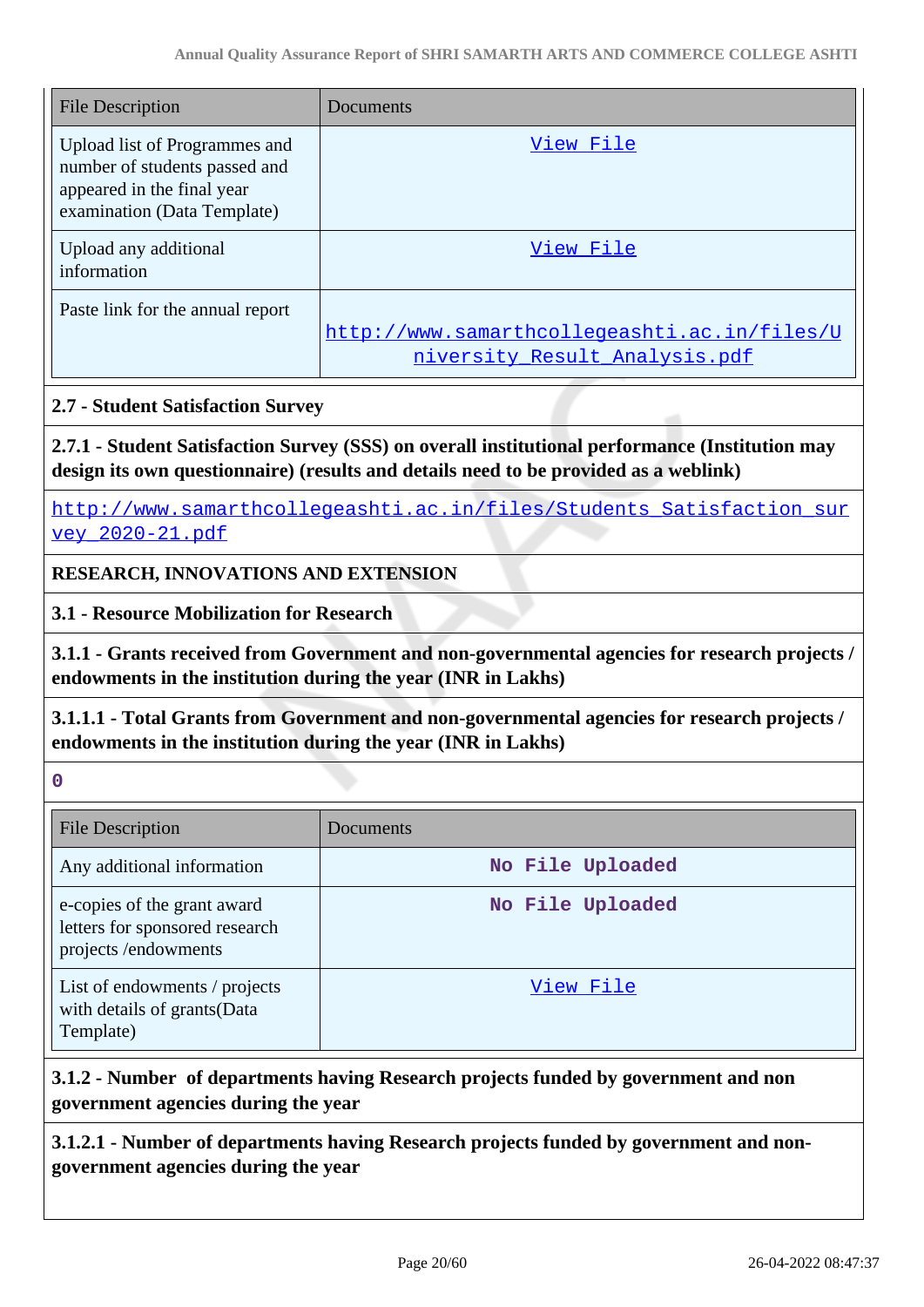| File Description | Documents |
|---|---|
| Upload list of Programmes and number of students passed and appeared in the final year examination (Data Template) | View File |
| Upload any additional information | View File |
| Paste link for the annual report | http://www.samarthcollegeashti.ac.in/files/University_Result_Analysis.pdf |

**2.7 - Student Satisfaction Survey**

**2.7.1 - Student Satisfaction Survey (SSS) on overall institutional performance (Institution may design its own questionnaire) (results and details need to be provided as a weblink)**

http://www.samarthcollegeashti.ac.in/files/Students_Satisfaction_survey_2020-21.pdf

**RESEARCH, INNOVATIONS AND EXTENSION**

**3.1 - Resource Mobilization for Research**

**3.1.1 - Grants received from Government and non-governmental agencies for research projects / endowments in the institution during the year (INR in Lakhs)**

**3.1.1.1 - Total Grants from Government and non-governmental agencies for research projects / endowments in the institution during the year (INR in Lakhs)**

0

| File Description | Documents |
|---|---|
| Any additional information | No File Uploaded |
| e-copies of the grant award letters for sponsored research projects /endowments | No File Uploaded |
| List of endowments / projects with details of grants(Data Template) | View File |

**3.1.2 - Number of departments having Research projects funded by government and non government agencies during the year**

**3.1.2.1 - Number of departments having Research projects funded by government and non-government agencies during the year**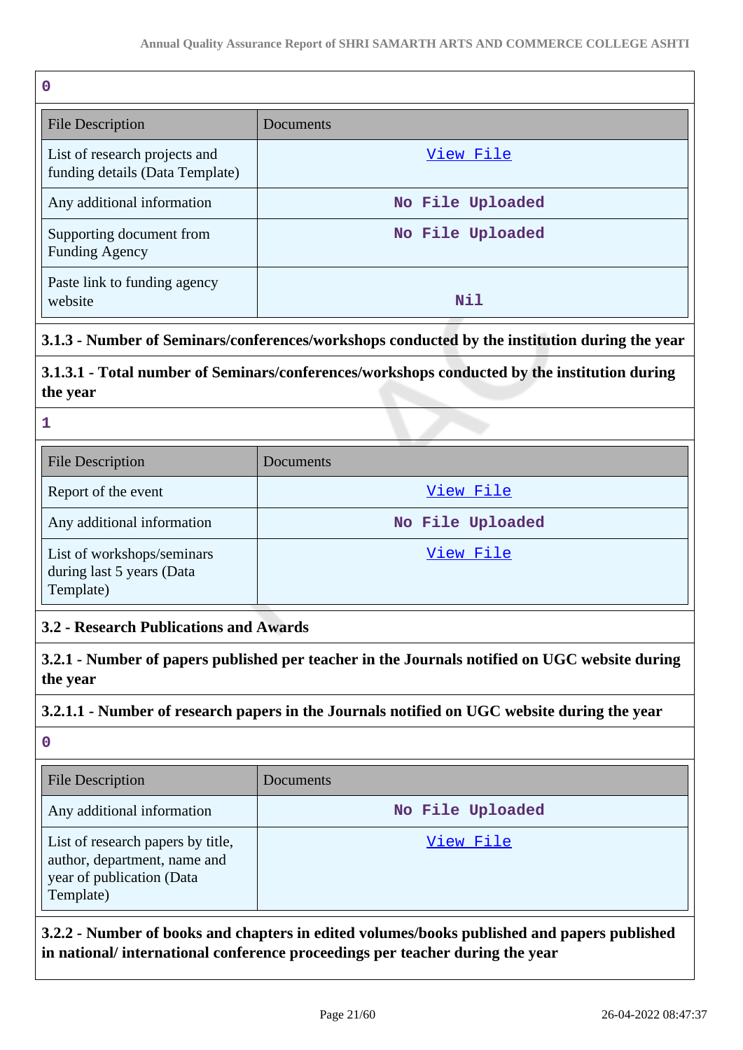**0**

| File Description | Documents |
|---|---|
| List of research projects and funding details (Data Template) | View File |
| Any additional information | No File Uploaded |
| Supporting document from Funding Agency | No File Uploaded |
| Paste link to funding agency website | Nil |

**3.1.3 - Number of Seminars/conferences/workshops conducted by the institution during the year**

**3.1.3.1 - Total number of Seminars/conferences/workshops conducted by the institution during the year**

**1**

| File Description | Documents |
|---|---|
| Report of the event | View File |
| Any additional information | No File Uploaded |
| List of workshops/seminars during last 5 years (Data Template) | View File |

**3.2 - Research Publications and Awards**

**3.2.1 - Number of papers published per teacher in the Journals notified on UGC website during the year**

**3.2.1.1 - Number of research papers in the Journals notified on UGC website during the year**

**0**

| File Description | Documents |
|---|---|
| Any additional information | No File Uploaded |
| List of research papers by title, author, department, name and year of publication (Data Template) | View File |

**3.2.2 - Number of books and chapters in edited volumes/books published and papers published in national/ international conference proceedings per teacher during the year**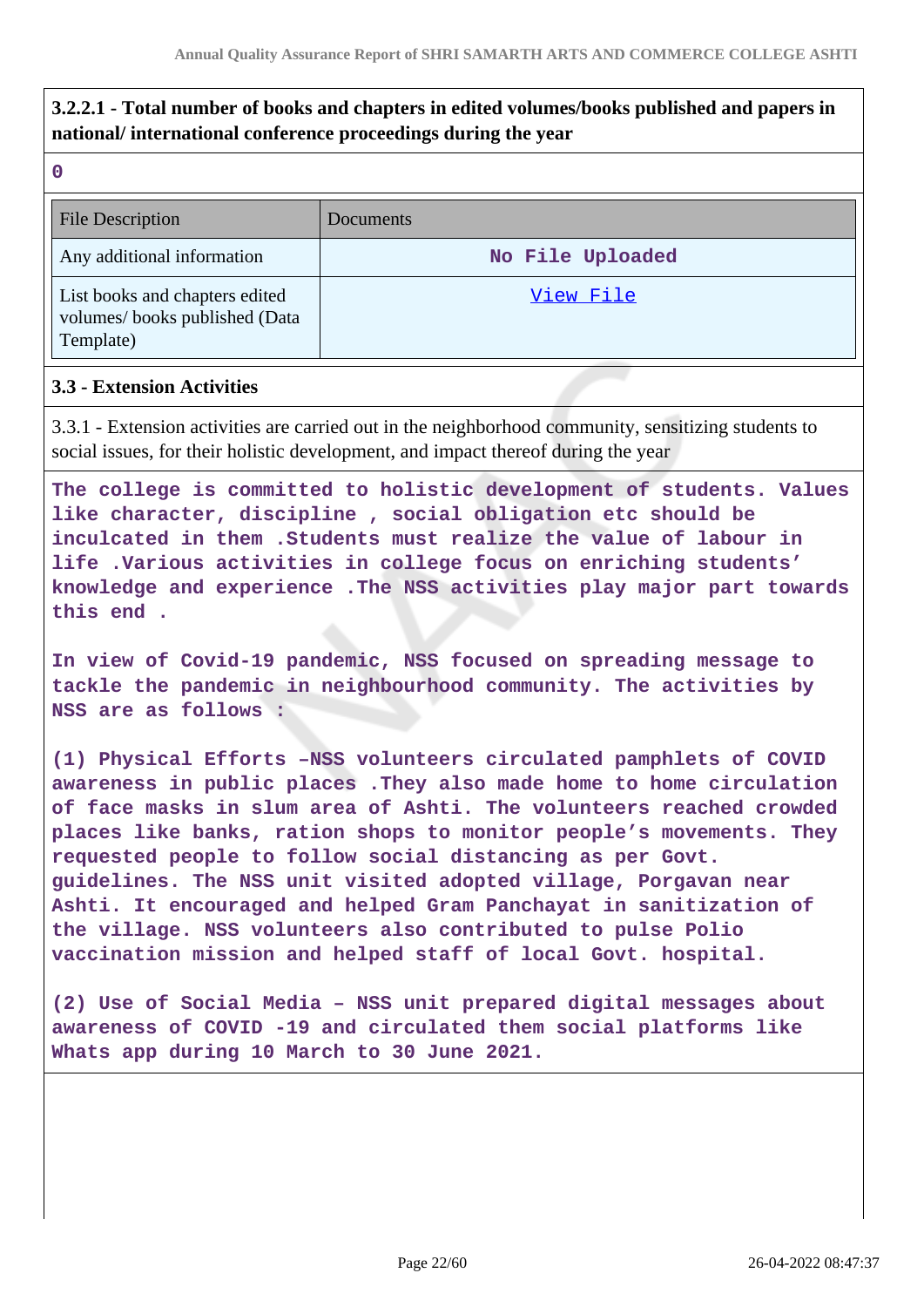**3.2.2.1 - Total number of books and chapters in edited volumes/books published and papers in national/ international conference proceedings during the year**

0

| File Description | Documents |
|---|---|
| Any additional information | No File Uploaded |
| List books and chapters edited volumes/ books published (Data Template) | View File |

**3.3 - Extension Activities**

3.3.1 - Extension activities are carried out in the neighborhood community, sensitizing students to social issues, for their holistic development, and impact thereof during the year

The college is committed to holistic development of students. Values like character, discipline , social obligation etc should be inculcated in them .Students must realize the value of labour in life .Various activities in college focus on enriching students' knowledge and experience .The NSS activities play major part towards this end .

In view of Covid-19 pandemic, NSS focused on spreading message to tackle the pandemic in neighbourhood community. The activities by NSS are as follows :

(1) Physical Efforts –NSS volunteers circulated pamphlets of COVID awareness in public places .They also made home to home circulation of face masks in slum area of Ashti. The volunteers reached crowded places like banks, ration shops to monitor people's movements. They requested people to follow social distancing as per Govt. guidelines. The NSS unit visited adopted village, Porgavan near Ashti. It encouraged and helped Gram Panchayat in sanitization of the village. NSS volunteers also contributed to pulse Polio vaccination mission and helped staff of local Govt. hospital.

(2) Use of Social Media – NSS unit prepared digital messages about awareness of COVID -19 and circulated them social platforms like Whats app during 10 March to 30 June 2021.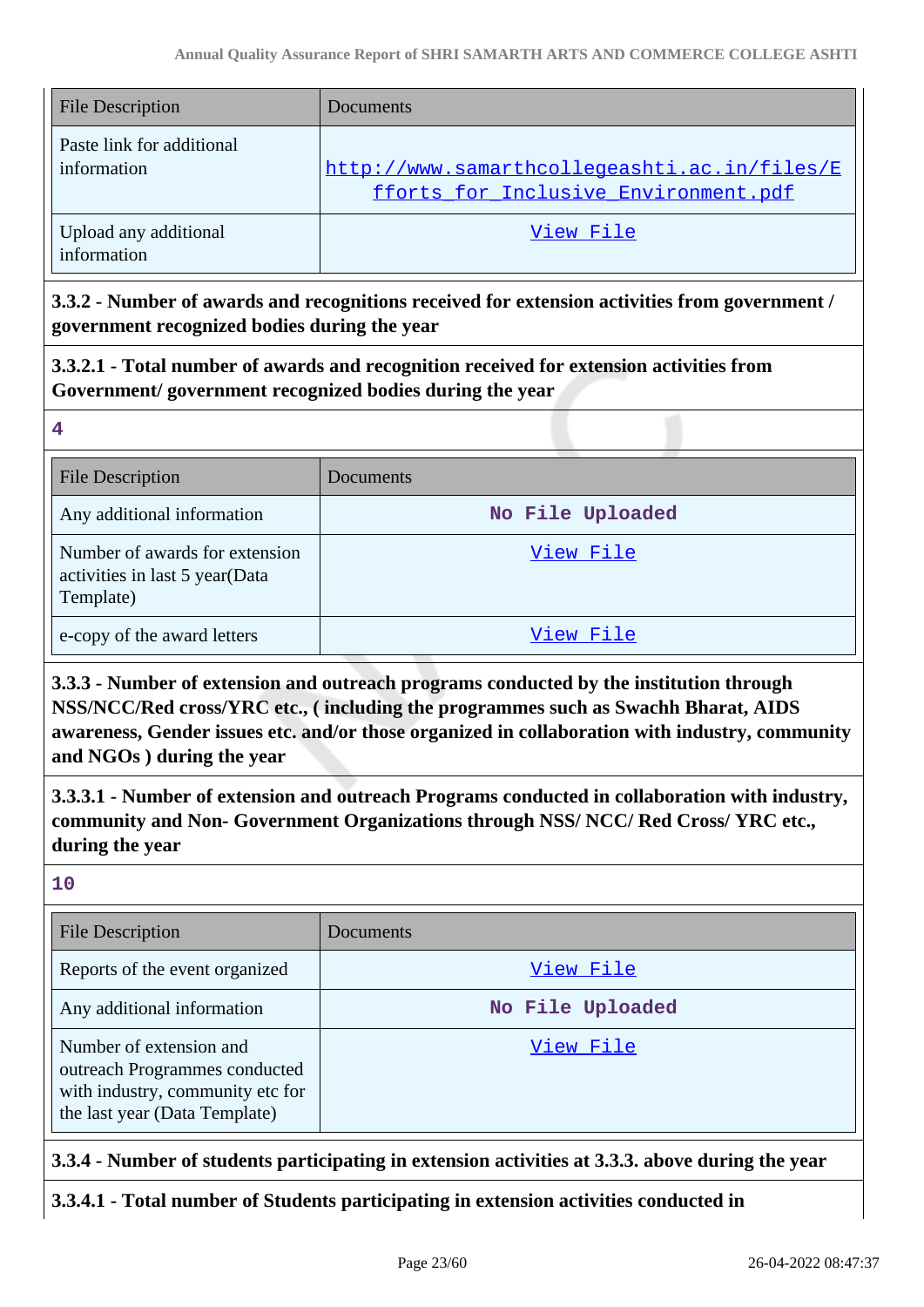| File Description | Documents |
| --- | --- |
| Paste link for additional information | http://www.samarthcollegeashti.ac.in/files/Efforts_for_Inclusive_Environment.pdf |
| Upload any additional information | View File |

**3.3.2 - Number of awards and recognitions received for extension activities from government / government recognized bodies during the year**

**3.3.2.1 - Total number of awards and recognition received for extension activities from Government/ government recognized bodies during the year**

**4**

| File Description | Documents |
| --- | --- |
| Any additional information | No File Uploaded |
| Number of awards for extension activities in last 5 year(Data Template) | View File |
| e-copy of the award letters | View File |

**3.3.3 - Number of extension and outreach programs conducted by the institution through NSS/NCC/Red cross/YRC etc., ( including the programmes such as Swachh Bharat, AIDS awareness, Gender issues etc. and/or those organized in collaboration with industry, community and NGOs ) during the year**

**3.3.3.1 - Number of extension and outreach Programs conducted in collaboration with industry, community and Non- Government Organizations through NSS/ NCC/ Red Cross/ YRC etc., during the year**

**10**

| File Description | Documents |
| --- | --- |
| Reports of the event organized | View File |
| Any additional information | No File Uploaded |
| Number of extension and outreach Programmes conducted with industry, community etc for the last year (Data Template) | View File |

**3.3.4 - Number of students participating in extension activities at 3.3.3. above during the year**

**3.3.4.1 - Total number of Students participating in extension activities conducted in**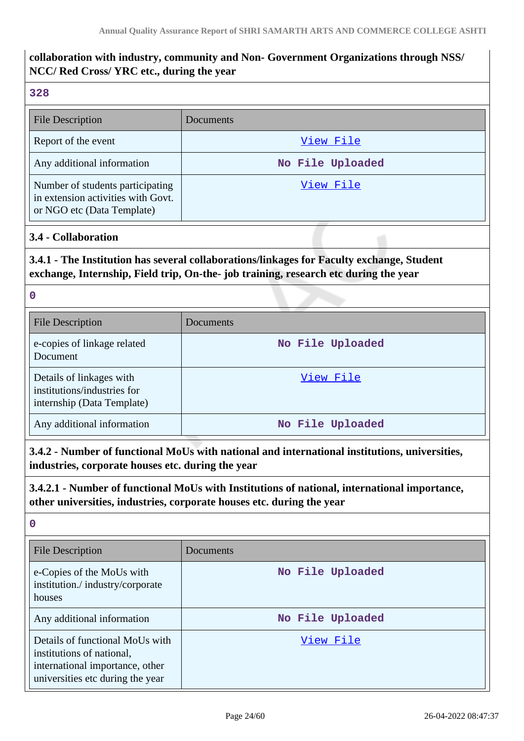**collaboration with industry, community and Non- Government Organizations through NSS/ NCC/ Red Cross/ YRC etc., during the year**

328

| File Description | Documents |
|---|---|
| Report of the event | View File |
| Any additional information | No File Uploaded |
| Number of students participating in extension activities with Govt. or NGO etc (Data Template) | View File |

### 3.4 - Collaboration

**3.4.1 - The Institution has several collaborations/linkages for Faculty exchange, Student exchange, Internship, Field trip, On-the- job training, research etc during the year**

0

| File Description | Documents |
|---|---|
| e-copies of linkage related Document | No File Uploaded |
| Details of linkages with institutions/industries for internship (Data Template) | View File |
| Any additional information | No File Uploaded |

**3.4.2 - Number of functional MoUs with national and international institutions, universities, industries, corporate houses etc. during the year**

**3.4.2.1 - Number of functional MoUs with Institutions of national, international importance, other universities, industries, corporate houses etc. during the year**

0

| File Description | Documents |
|---|---|
| e-Copies of the MoUs with institution./ industry/corporate houses | No File Uploaded |
| Any additional information | No File Uploaded |
| Details of functional MoUs with institutions of national, international importance, other universities etc during the year | View File |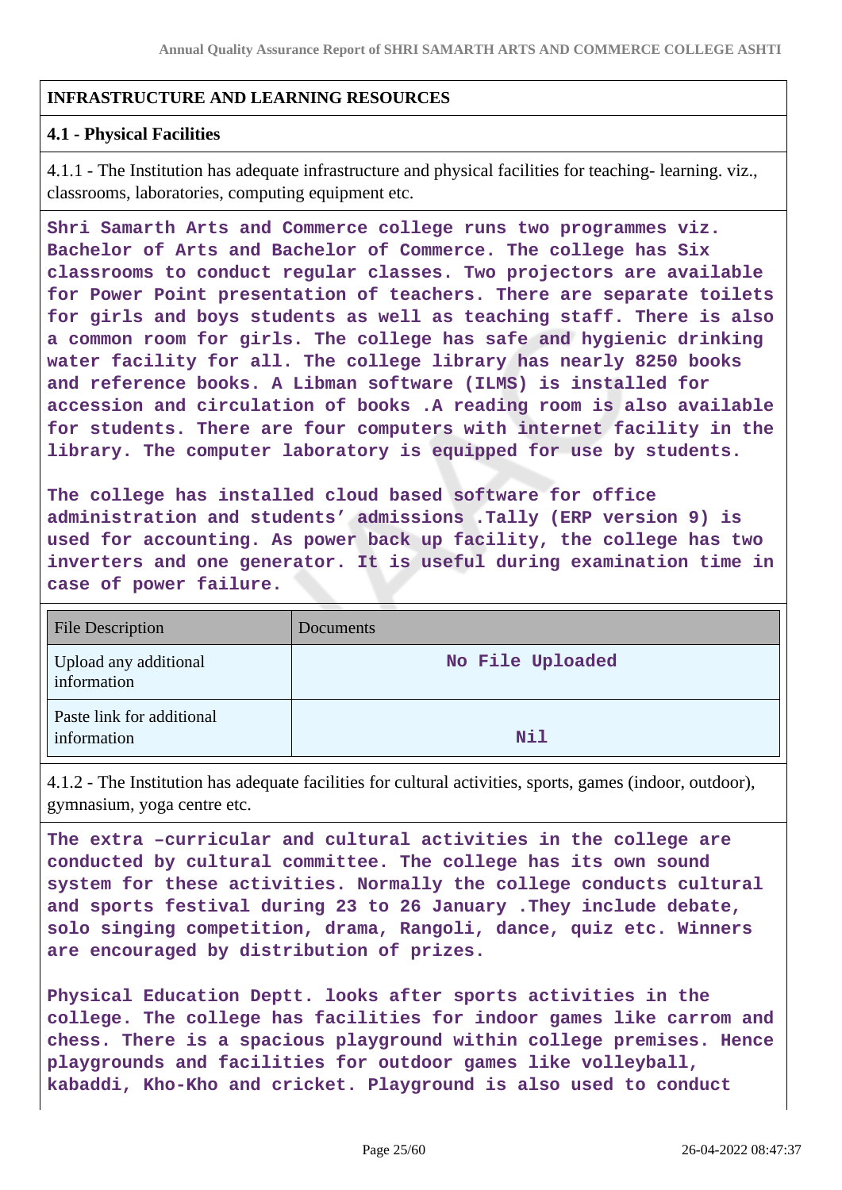## INFRASTRUCTURE AND LEARNING RESOURCES

### 4.1 - Physical Facilities

4.1.1 - The Institution has adequate infrastructure and physical facilities for teaching- learning. viz., classrooms, laboratories, computing equipment etc.

**Shri Samarth Arts and Commerce college runs two programmes viz. Bachelor of Arts and Bachelor of Commerce. The college has Six classrooms to conduct regular classes. Two projectors are available for Power Point presentation of teachers. There are separate toilets for girls and boys students as well as teaching staff. There is also a common room for girls. The college has safe and hygienic drinking water facility for all. The college library has nearly 8250 books and reference books. A Libman software (ILMS) is installed for accession and circulation of books .A reading room is also available for students. There are four computers with internet facility in the library. The computer laboratory is equipped for use by students.**

**The college has installed cloud based software for office administration and students' admissions .Tally (ERP version 9) is used for accounting. As power back up facility, the college has two inverters and one generator. It is useful during examination time in case of power failure.**

| File Description | Documents |
|---|---|
| Upload any additional information | No File Uploaded |
| Paste link for additional information | Nil |

4.1.2 - The Institution has adequate facilities for cultural activities, sports, games (indoor, outdoor), gymnasium, yoga centre etc.

**The extra –curricular and cultural activities in the college are conducted by cultural committee. The college has its own sound system for these activities. Normally the college conducts cultural and sports festival during 23 to 26 January .They include debate, solo singing competition, drama, Rangoli, dance, quiz etc. Winners are encouraged by distribution of prizes.**

**Physical Education Deptt. looks after sports activities in the college. The college has facilities for indoor games like carrom and chess. There is a spacious playground within college premises. Hence playgrounds and facilities for outdoor games like volleyball, kabaddi, Kho-Kho and cricket. Playground is also used to conduct**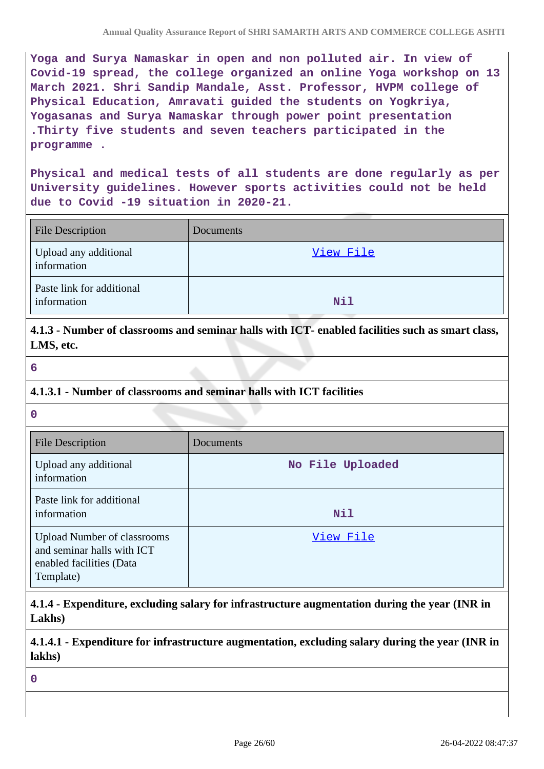Yoga and Surya Namaskar in open and non polluted air. In view of Covid-19 spread, the college organized an online Yoga workshop on 13 March 2021. Shri Sandip Mandale, Asst. Professor, HVPM college of Physical Education, Amravati guided the students on Yogkriya, Yogasanas and Surya Namaskar through power point presentation .Thirty five students and seven teachers participated in the programme .

Physical and medical tests of all students are done regularly as per University guidelines. However sports activities could not be held due to Covid -19 situation in 2020-21.

| File Description | Documents |
|---|---|
| Upload any additional information | View File |
| Paste link for additional information | Nil |

**4.1.3 - Number of classrooms and seminar halls with ICT- enabled facilities such as smart class, LMS, etc.**

6

**4.1.3.1 - Number of classrooms and seminar halls with ICT facilities**

0

| File Description | Documents |
|---|---|
| Upload any additional information | No File Uploaded |
| Paste link for additional information | Nil |
| Upload Number of classrooms and seminar halls with ICT enabled facilities (Data Template) | View File |

**4.1.4 - Expenditure, excluding salary for infrastructure augmentation during the year (INR in Lakhs)**

**4.1.4.1 - Expenditure for infrastructure augmentation, excluding salary during the year (INR in lakhs)**

0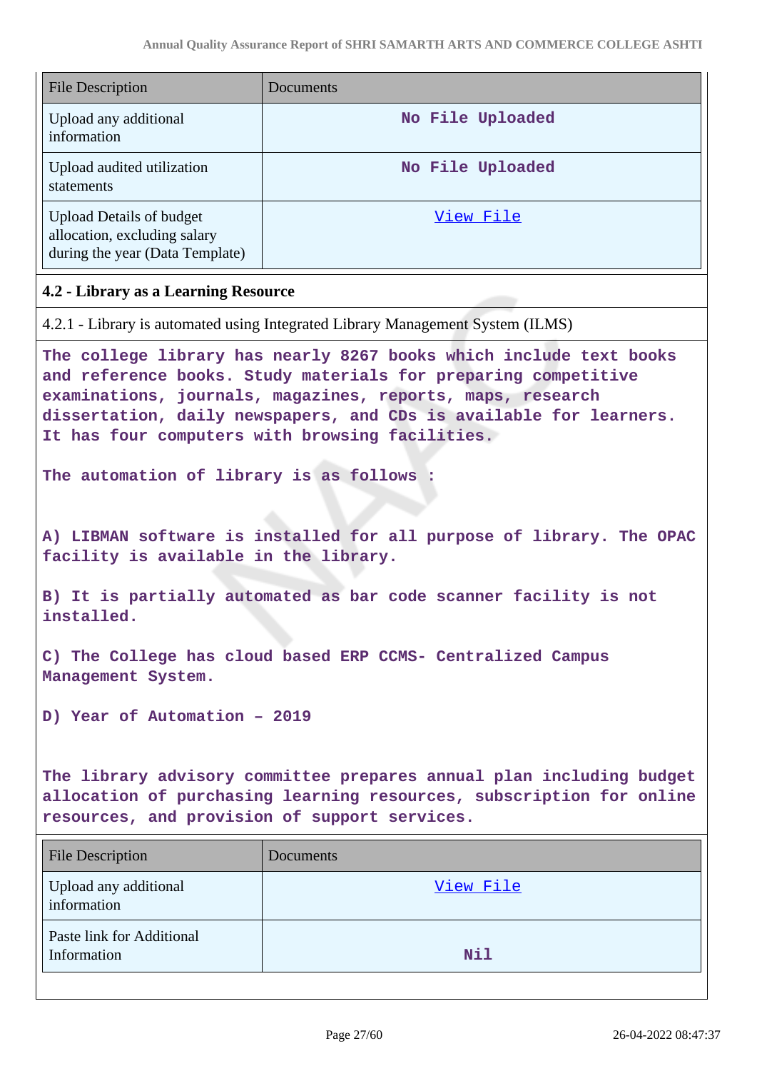| File Description | Documents |
| --- | --- |
| Upload any additional information | No File Uploaded |
| Upload audited utilization statements | No File Uploaded |
| Upload Details of budget allocation, excluding salary during the year (Data Template) | View File |

### 4.2 - Library as a Learning Resource

4.2.1 - Library is automated using Integrated Library Management System (ILMS)

The college library has nearly 8267 books which include text books and reference books. Study materials for preparing competitive examinations, journals, magazines, reports, maps, research dissertation, daily newspapers, and CDs is available for learners. It has four computers with browsing facilities.

The automation of library is as follows :

A) LIBMAN software is installed for all purpose of library. The OPAC facility is available in the library.

B) It is partially automated as bar code scanner facility is not installed.

C) The College has cloud based ERP CCMS- Centralized Campus Management System.

D) Year of Automation – 2019

The library advisory committee prepares annual plan including budget allocation of purchasing learning resources, subscription for online resources, and provision of support services.

| File Description | Documents |
| --- | --- |
| Upload any additional information | View File |
| Paste link for Additional Information | Nil |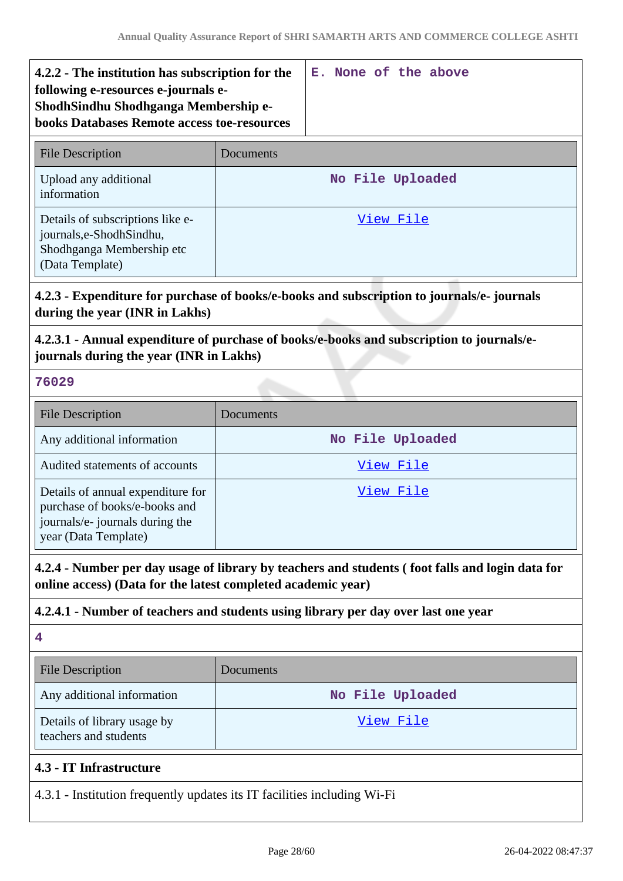| **4.2.2 - The institution has subscription for the following e-resources e-journals e-ShodhSindhu Shodhganga Membership e-books Databases Remote access toe-resources** | E. None of the above |
|---|---|

| File Description | Documents |
|---|---|
| Upload any additional information | No File Uploaded |
| Details of subscriptions like e-journals,e-ShodhSindhu, Shodhganga Membership etc (Data Template) | View File |

**4.2.3 - Expenditure for purchase of books/e-books and subscription to journals/e- journals during the year (INR in Lakhs)**

**4.2.3.1 - Annual expenditure of purchase of books/e-books and subscription to journals/e-journals during the year (INR in Lakhs)**

76029

| File Description | Documents |
|---|---|
| Any additional information | No File Uploaded |
| Audited statements of accounts | View File |
| Details of annual expenditure for purchase of books/e-books and journals/e- journals during the year (Data Template) | View File |

**4.2.4 - Number per day usage of library by teachers and students ( foot falls and login data for online access) (Data for the latest completed academic year)**

**4.2.4.1 - Number of teachers and students using library per day over last one year**

4

| File Description | Documents |
|---|---|
| Any additional information | No File Uploaded |
| Details of library usage by teachers and students | View File |

**4.3 - IT Infrastructure**

4.3.1 - Institution frequently updates its IT facilities including Wi-Fi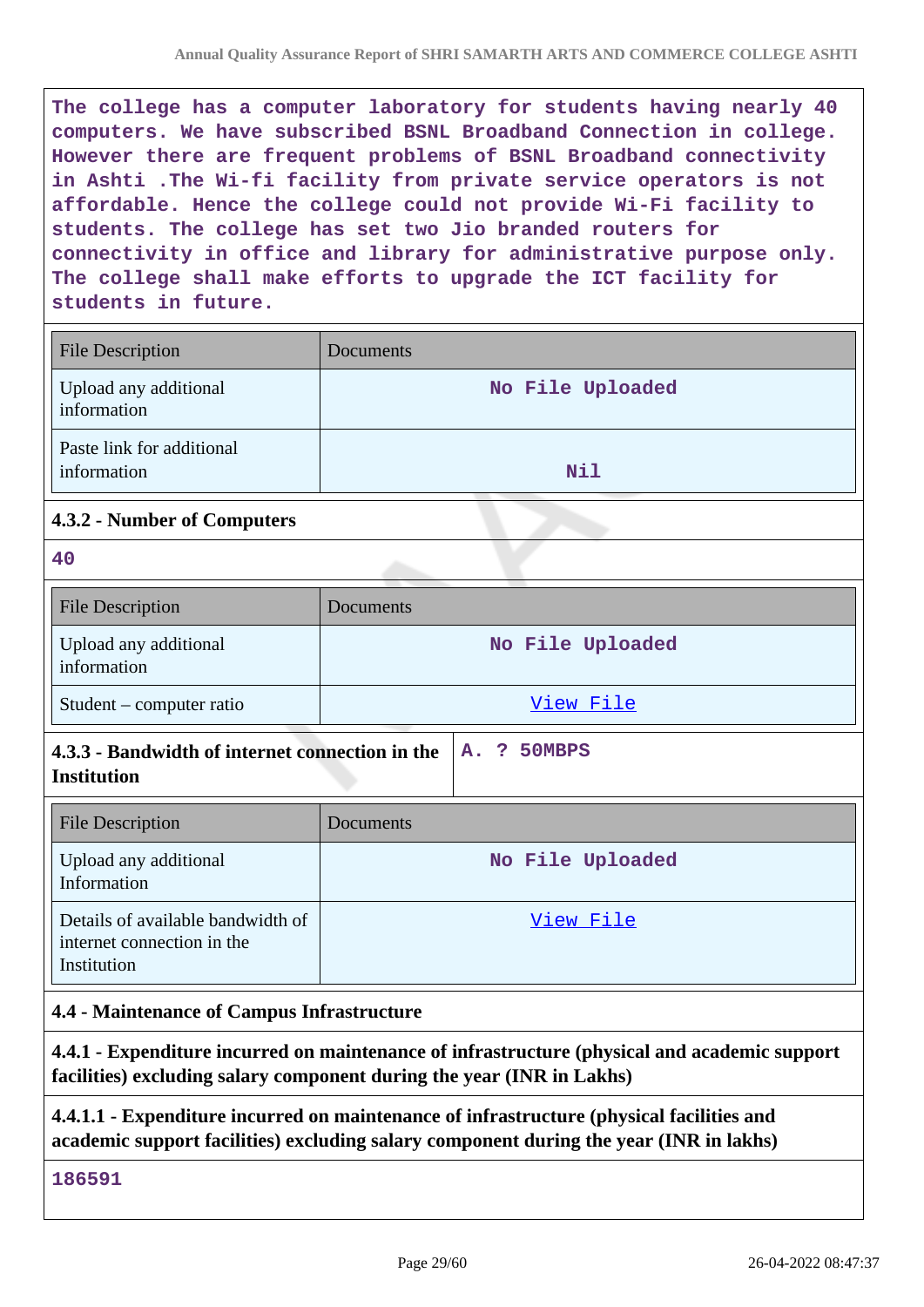The college has a computer laboratory for students having nearly 40 computers. We have subscribed BSNL Broadband Connection in college. However there are frequent problems of BSNL Broadband connectivity in Ashti .The Wi-fi facility from private service operators is not affordable. Hence the college could not provide Wi-Fi facility to students. The college has set two Jio branded routers for connectivity in office and library for administrative purpose only. The college shall make efforts to upgrade the ICT facility for students in future.

| File Description | Documents |
|---|---|
| Upload any additional information | No File Uploaded |
| Paste link for additional information | Nil |

**4.3.2 - Number of Computers**

40

| File Description | Documents |
|---|---|
| Upload any additional information | No File Uploaded |
| Student – computer ratio | View File |

| **4.3.3 - Bandwidth of internet connection in the Institution** | A. ? 50MBPS |
|---|---|

| File Description | Documents |
|---|---|
| Upload any additional Information | No File Uploaded |
| Details of available bandwidth of internet connection in the Institution | View File |

**4.4 - Maintenance of Campus Infrastructure**

**4.4.1 - Expenditure incurred on maintenance of infrastructure (physical and academic support facilities) excluding salary component during the year (INR in Lakhs)**

**4.4.1.1 - Expenditure incurred on maintenance of infrastructure (physical facilities and academic support facilities) excluding salary component during the year (INR in lakhs)**

186591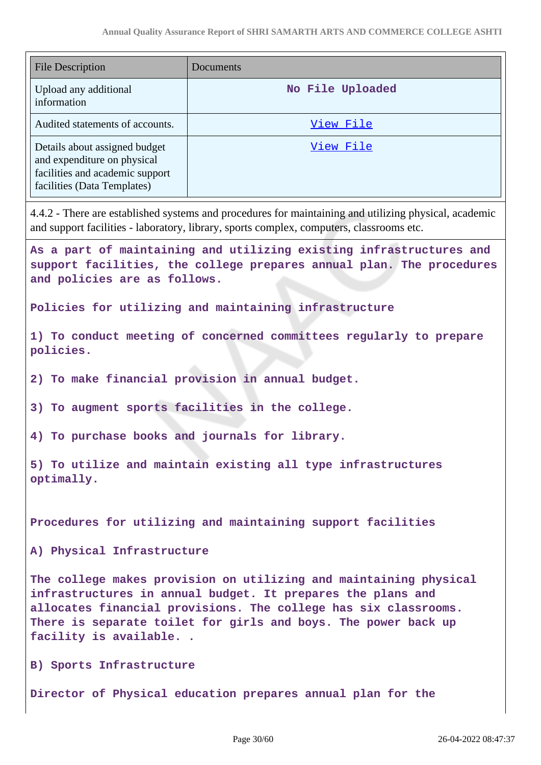| File Description | Documents |
| --- | --- |
| Upload any additional information | No File Uploaded |
| Audited statements of accounts. | View File |
| Details about assigned budget and expenditure on physical facilities and academic support facilities (Data Templates) | View File |

4.4.2 - There are established systems and procedures for maintaining and utilizing physical, academic and support facilities - laboratory, library, sports complex, computers, classrooms etc.

As a part of maintaining and utilizing existing infrastructures and support facilities, the college prepares annual plan. The procedures and policies are as follows.

Policies for utilizing and maintaining infrastructure

1) To conduct meeting of concerned committees regularly to prepare policies.

2) To make financial provision in annual budget.

3) To augment sports facilities in the college.

4) To purchase books and journals for library.

5) To utilize and maintain existing all type infrastructures optimally.

Procedures for utilizing and maintaining support facilities

A) Physical Infrastructure

The college makes provision on utilizing and maintaining physical infrastructures in annual budget. It prepares the plans and allocates financial provisions. The college has six classrooms. There is separate toilet for girls and boys. The power back up facility is available. .

B) Sports Infrastructure

Director of Physical education prepares annual plan for the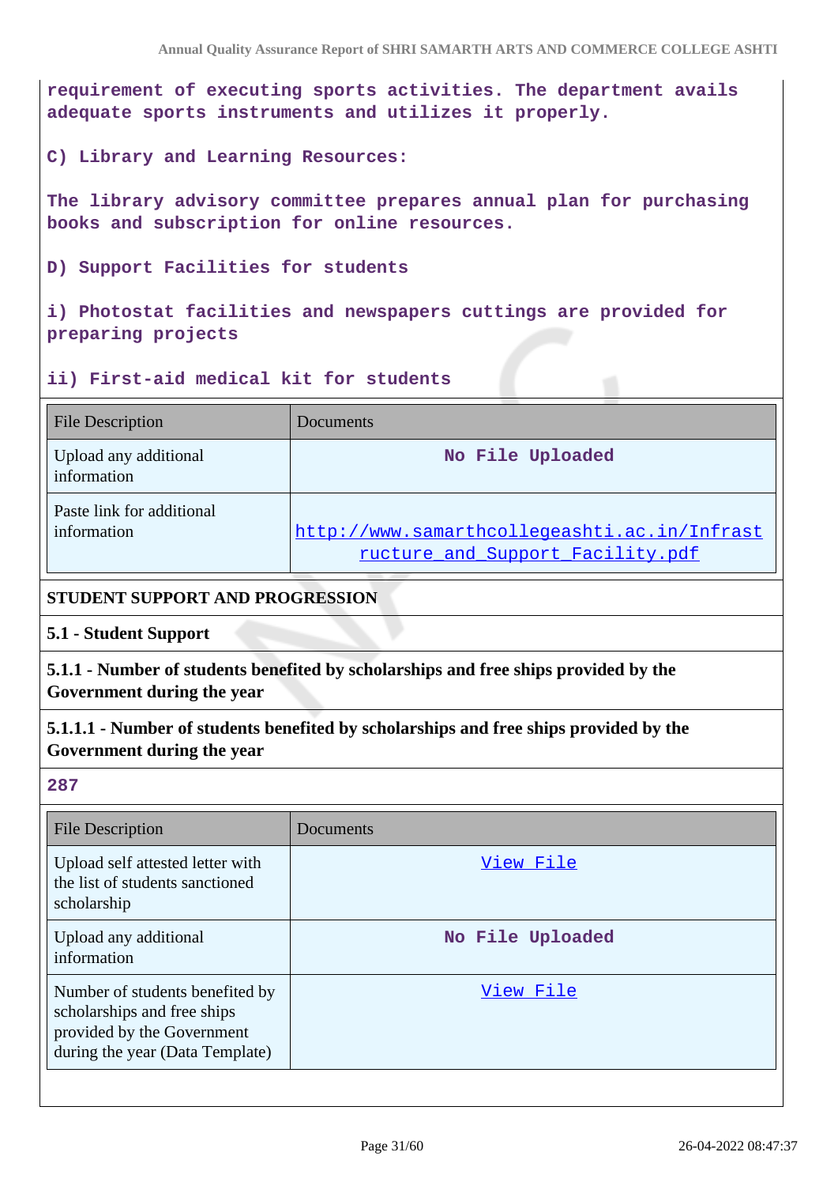requirement of executing sports activities. The department avails adequate sports instruments and utilizes it properly.

C) Library and Learning Resources:

The library advisory committee prepares annual plan for purchasing books and subscription for online resources.

D) Support Facilities for students

i) Photostat facilities and newspapers cuttings are provided for preparing projects

ii) First-aid medical kit for students

| File Description | Documents |
|---|---|
| Upload any additional information | No File Uploaded |
| Paste link for additional information | http://www.samarthcollegeashti.ac.in/Infrastructure_and_Support_Facility.pdf |

**STUDENT SUPPORT AND PROGRESSION**

**5.1 - Student Support**

**5.1.1 - Number of students benefited by scholarships and free ships provided by the Government during the year**

**5.1.1.1 - Number of students benefited by scholarships and free ships provided by the Government during the year**

287

| File Description | Documents |
|---|---|
| Upload self attested letter with the list of students sanctioned scholarship | View File |
| Upload any additional information | No File Uploaded |
| Number of students benefited by scholarships and free ships provided by the Government during the year (Data Template) | View File |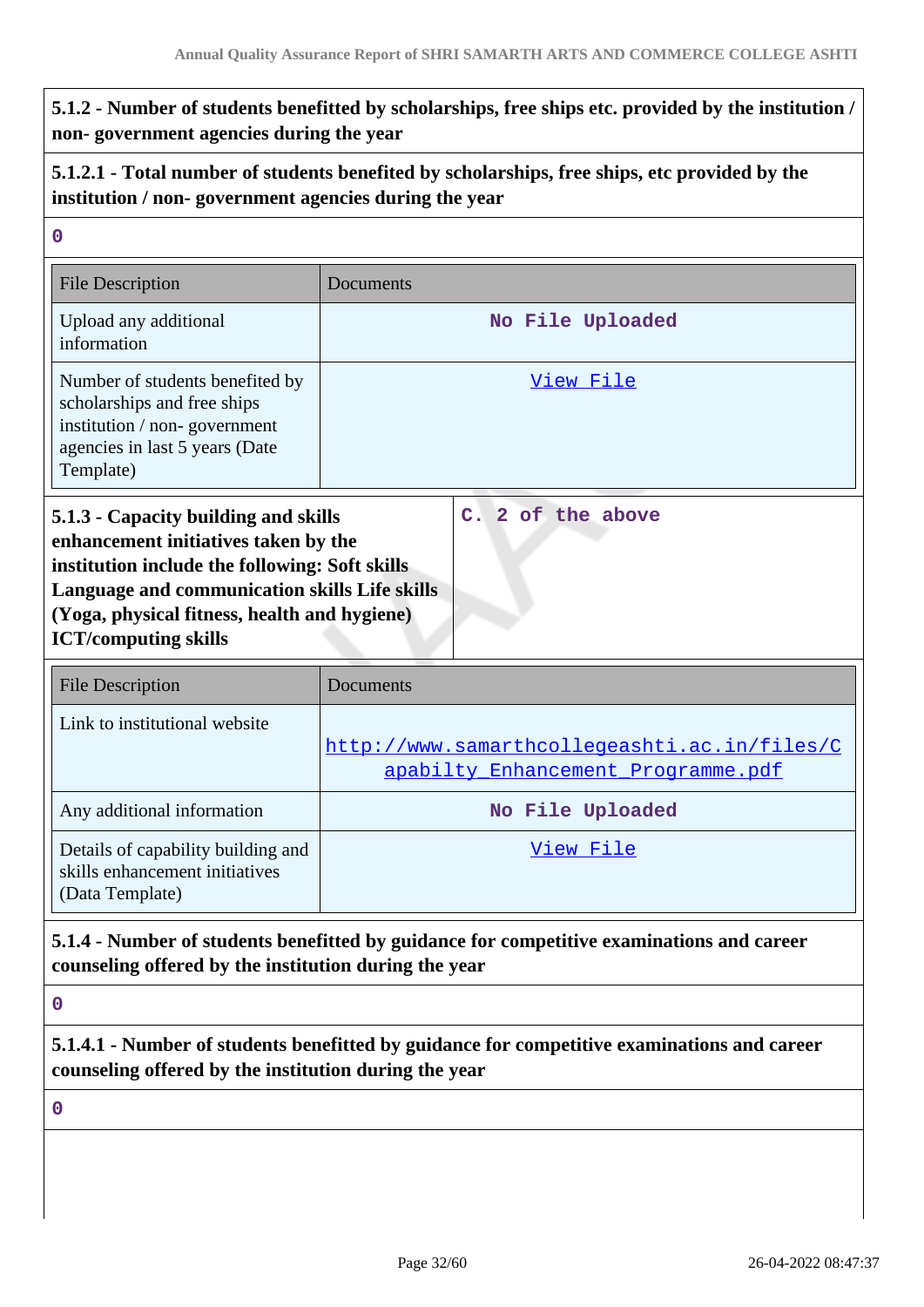**5.1.2 - Number of students benefitted by scholarships, free ships etc. provided by the institution / non- government agencies during the year**

**5.1.2.1 - Total number of students benefited by scholarships, free ships, etc provided by the institution / non- government agencies during the year**

0

| File Description | Documents |
| --- | --- |
| Upload any additional information | No File Uploaded |
| Number of students benefited by scholarships and free ships institution / non- government agencies in last 5 years (Date Template) | View File |

**5.1.3 - Capacity building and skills enhancement initiatives taken by the institution include the following: Soft skills Language and communication skills Life skills (Yoga, physical fitness, health and hygiene) ICT/computing skills**

C. 2 of the above

| File Description | Documents |
| --- | --- |
| Link to institutional website | http://www.samarthcollegeashti.ac.in/files/Capabilty_Enhancement_Programme.pdf |
| Any additional information | No File Uploaded |
| Details of capability building and skills enhancement initiatives (Data Template) | View File |

**5.1.4 - Number of students benefitted by guidance for competitive examinations and career counseling offered by the institution during the year**

0

**5.1.4.1 - Number of students benefitted by guidance for competitive examinations and career counseling offered by the institution during the year**

0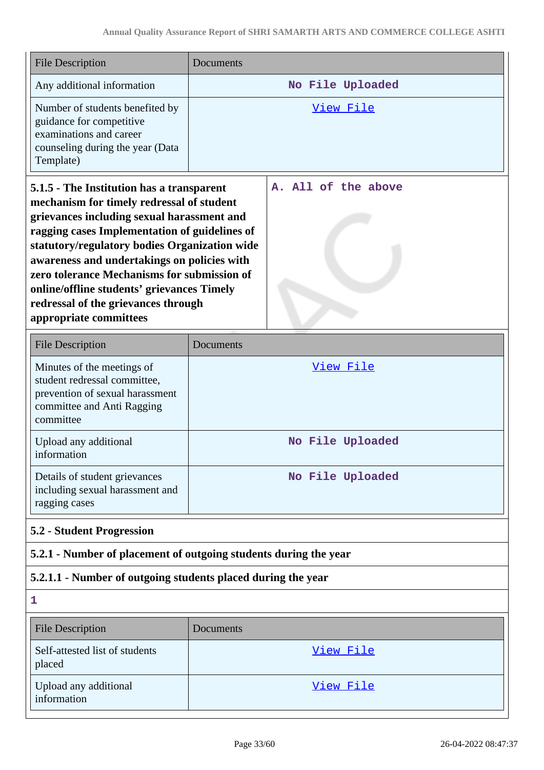| File Description | Documents |
|---|---|
| Any additional information | No File Uploaded |
| Number of students benefited by guidance for competitive examinations and career counseling during the year (Data Template) | View File |

| **5.1.5 - The Institution has a transparent mechanism for timely redressal of student grievances including sexual harassment and ragging cases Implementation of guidelines of statutory/regulatory bodies Organization wide awareness and undertakings on policies with zero tolerance Mechanisms for submission of online/offline students' grievances Timely redressal of the grievances through appropriate committees** | A. All of the above |
|---|---|

| File Description | Documents |
|---|---|
| Minutes of the meetings of student redressal committee, prevention of sexual harassment committee and Anti Ragging committee | View File |
| Upload any additional information | No File Uploaded |
| Details of student grievances including sexual harassment and ragging cases | No File Uploaded |

## 5.2 - Student Progression

### 5.2.1 - Number of placement of outgoing students during the year

### 5.2.1.1 - Number of outgoing students placed during the year

1

| File Description | Documents |
|---|---|
| Self-attested list of students placed | View File |
| Upload any additional information | View File |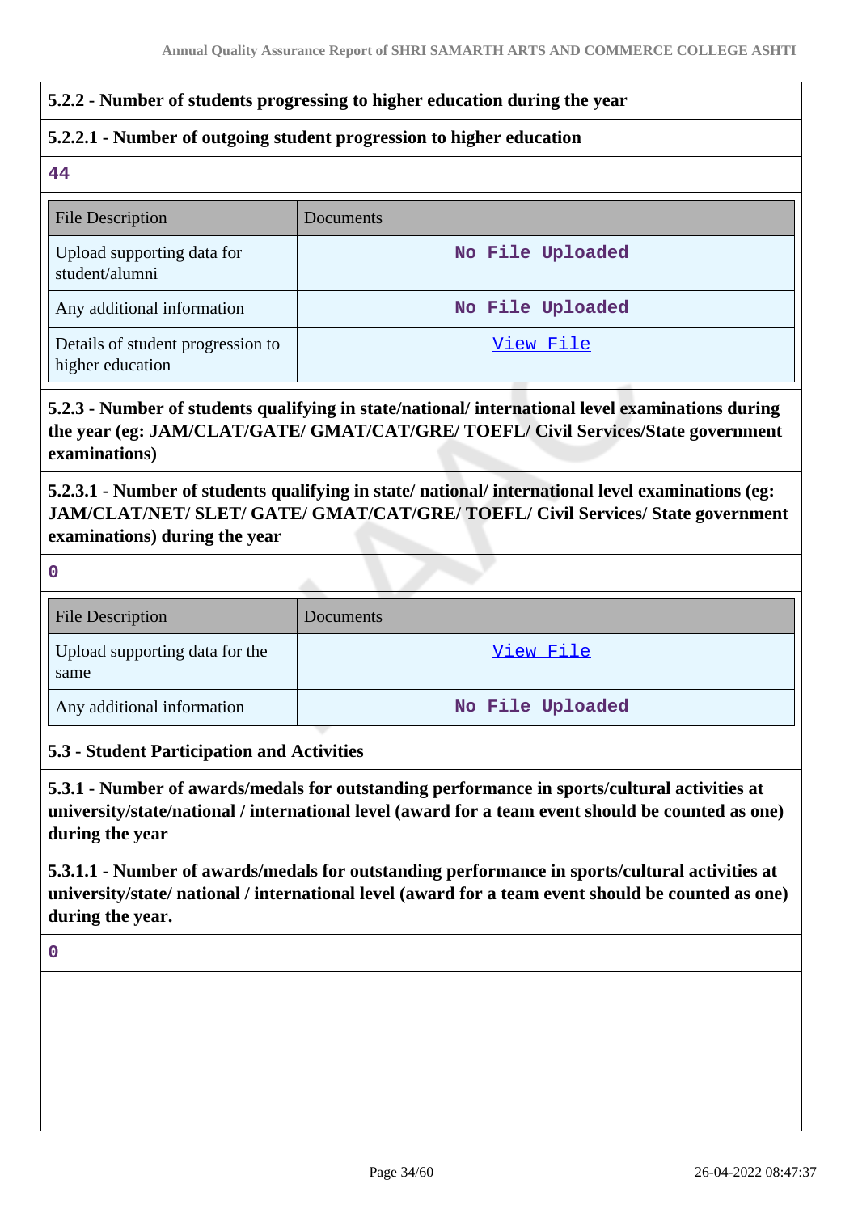**5.2.2 - Number of students progressing to higher education during the year**

**5.2.2.1 - Number of outgoing student progression to higher education**

**44**

| File Description | Documents |
|---|---|
| Upload supporting data for student/alumni | No File Uploaded |
| Any additional information | No File Uploaded |
| Details of student progression to higher education | View File |

**5.2.3 - Number of students qualifying in state/national/ international level examinations during the year (eg: JAM/CLAT/GATE/ GMAT/CAT/GRE/ TOEFL/ Civil Services/State government examinations)**

**5.2.3.1 - Number of students qualifying in state/ national/ international level examinations (eg: JAM/CLAT/NET/ SLET/ GATE/ GMAT/CAT/GRE/ TOEFL/ Civil Services/ State government examinations) during the year**

**0**

| File Description | Documents |
|---|---|
| Upload supporting data for the same | View File |
| Any additional information | No File Uploaded |

**5.3 - Student Participation and Activities**

**5.3.1 - Number of awards/medals for outstanding performance in sports/cultural activities at university/state/national / international level (award for a team event should be counted as one) during the year**

**5.3.1.1 - Number of awards/medals for outstanding performance in sports/cultural activities at university/state/ national / international level (award for a team event should be counted as one) during the year.**

**0**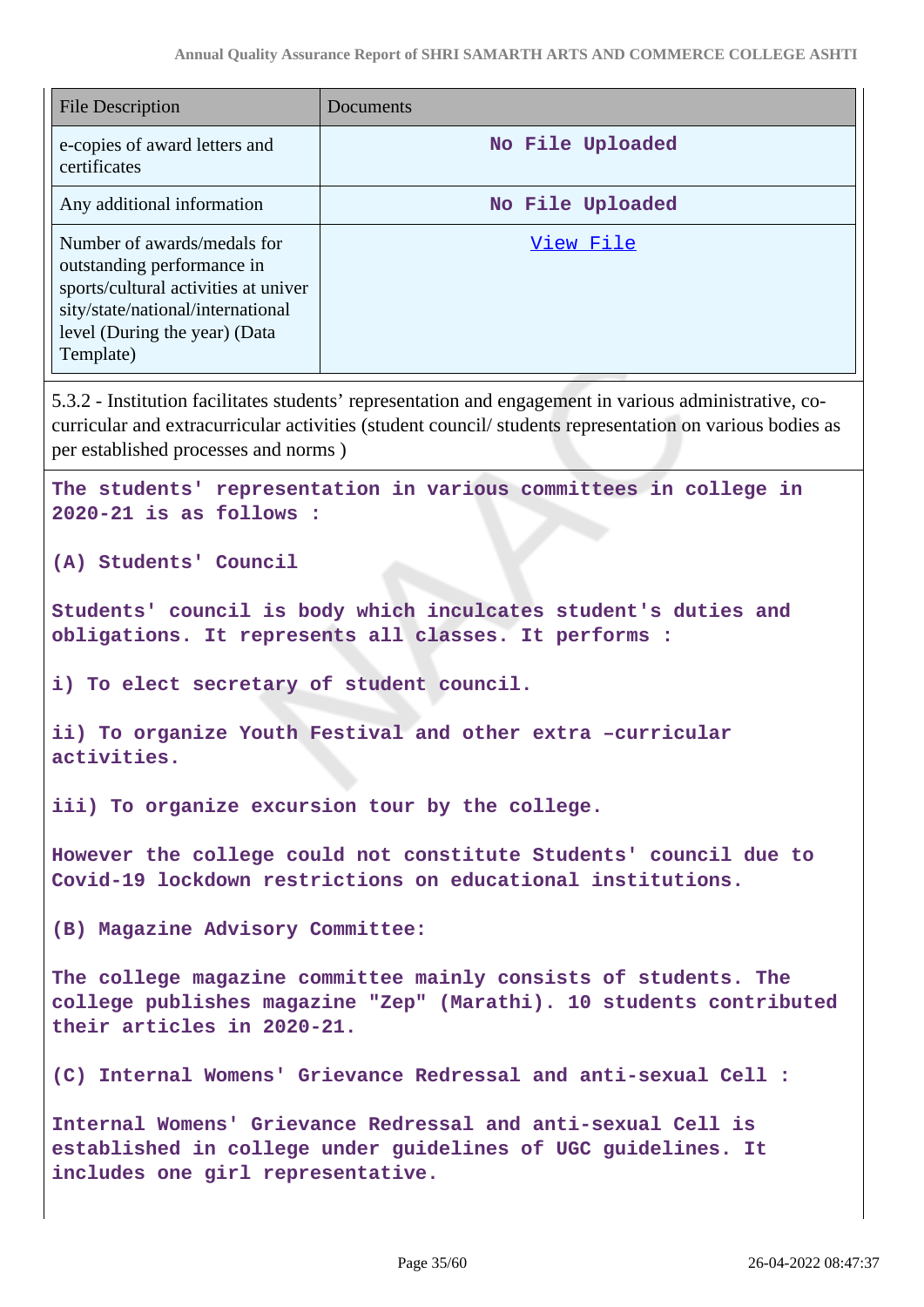| File Description | Documents |
|---|---|
| e-copies of award letters and certificates | No File Uploaded |
| Any additional information | No File Uploaded |
| Number of awards/medals for outstanding performance in sports/cultural activities at university/state/national/international level (During the year) (Data Template) | View File |

5.3.2 - Institution facilitates students' representation and engagement in various administrative, co-curricular and extracurricular activities (student council/ students representation on various bodies as per established processes and norms )

**The students' representation in various committees in college in 2020-21 is as follows :**

**(A) Students' Council**

**Students' council is body which inculcates student's duties and obligations. It represents all classes. It performs :**

**i) To elect secretary of student council.**

**ii) To organize Youth Festival and other extra –curricular activities.**

**iii) To organize excursion tour by the college.**

**However the college could not constitute Students' council due to Covid-19 lockdown restrictions on educational institutions.**

**(B) Magazine Advisory Committee:**

**The college magazine committee mainly consists of students. The college publishes magazine "Zep" (Marathi). 10 students contributed their articles in 2020-21.**

**(C) Internal Womens' Grievance Redressal and anti-sexual Cell :**

**Internal Womens' Grievance Redressal and anti-sexual Cell is established in college under guidelines of UGC guidelines. It includes one girl representative.**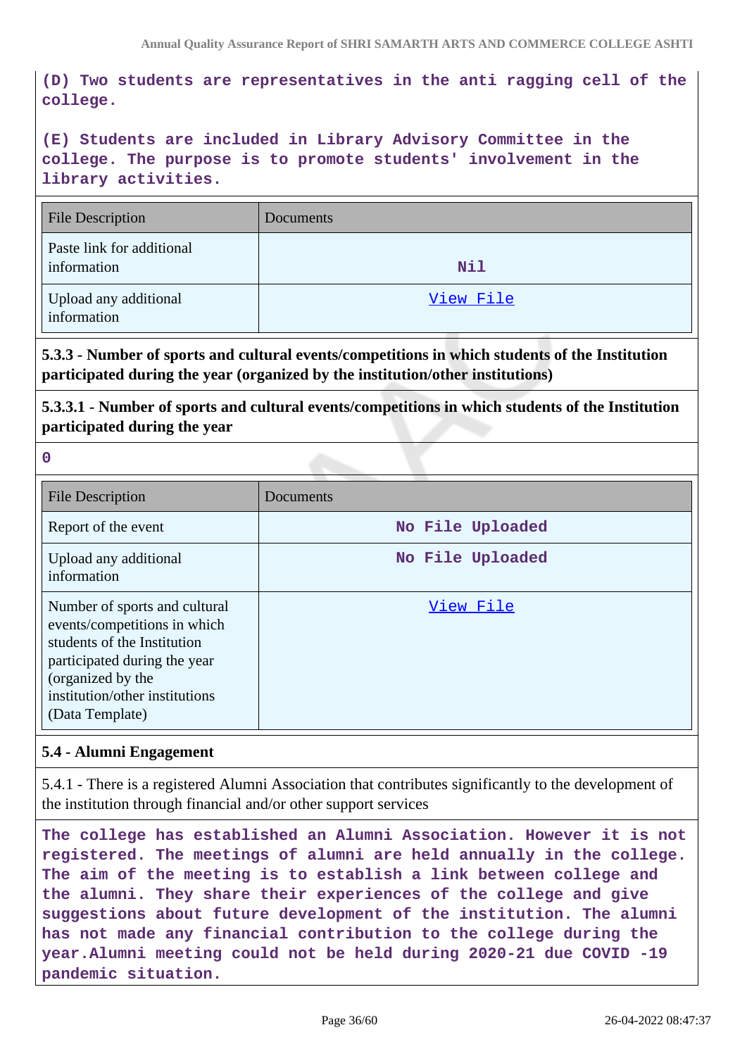**(D) Two students are representatives in the anti ragging cell of the college.**

**(E) Students are included in Library Advisory Committee in the college. The purpose is to promote students' involvement in the library activities.**

| File Description | Documents |
|---|---|
| Paste link for additional information | Nil |
| Upload any additional information | View File |

**5.3.3 - Number of sports and cultural events/competitions in which students of the Institution participated during the year (organized by the institution/other institutions)**

**5.3.3.1 - Number of sports and cultural events/competitions in which students of the Institution participated during the year**

**0**

| File Description | Documents |
|---|---|
| Report of the event | No File Uploaded |
| Upload any additional information | No File Uploaded |
| Number of sports and cultural events/competitions in which students of the Institution participated during the year (organized by the institution/other institutions) (Data Template) | View File |

**5.4 - Alumni Engagement**

5.4.1 - There is a registered Alumni Association that contributes significantly to the development of the institution through financial and/or other support services

**The college has established an Alumni Association. However it is not registered. The meetings of alumni are held annually in the college. The aim of the meeting is to establish a link between college and the alumni. They share their experiences of the college and give suggestions about future development of the institution. The alumni has not made any financial contribution to the college during the year.Alumni meeting could not be held during 2020-21 due COVID -19 pandemic situation.**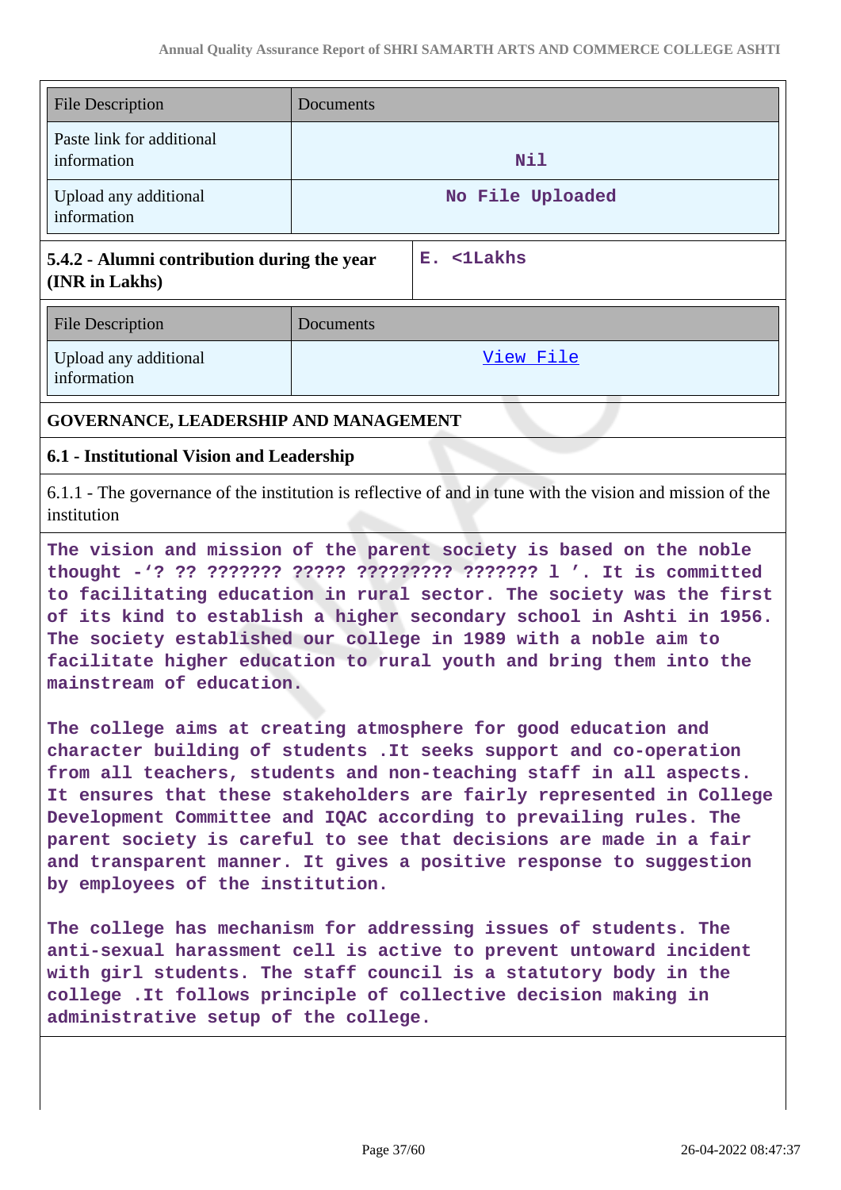| File Description | Documents |
|---|---|
| Paste link for additional information | Nil |
| Upload any additional information | No File Uploaded |

| 5.4.2 - Alumni contribution during the year (INR in Lakhs) | E. <1Lakhs |
|---|---|

| File Description | Documents |
|---|---|
| Upload any additional information | View File |

## GOVERNANCE, LEADERSHIP AND MANAGEMENT

### 6.1 - Institutional Vision and Leadership

6.1.1 - The governance of the institution is reflective of and in tune with the vision and mission of the institution

The vision and mission of the parent society is based on the noble thought -'? ?? ??????? ????? ????????? ??????? l '. It is committed to facilitating education in rural sector. The society was the first of its kind to establish a higher secondary school in Ashti in 1956. The society established our college in 1989 with a noble aim to facilitate higher education to rural youth and bring them into the mainstream of education.

The college aims at creating atmosphere for good education and character building of students .It seeks support and co-operation from all teachers, students and non-teaching staff in all aspects. It ensures that these stakeholders are fairly represented in College Development Committee and IQAC according to prevailing rules. The parent society is careful to see that decisions are made in a fair and transparent manner. It gives a positive response to suggestion by employees of the institution.

The college has mechanism for addressing issues of students. The anti-sexual harassment cell is active to prevent untoward incident with girl students. The staff council is a statutory body in the college .It follows principle of collective decision making in administrative setup of the college.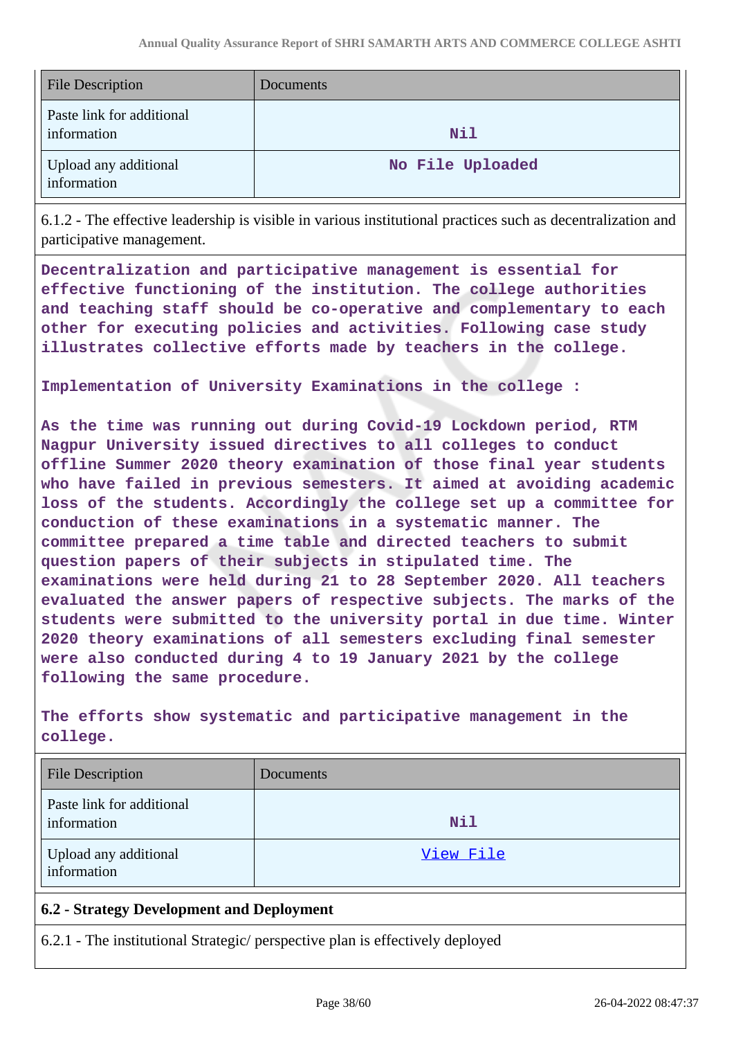| File Description | Documents |
|---|---|
| Paste link for additional information | Nil |
| Upload any additional information | No File Uploaded |

6.1.2 - The effective leadership is visible in various institutional practices such as decentralization and participative management.

**Decentralization and participative management is essential for effective functioning of the institution. The college authorities and teaching staff should be co-operative and complementary to each other for executing policies and activities. Following case study illustrates collective efforts made by teachers in the college.**

**Implementation of University Examinations in the college :**

**As the time was running out during Covid-19 Lockdown period, RTM Nagpur University issued directives to all colleges to conduct offline Summer 2020 theory examination of those final year students who have failed in previous semesters. It aimed at avoiding academic loss of the students. Accordingly the college set up a committee for conduction of these examinations in a systematic manner. The committee prepared a time table and directed teachers to submit question papers of their subjects in stipulated time. The examinations were held during 21 to 28 September 2020. All teachers evaluated the answer papers of respective subjects. The marks of the students were submitted to the university portal in due time. Winter 2020 theory examinations of all semesters excluding final semester were also conducted during 4 to 19 January 2021 by the college following the same procedure.**

**The efforts show systematic and participative management in the college.**

| File Description | Documents |
|---|---|
| Paste link for additional information | Nil |
| Upload any additional information | View File |

**6.2 - Strategy Development and Deployment**

6.2.1 - The institutional Strategic/ perspective plan is effectively deployed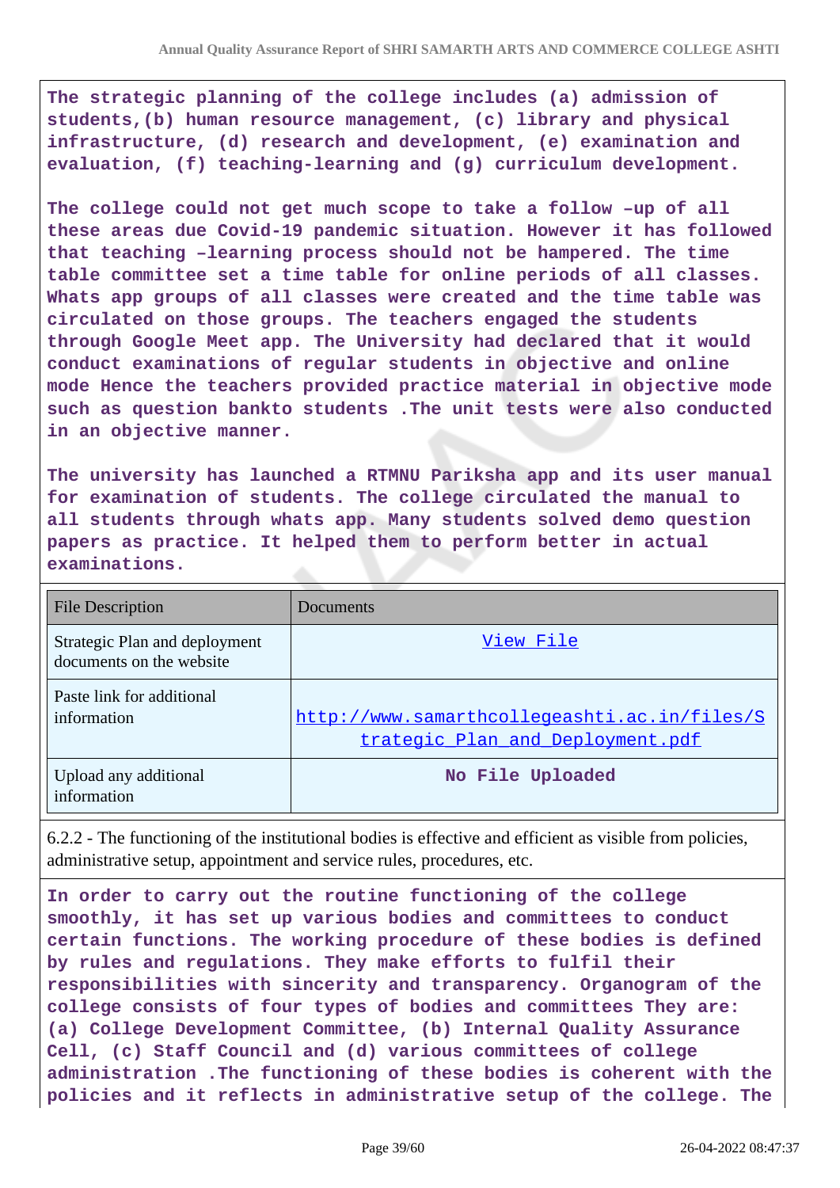**The strategic planning of the college includes (a) admission of students,(b) human resource management, (c) library and physical infrastructure, (d) research and development, (e) examination and evaluation, (f) teaching-learning and (g) curriculum development.**

**The college could not get much scope to take a follow –up of all these areas due Covid-19 pandemic situation. However it has followed that teaching –learning process should not be hampered. The time table committee set a time table for online periods of all classes. Whats app groups of all classes were created and the time table was circulated on those groups. The teachers engaged the students through Google Meet app. The University had declared that it would conduct examinations of regular students in objective and online mode Hence the teachers provided practice material in objective mode such as question bankto students .The unit tests were also conducted in an objective manner.**

**The university has launched a RTMNU Pariksha app and its user manual for examination of students. The college circulated the manual to all students through whats app. Many students solved demo question papers as practice. It helped them to perform better in actual examinations.**

| File Description | Documents |
| --- | --- |
| Strategic Plan and deployment documents on the website | View File |
| Paste link for additional information | http://www.samarthcollegeashti.ac.in/files/Strategic_Plan_and_Deployment.pdf |
| Upload any additional information | No File Uploaded |

6.2.2 - The functioning of the institutional bodies is effective and efficient as visible from policies, administrative setup, appointment and service rules, procedures, etc.

**In order to carry out the routine functioning of the college smoothly, it has set up various bodies and committees to conduct certain functions. The working procedure of these bodies is defined by rules and regulations. They make efforts to fulfil their responsibilities with sincerity and transparency. Organogram of the college consists of four types of bodies and committees They are: (a) College Development Committee, (b) Internal Quality Assurance Cell, (c) Staff Council and (d) various committees of college administration .The functioning of these bodies is coherent with the policies and it reflects in administrative setup of the college. The**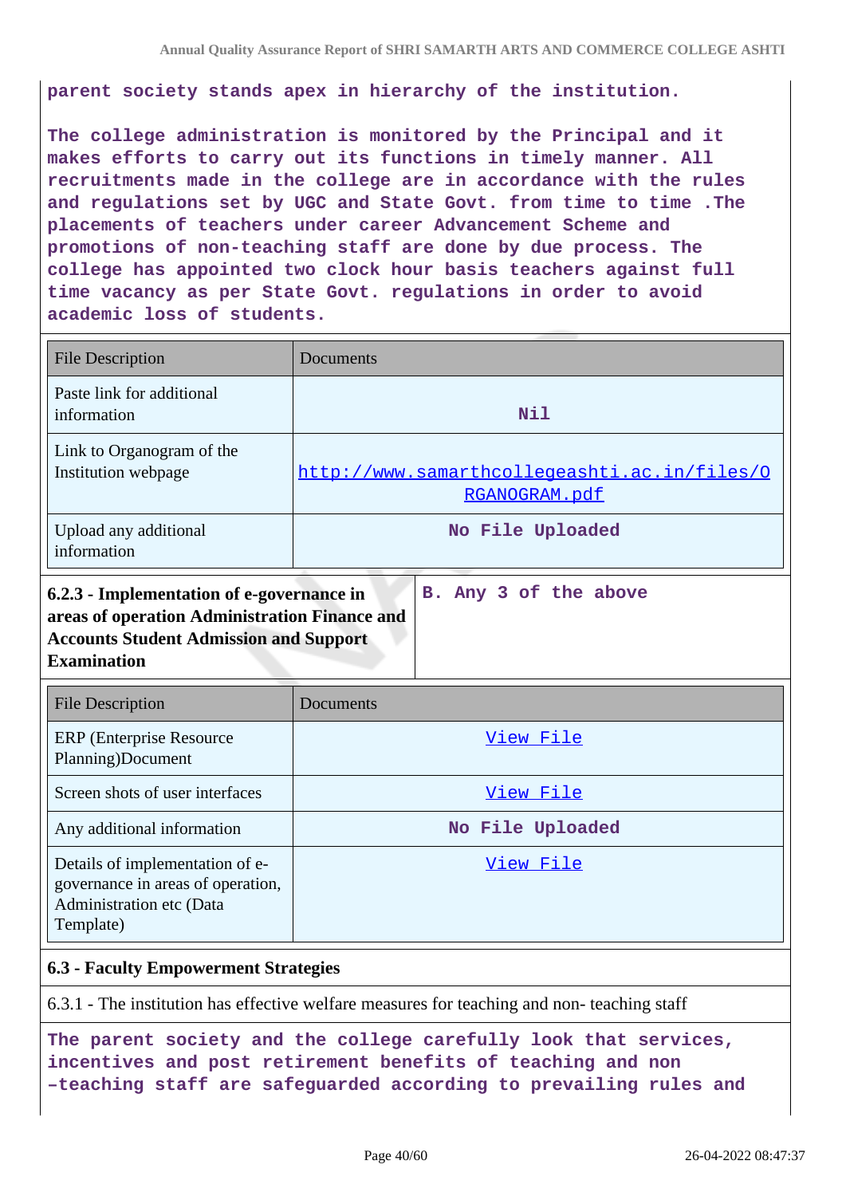parent society stands apex in hierarchy of the institution.

The college administration is monitored by the Principal and it makes efforts to carry out its functions in timely manner. All recruitments made in the college are in accordance with the rules and regulations set by UGC and State Govt. from time to time .The placements of teachers under career Advancement Scheme and promotions of non-teaching staff are done by due process. The college has appointed two clock hour basis teachers against full time vacancy as per State Govt. regulations in order to avoid academic loss of students.

| File Description | Documents |
|---|---|
| Paste link for additional information | Nil |
| Link to Organogram of the Institution webpage | http://www.samarthcollegeashti.ac.in/files/ORGANOGRAM.pdf |
| Upload any additional information | No File Uploaded |

| 6.2.3 - Implementation of e-governance in areas of operation Administration Finance and Accounts Student Admission and Support Examination | B. Any 3 of the above |
|---|---|

| File Description | Documents |
|---|---|
| ERP (Enterprise Resource Planning)Document | View File |
| Screen shots of user interfaces | View File |
| Any additional information | No File Uploaded |
| Details of implementation of e-governance in areas of operation, Administration etc (Data Template) | View File |

**6.3 - Faculty Empowerment Strategies**

6.3.1 - The institution has effective welfare measures for teaching and non- teaching staff

The parent society and the college carefully look that services, incentives and post retirement benefits of teaching and non –teaching staff are safeguarded according to prevailing rules and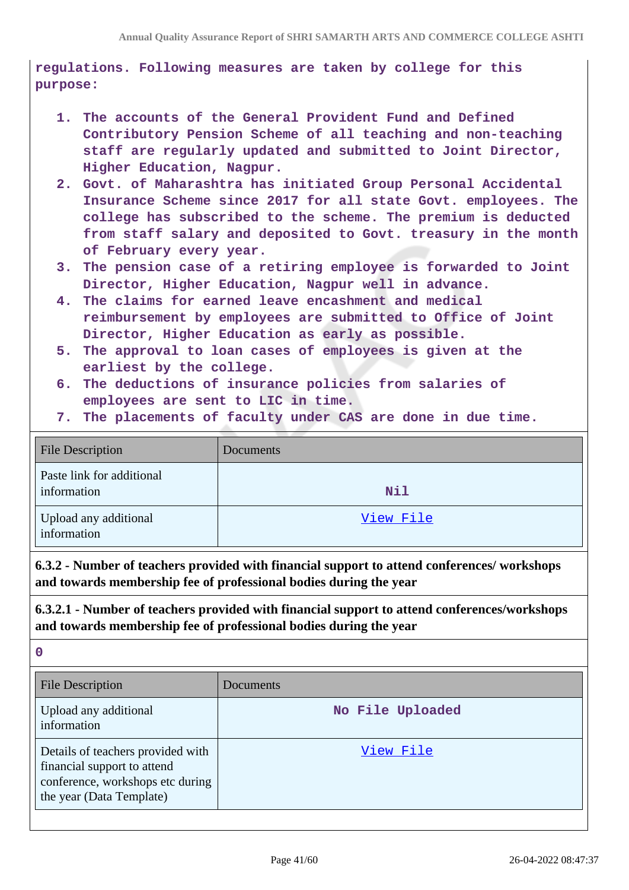regulations. Following measures are taken by college for this purpose:

1. The accounts of the General Provident Fund and Defined Contributory Pension Scheme of all teaching and non-teaching staff are regularly updated and submitted to Joint Director, Higher Education, Nagpur.
2. Govt. of Maharashtra has initiated Group Personal Accidental Insurance Scheme since 2017 for all state Govt. employees. The college has subscribed to the scheme. The premium is deducted from staff salary and deposited to Govt. treasury in the month of February every year.
3. The pension case of a retiring employee is forwarded to Joint Director, Higher Education, Nagpur well in advance.
4. The claims for earned leave encashment and medical reimbursement by employees are submitted to Office of Joint Director, Higher Education as early as possible.
5. The approval to loan cases of employees is given at the earliest by the college.
6. The deductions of insurance policies from salaries of employees are sent to LIC in time.
7. The placements of faculty under CAS are done in due time.

| File Description | Documents |
|---|---|
| Paste link for additional information | Nil |
| Upload any additional information | View File |

**6.3.2 - Number of teachers provided with financial support to attend conferences/ workshops and towards membership fee of professional bodies during the year**

**6.3.2.1 - Number of teachers provided with financial support to attend conferences/workshops and towards membership fee of professional bodies during the year**

0

| File Description | Documents |
|---|---|
| Upload any additional information | No File Uploaded |
| Details of teachers provided with financial support to attend conference, workshops etc during the year (Data Template) | View File |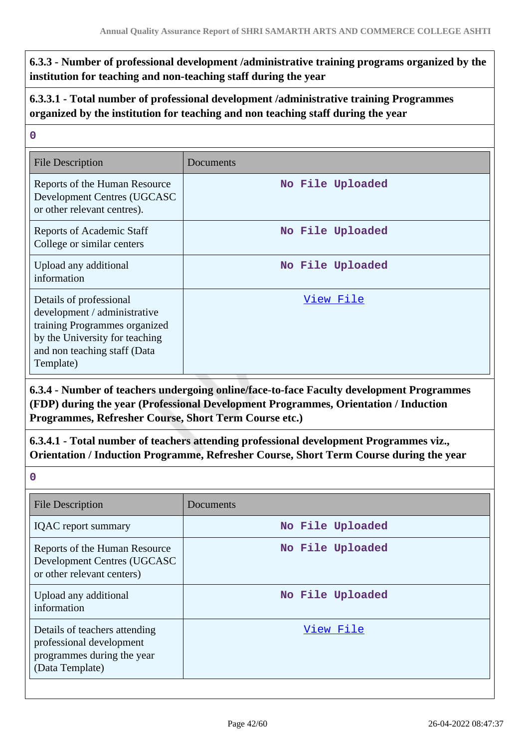**6.3.3 - Number of professional development /administrative training programs organized by the institution for teaching and non-teaching staff during the year**

**6.3.3.1 - Total number of professional development /administrative training Programmes organized by the institution for teaching and non teaching staff during the year**

0

| File Description | Documents |
|---|---|
| Reports of the Human Resource Development Centres (UGCASC or other relevant centres). | No File Uploaded |
| Reports of Academic Staff College or similar centers | No File Uploaded |
| Upload any additional information | No File Uploaded |
| Details of professional development / administrative training Programmes organized by the University for teaching and non teaching staff (Data Template) | View File |

**6.3.4 - Number of teachers undergoing online/face-to-face Faculty development Programmes (FDP) during the year (Professional Development Programmes, Orientation / Induction Programmes, Refresher Course, Short Term Course etc.)**

**6.3.4.1 - Total number of teachers attending professional development Programmes viz., Orientation / Induction Programme, Refresher Course, Short Term Course during the year**

0

| File Description | Documents |
|---|---|
| IQAC report summary | No File Uploaded |
| Reports of the Human Resource Development Centres (UGCASC or other relevant centers) | No File Uploaded |
| Upload any additional information | No File Uploaded |
| Details of teachers attending professional development programmes during the year (Data Template) | View File |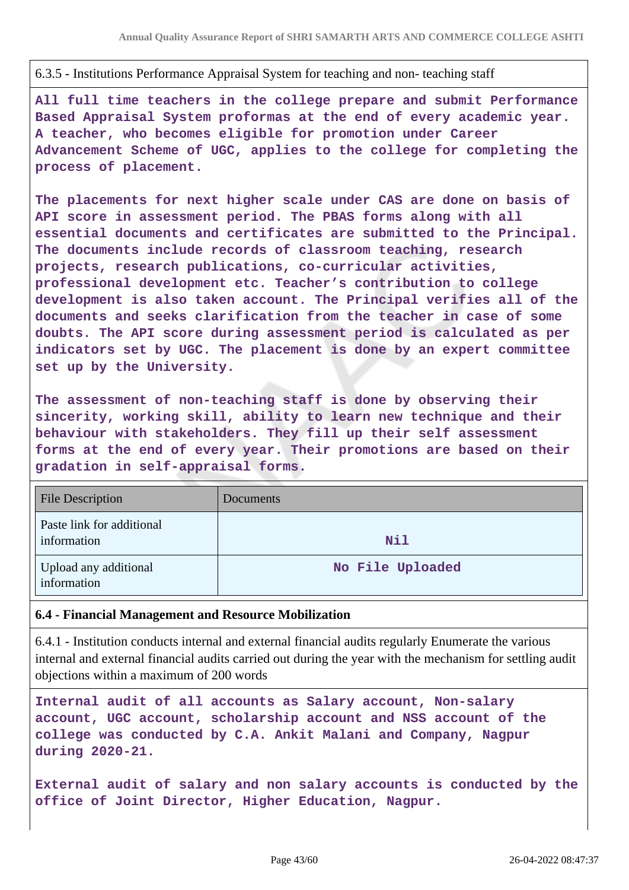6.3.5 - Institutions Performance Appraisal System for teaching and non- teaching staff

**All full time teachers in the college prepare and submit Performance Based Appraisal System proformas at the end of every academic year. A teacher, who becomes eligible for promotion under Career Advancement Scheme of UGC, applies to the college for completing the process of placement.**

**The placements for next higher scale under CAS are done on basis of API score in assessment period. The PBAS forms along with all essential documents and certificates are submitted to the Principal. The documents include records of classroom teaching, research projects, research publications, co-curricular activities, professional development etc. Teacher's contribution to college development is also taken account. The Principal verifies all of the documents and seeks clarification from the teacher in case of some doubts. The API score during assessment period is calculated as per indicators set by UGC. The placement is done by an expert committee set up by the University.**

**The assessment of non-teaching staff is done by observing their sincerity, working skill, ability to learn new technique and their behaviour with stakeholders. They fill up their self assessment forms at the end of every year. Their promotions are based on their gradation in self-appraisal forms.**

| File Description | Documents |
|---|---|
| Paste link for additional information | **Nil** |
| Upload any additional information | **No File Uploaded** |

**6.4 - Financial Management and Resource Mobilization**

6.4.1 - Institution conducts internal and external financial audits regularly Enumerate the various internal and external financial audits carried out during the year with the mechanism for settling audit objections within a maximum of 200 words

**Internal audit of all accounts as Salary account, Non-salary account, UGC account, scholarship account and NSS account of the college was conducted by C.A. Ankit Malani and Company, Nagpur during 2020-21.**

**External audit of salary and non salary accounts is conducted by the office of Joint Director, Higher Education, Nagpur.**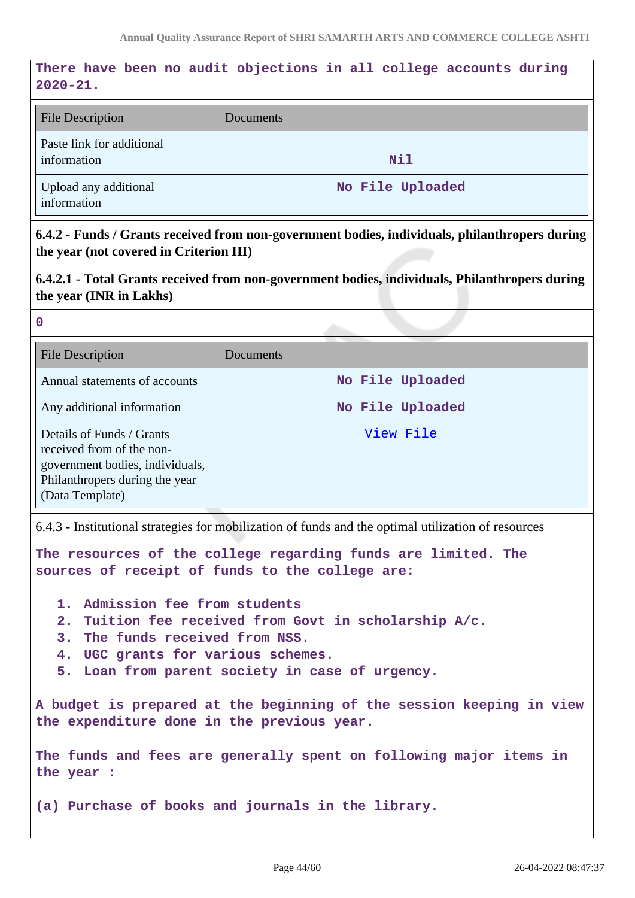There have been no audit objections in all college accounts during 2020-21.

| File Description | Documents |
|---|---|
| Paste link for additional information | Nil |
| Upload any additional information | No File Uploaded |

**6.4.2 - Funds / Grants received from non-government bodies, individuals, philanthropers during the year (not covered in Criterion III)**

**6.4.2.1 - Total Grants received from non-government bodies, individuals, Philanthropers during the year (INR in Lakhs)**

0

| File Description | Documents |
|---|---|
| Annual statements of accounts | No File Uploaded |
| Any additional information | No File Uploaded |
| Details of Funds / Grants received from of the non-government bodies, individuals, Philanthropers during the year (Data Template) | View File |

6.4.3 - Institutional strategies for mobilization of funds and the optimal utilization of resources

The resources of the college regarding funds are limited. The sources of receipt of funds to the college are:

1. Admission fee from students
2. Tuition fee received from Govt in scholarship A/c.
3. The funds received from NSS.
4. UGC grants for various schemes.
5. Loan from parent society in case of urgency.

A budget is prepared at the beginning of the session keeping in view the expenditure done in the previous year.

The funds and fees are generally spent on following major items in the year :

(a) Purchase of books and journals in the library.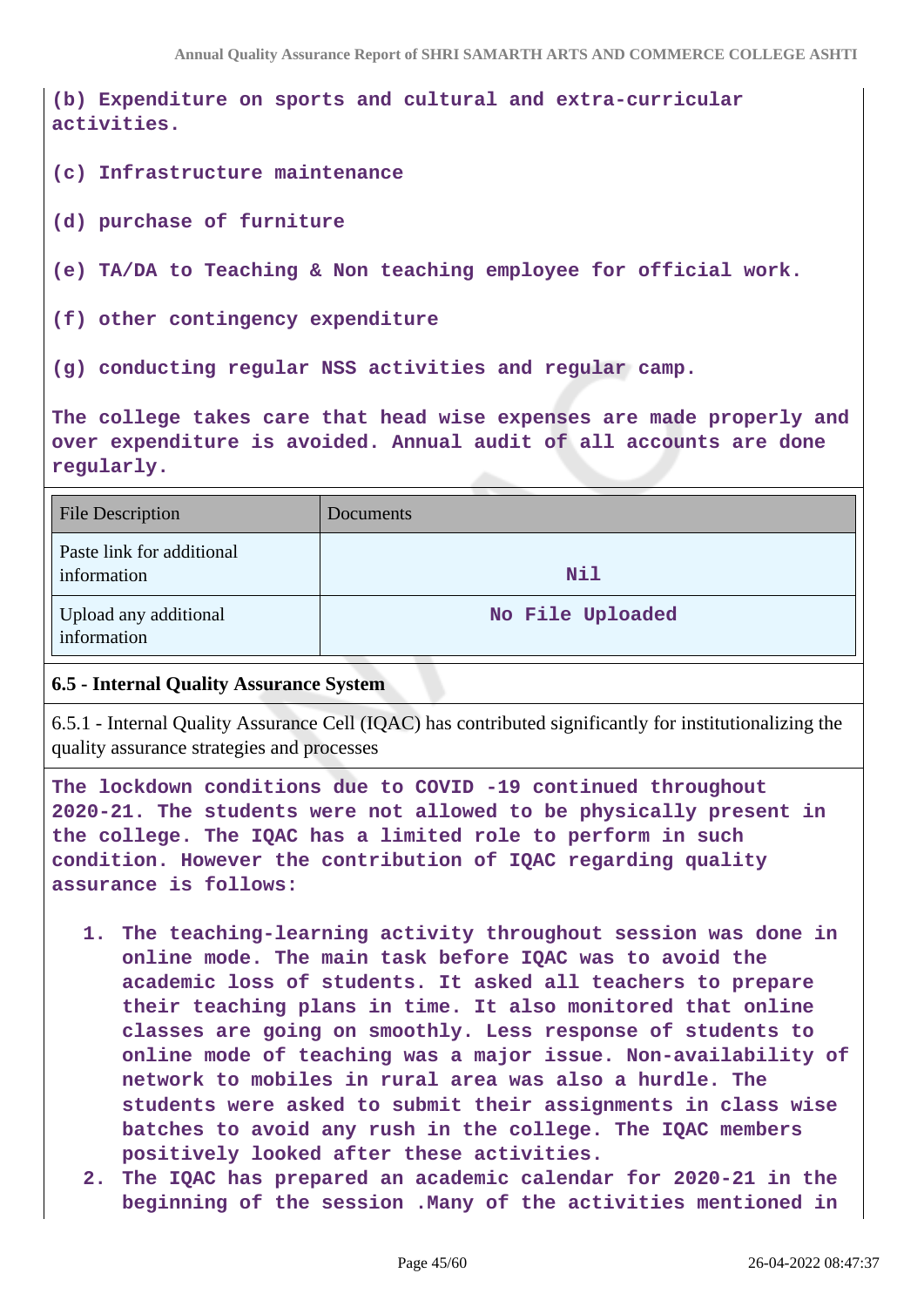**(b) Expenditure on sports and cultural and extra-curricular activities.**

**(c) Infrastructure maintenance**

**(d) purchase of furniture**

**(e) TA/DA to Teaching & Non teaching employee for official work.**

**(f) other contingency expenditure**

**(g) conducting regular NSS activities and regular camp.**

**The college takes care that head wise expenses are made properly and over expenditure is avoided. Annual audit of all accounts are done regularly.**

| File Description | Documents |
|---|---|
| Paste link for additional information | **Nil** |
| Upload any additional information | **No File Uploaded** |

## 6.5 - Internal Quality Assurance System

6.5.1 - Internal Quality Assurance Cell (IQAC) has contributed significantly for institutionalizing the quality assurance strategies and processes

**The lockdown conditions due to COVID -19 continued throughout 2020-21. The students were not allowed to be physically present in the college. The IQAC has a limited role to perform in such condition. However the contribution of IQAC regarding quality assurance is follows:**

1. **The teaching-learning activity throughout session was done in online mode. The main task before IQAC was to avoid the academic loss of students. It asked all teachers to prepare their teaching plans in time. It also monitored that online classes are going on smoothly. Less response of students to online mode of teaching was a major issue. Non-availability of network to mobiles in rural area was also a hurdle. The students were asked to submit their assignments in class wise batches to avoid any rush in the college. The IQAC members positively looked after these activities.**
2. **The IQAC has prepared an academic calendar for 2020-21 in the beginning of the session .Many of the activities mentioned in**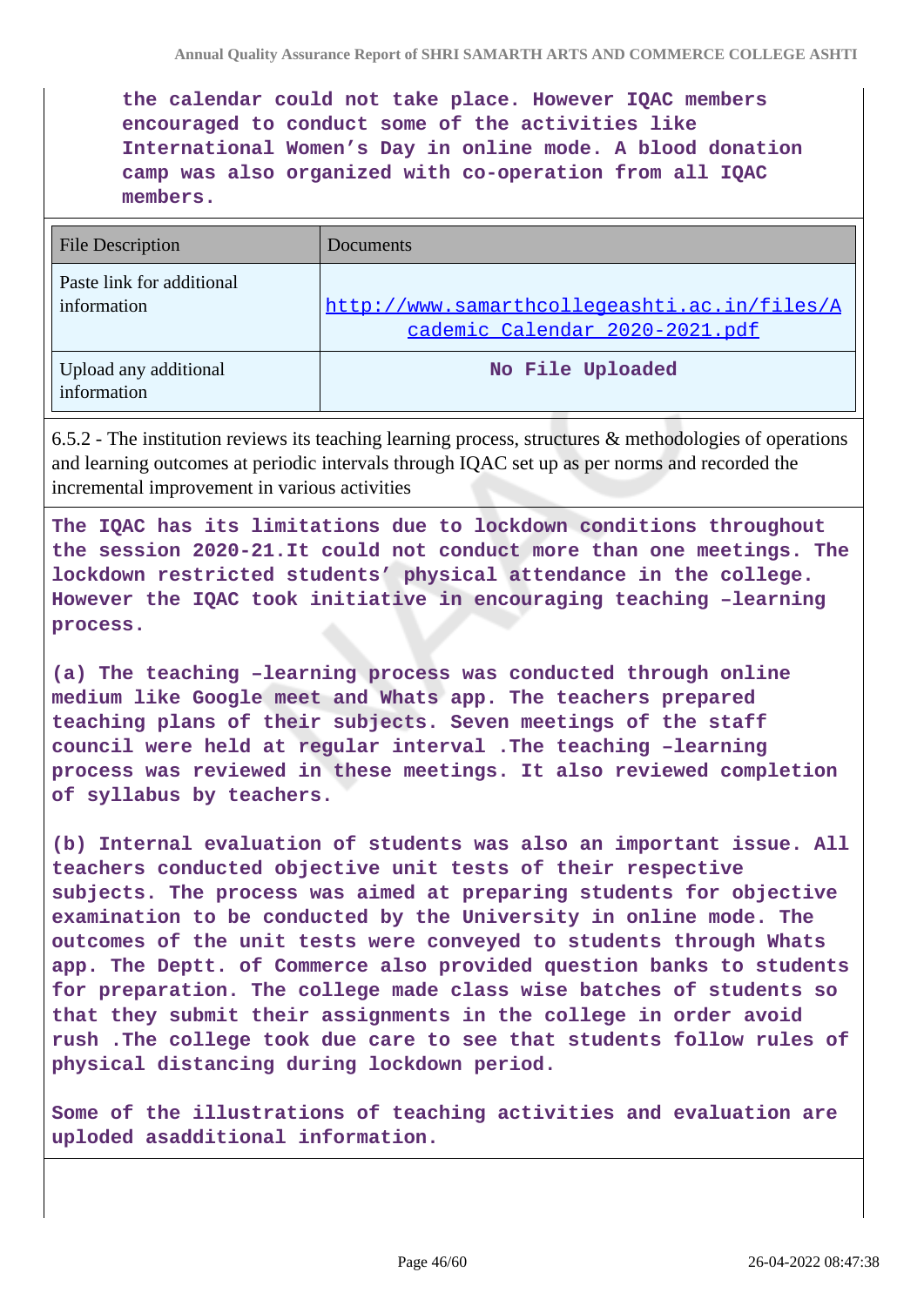**the calendar could not take place. However IQAC members encouraged to conduct some of the activities like International Women's Day in online mode. A blood donation camp was also organized with co-operation from all IQAC members.**

| File Description | Documents |
|---|---|
| Paste link for additional information | http://www.samarthcollegeashti.ac.in/files/Academic_Calendar_2020-2021.pdf |
| Upload any additional information | **No File Uploaded** |

6.5.2 - The institution reviews its teaching learning process, structures & methodologies of operations and learning outcomes at periodic intervals through IQAC set up as per norms and recorded the incremental improvement in various activities

**The IQAC has its limitations due to lockdown conditions throughout the session 2020-21.It could not conduct more than one meetings. The lockdown restricted students' physical attendance in the college. However the IQAC took initiative in encouraging teaching –learning process.**

**(a) The teaching –learning process was conducted through online medium like Google meet and Whats app. The teachers prepared teaching plans of their subjects. Seven meetings of the staff council were held at regular interval .The teaching –learning process was reviewed in these meetings. It also reviewed completion of syllabus by teachers.**

**(b) Internal evaluation of students was also an important issue. All teachers conducted objective unit tests of their respective subjects. The process was aimed at preparing students for objective examination to be conducted by the University in online mode. The outcomes of the unit tests were conveyed to students through Whats app. The Deptt. of Commerce also provided question banks to students for preparation. The college made class wise batches of students so that they submit their assignments in the college in order avoid rush .The college took due care to see that students follow rules of physical distancing during lockdown period.**

**Some of the illustrations of teaching activities and evaluation are uploded asadditional information.**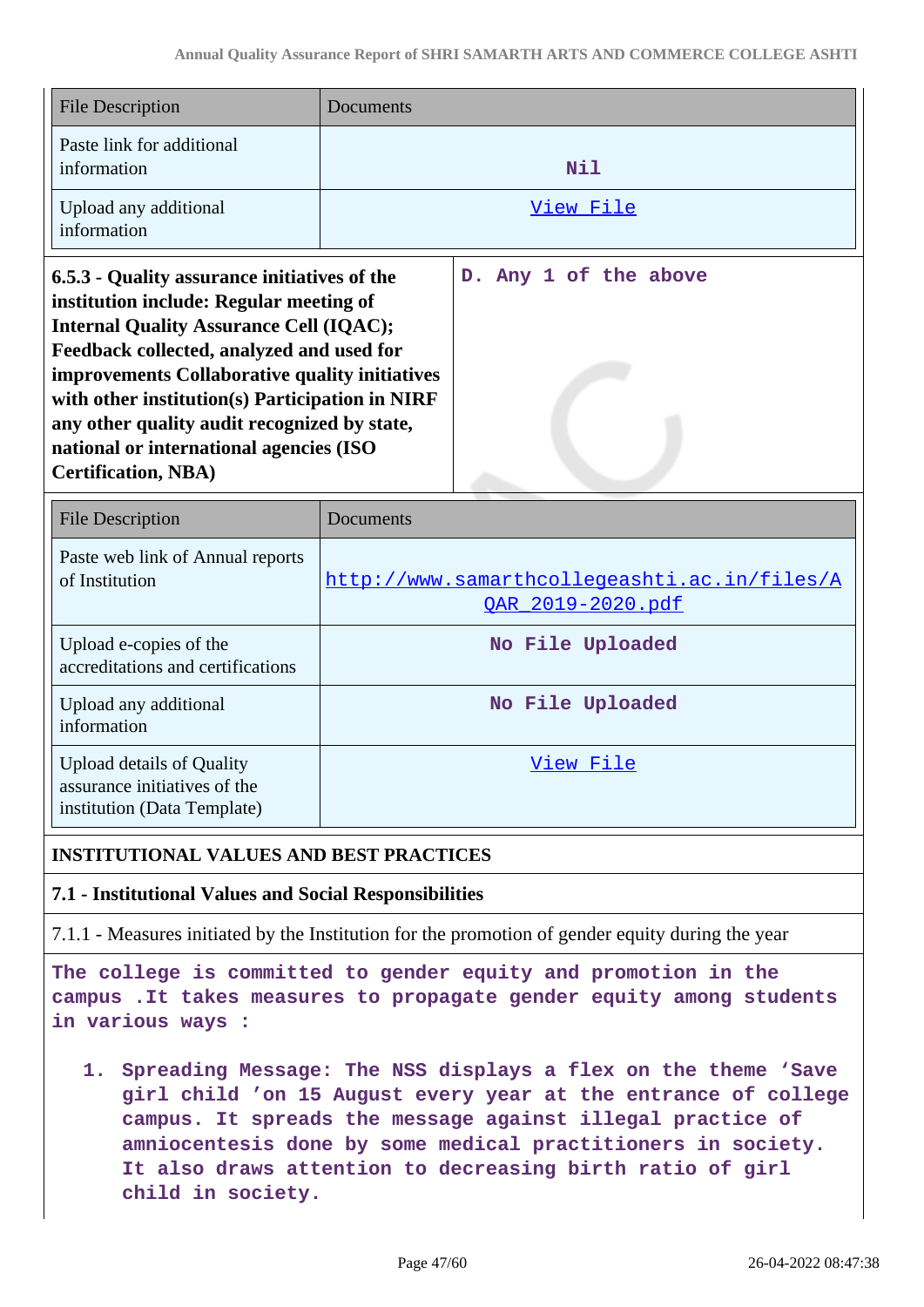| File Description | Documents |
|---|---|
| Paste link for additional information | Nil |
| Upload any additional information | View File |

| 6.5.3 - Quality assurance initiatives of the institution include: Regular meeting of Internal Quality Assurance Cell (IQAC); Feedback collected, analyzed and used for improvements Collaborative quality initiatives with other institution(s) Participation in NIRF any other quality audit recognized by state, national or international agencies (ISO Certification, NBA) | D. Any 1 of the above |
|---|---|

| File Description | Documents |
|---|---|
| Paste web link of Annual reports of Institution | http://www.samarthcollegeashti.ac.in/files/AQAR_2019-2020.pdf |
| Upload e-copies of the accreditations and certifications | No File Uploaded |
| Upload any additional information | No File Uploaded |
| Upload details of Quality assurance initiatives of the institution (Data Template) | View File |

**INSTITUTIONAL VALUES AND BEST PRACTICES**

**7.1 - Institutional Values and Social Responsibilities**

7.1.1 - Measures initiated by the Institution for the promotion of gender equity during the year

The college is committed to gender equity and promotion in the campus .It takes measures to propagate gender equity among students in various ways :

1. Spreading Message: The NSS displays a flex on the theme 'Save girl child 'on 15 August every year at the entrance of college campus. It spreads the message against illegal practice of amniocentesis done by some medical practitioners in society. It also draws attention to decreasing birth ratio of girl child in society.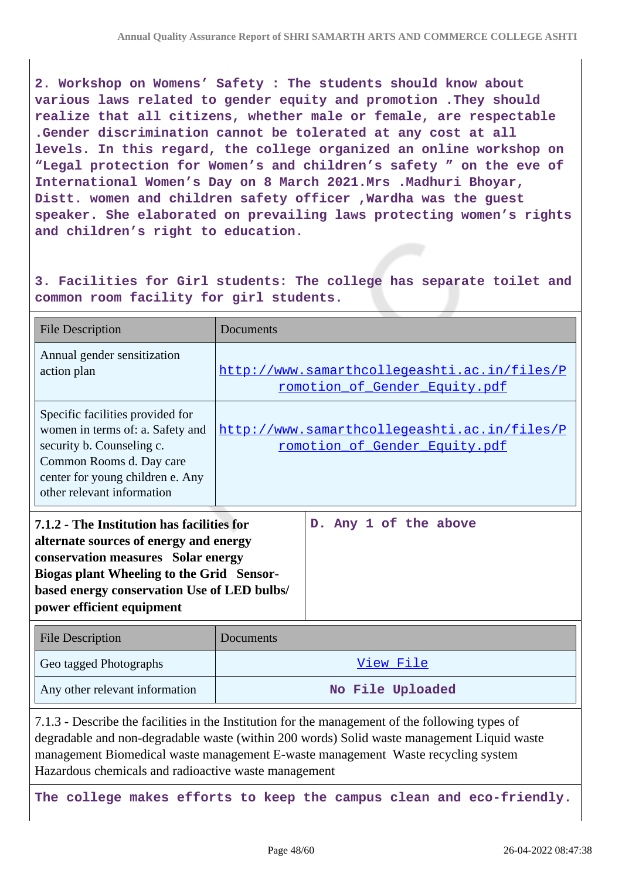2. Workshop on Womens' Safety : The students should know about various laws related to gender equity and promotion .They should realize that all citizens, whether male or female, are respectable .Gender discrimination cannot be tolerated at any cost at all levels. In this regard, the college organized an online workshop on "Legal protection for Women's and children's safety " on the eve of International Women's Day on 8 March 2021.Mrs .Madhuri Bhoyar, Distt. women and children safety officer ,Wardha was the guest speaker. She elaborated on prevailing laws protecting women's rights and children's right to education.

3. Facilities for Girl students: The college has separate toilet and common room facility for girl students.

| File Description | Documents |
|---|---|
| Annual gender sensitization action plan | http://www.samarthcollegeashti.ac.in/files/Promotion_of_Gender_Equity.pdf |
| Specific facilities provided for women in terms of: a. Safety and security b. Counseling c. Common Rooms d. Day care center for young children e. Any other relevant information | http://www.samarthcollegeashti.ac.in/files/Promotion_of_Gender_Equity.pdf |

| **7.1.2 - The Institution has facilities for alternate sources of energy and energy conservation measures Solar energy Biogas plant Wheeling to the Grid Sensor-based energy conservation Use of LED bulbs/ power efficient equipment** | D. Any 1 of the above |
|---|---|

| File Description | Documents |
|---|---|
| Geo tagged Photographs | View File |
| Any other relevant information | No File Uploaded |

7.1.3 - Describe the facilities in the Institution for the management of the following types of degradable and non-degradable waste (within 200 words) Solid waste management Liquid waste management Biomedical waste management E-waste management Waste recycling system Hazardous chemicals and radioactive waste management

The college makes efforts to keep the campus clean and eco-friendly.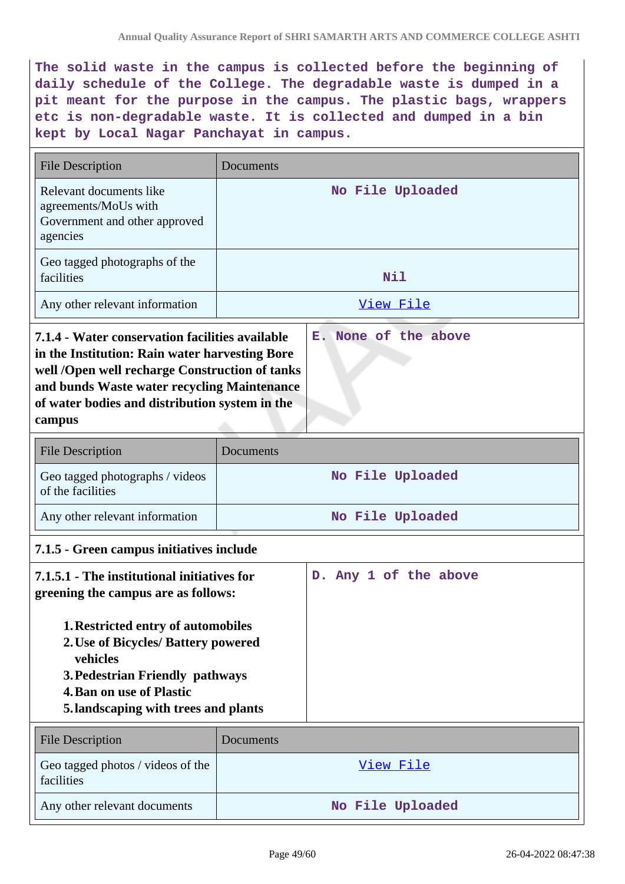The solid waste in the campus is collected before the beginning of daily schedule of the College. The degradable waste is dumped in a pit meant for the purpose in the campus. The plastic bags, wrappers etc is non-degradable waste. It is collected and dumped in a bin kept by Local Nagar Panchayat in campus.

| File Description | Documents |
| --- | --- |
| Relevant documents like agreements/MoUs with Government and other approved agencies | No File Uploaded |
| Geo tagged photographs of the facilities | Nil |
| Any other relevant information | View File |

| 7.1.4 - Water conservation facilities available in the Institution: Rain water harvesting Bore well /Open well recharge Construction of tanks and bunds Waste water recycling Maintenance of water bodies and distribution system in the campus | E. None of the above |
| --- | --- |

| File Description | Documents |
| --- | --- |
| Geo tagged photographs / videos of the facilities | No File Uploaded |
| Any other relevant information | No File Uploaded |

**7.1.5 - Green campus initiatives include**

| 7.1.5.1 - The institutional initiatives for greening the campus are as follows: 1. Restricted entry of automobiles 2. Use of Bicycles/ Battery powered vehicles 3. Pedestrian Friendly pathways 4. Ban on use of Plastic 5. landscaping with trees and plants | D. Any 1 of the above |
| --- | --- |

| File Description | Documents |
| --- | --- |
| Geo tagged photos / videos of the facilities | View File |
| Any other relevant documents | No File Uploaded |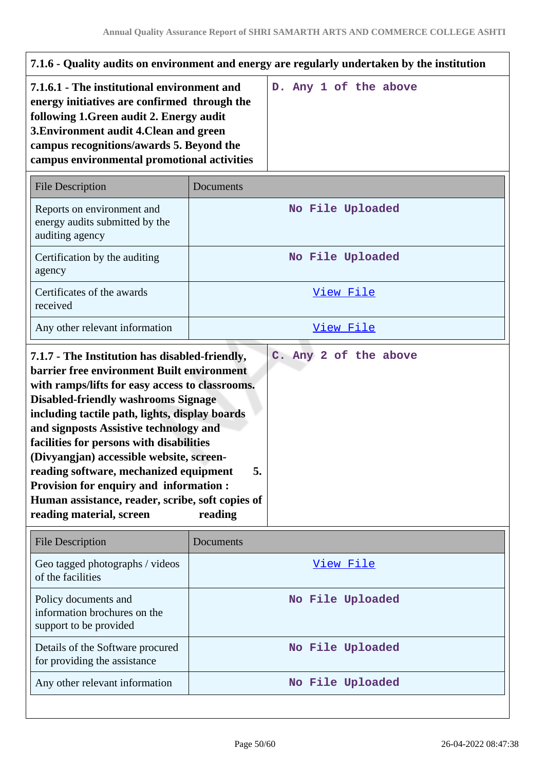| 7.1.6 - Quality audits on environment and energy are regularly undertaken by the institution | |
|---|---|
| **7.1.6.1 - The institutional environment and energy initiatives are confirmed through the following 1.Green audit 2. Energy audit 3.Environment audit 4.Clean and green campus recognitions/awards 5. Beyond the campus environmental promotional activities** | D. Any 1 of the above |

| File Description | Documents |
|---|---|
| Reports on environment and energy audits submitted by the auditing agency | No File Uploaded |
| Certification by the auditing agency | No File Uploaded |
| Certificates of the awards received | View File |
| Any other relevant information | View File |

| **7.1.7 - The Institution has disabled-friendly, barrier free environment Built environment with ramps/lifts for easy access to classrooms. Disabled-friendly washrooms Signage including tactile path, lights, display boards and signposts Assistive technology and facilities for persons with disabilities (Divyangjan) accessible website, screen-reading software, mechanized equipment 5. Provision for enquiry and information : Human assistance, reader, scribe, soft copies of reading material, screen reading** | C. Any 2 of the above |
|---|---|

| File Description | Documents |
|---|---|
| Geo tagged photographs / videos of the facilities | View File |
| Policy documents and information brochures on the support to be provided | No File Uploaded |
| Details of the Software procured for providing the assistance | No File Uploaded |
| Any other relevant information | No File Uploaded |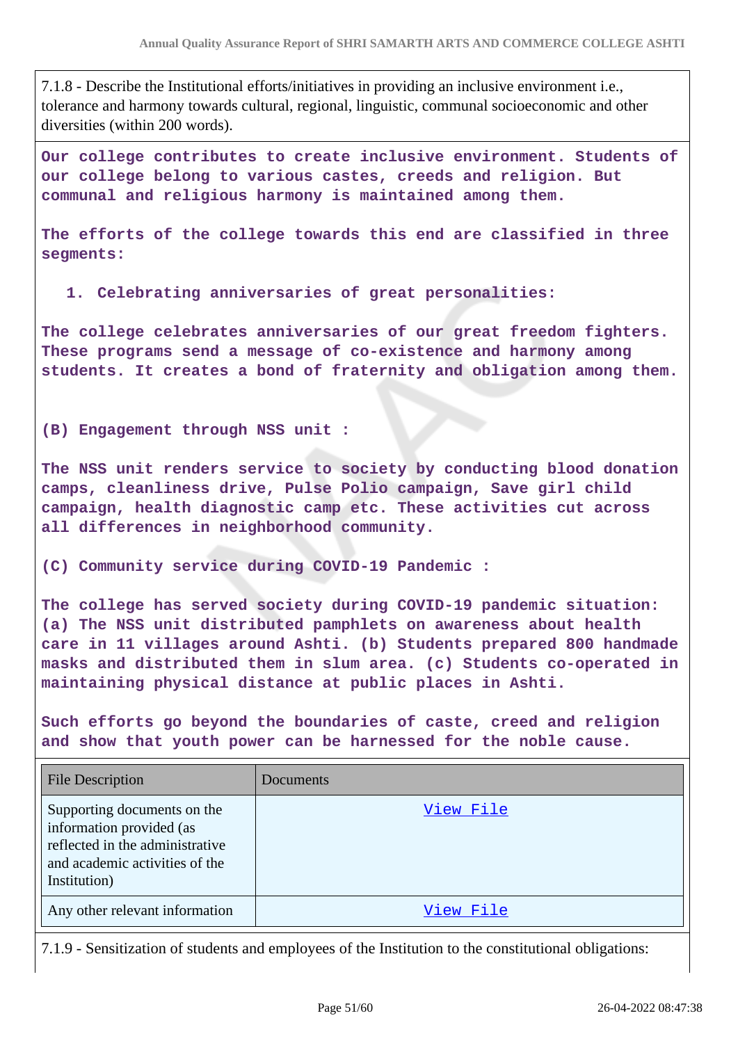7.1.8 - Describe the Institutional efforts/initiatives in providing an inclusive environment i.e., tolerance and harmony towards cultural, regional, linguistic, communal socioeconomic and other diversities (within 200 words).

**Our college contributes to create inclusive environment. Students of our college belong to various castes, creeds and religion. But communal and religious harmony is maintained among them.**

**The efforts of the college towards this end are classified in three segments:**

1. **Celebrating anniversaries of great personalities:**

**The college celebrates anniversaries of our great freedom fighters. These programs send a message of co-existence and harmony among students. It creates a bond of fraternity and obligation among them.**

**(B) Engagement through NSS unit :**

**The NSS unit renders service to society by conducting blood donation camps, cleanliness drive, Pulse Polio campaign, Save girl child campaign, health diagnostic camp etc. These activities cut across all differences in neighborhood community.**

**(C) Community service during COVID-19 Pandemic :**

**The college has served society during COVID-19 pandemic situation: (a) The NSS unit distributed pamphlets on awareness about health care in 11 villages around Ashti. (b) Students prepared 800 handmade masks and distributed them in slum area. (c) Students co-operated in maintaining physical distance at public places in Ashti.**

**Such efforts go beyond the boundaries of caste, creed and religion and show that youth power can be harnessed for the noble cause.**

| File Description | Documents |
|---|---|
| Supporting documents on the information provided (as reflected in the administrative and academic activities of the Institution) | View File |
| Any other relevant information | View File |

7.1.9 - Sensitization of students and employees of the Institution to the constitutional obligations: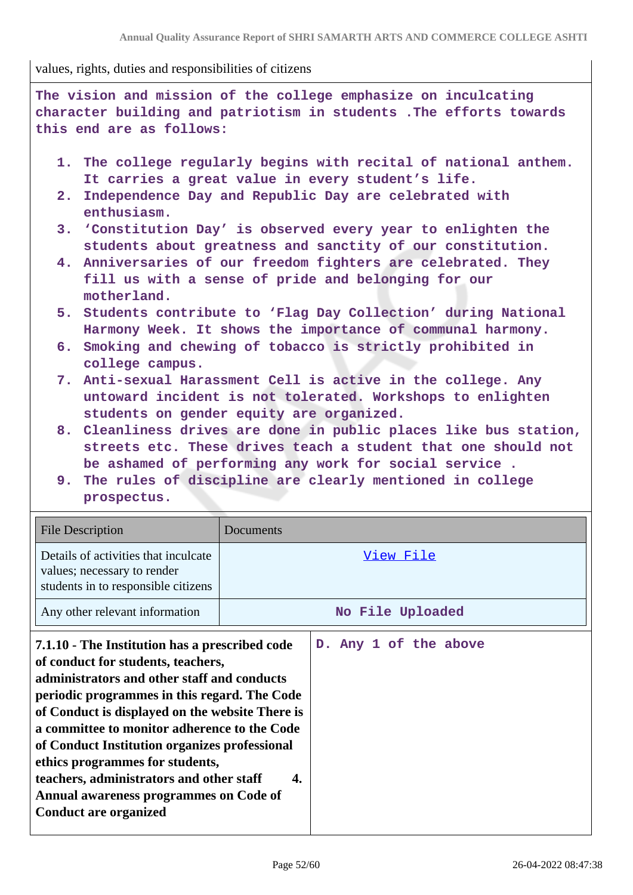values, rights, duties and responsibilities of citizens

The vision and mission of the college emphasize on inculcating character building and patriotism in students .The efforts towards this end are as follows:

1. The college regularly begins with recital of national anthem. It carries a great value in every student's life.
2. Independence Day and Republic Day are celebrated with enthusiasm.
3. 'Constitution Day' is observed every year to enlighten the students about greatness and sanctity of our constitution.
4. Anniversaries of our freedom fighters are celebrated. They fill us with a sense of pride and belonging for our motherland.
5. Students contribute to 'Flag Day Collection' during National Harmony Week. It shows the importance of communal harmony.
6. Smoking and chewing of tobacco is strictly prohibited in college campus.
7. Anti-sexual Harassment Cell is active in the college. Any untoward incident is not tolerated. Workshops to enlighten students on gender equity are organized.
8. Cleanliness drives are done in public places like bus station, streets etc. These drives teach a student that one should not be ashamed of performing any work for social service .
9. The rules of discipline are clearly mentioned in college prospectus.

| File Description | Documents |
|---|---|
| Details of activities that inculcate values; necessary to render students in to responsible citizens | View File |
| Any other relevant information | No File Uploaded |

| **7.1.10 - The Institution has a prescribed code of conduct for students, teachers, administrators and other staff and conducts periodic programmes in this regard. The Code of Conduct is displayed on the website There is a committee to monitor adherence to the Code of Conduct Institution organizes professional ethics programmes for students, teachers, administrators and other staff 4. Annual awareness programmes on Code of Conduct are organized** | D. Any 1 of the above |
|---|---|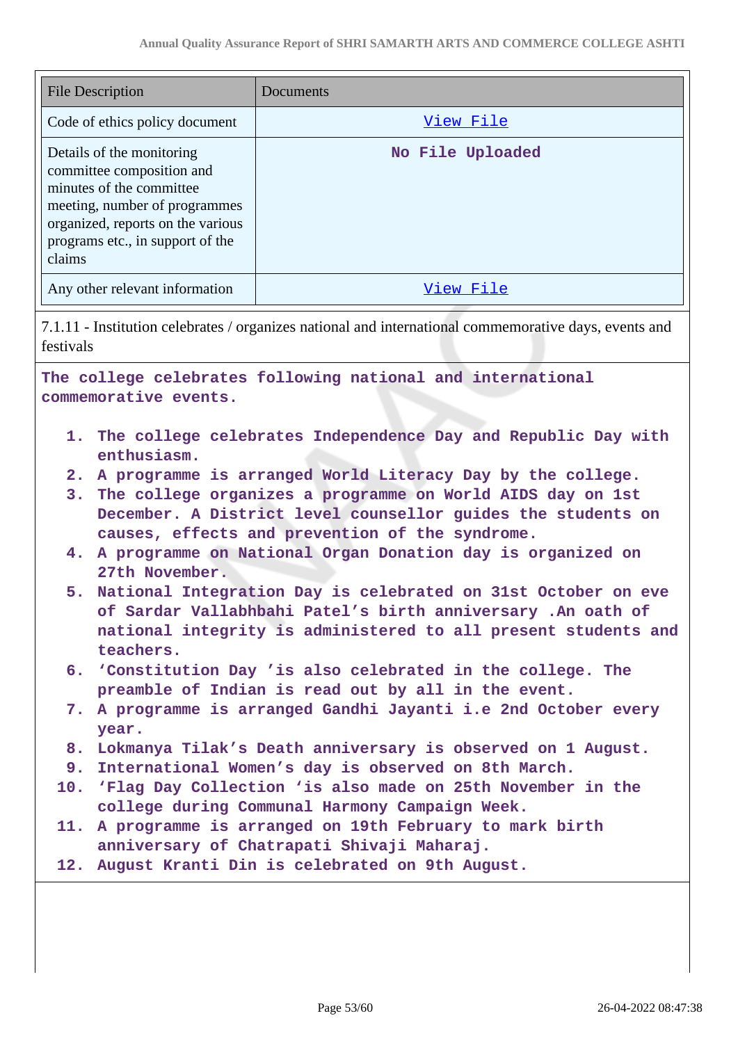| File Description | Documents |
|---|---|
| Code of ethics policy document | View File |
| Details of the monitoring committee composition and minutes of the committee meeting, number of programmes organized, reports on the various programs etc., in support of the claims | No File Uploaded |
| Any other relevant information | View File |

7.1.11 - Institution celebrates / organizes national and international commemorative days, events and festivals

The college celebrates following national and international commemorative events.

1. The college celebrates Independence Day and Republic Day with enthusiasm.
2. A programme is arranged World Literacy Day by the college.
3. The college organizes a programme on World AIDS day on 1st December. A District level counsellor guides the students on causes, effects and prevention of the syndrome.
4. A programme on National Organ Donation day is organized on 27th November.
5. National Integration Day is celebrated on 31st October on eve of Sardar Vallabhbahi Patel's birth anniversary .An oath of national integrity is administered to all present students and teachers.
6. 'Constitution Day 'is also celebrated in the college. The preamble of Indian is read out by all in the event.
7. A programme is arranged Gandhi Jayanti i.e 2nd October every year.
8. Lokmanya Tilak's Death anniversary is observed on 1 August.
9. International Women's day is observed on 8th March.
10. 'Flag Day Collection 'is also made on 25th November in the college during Communal Harmony Campaign Week.
11. A programme is arranged on 19th February to mark birth anniversary of Chatrapati Shivaji Maharaj.
12. August Kranti Din is celebrated on 9th August.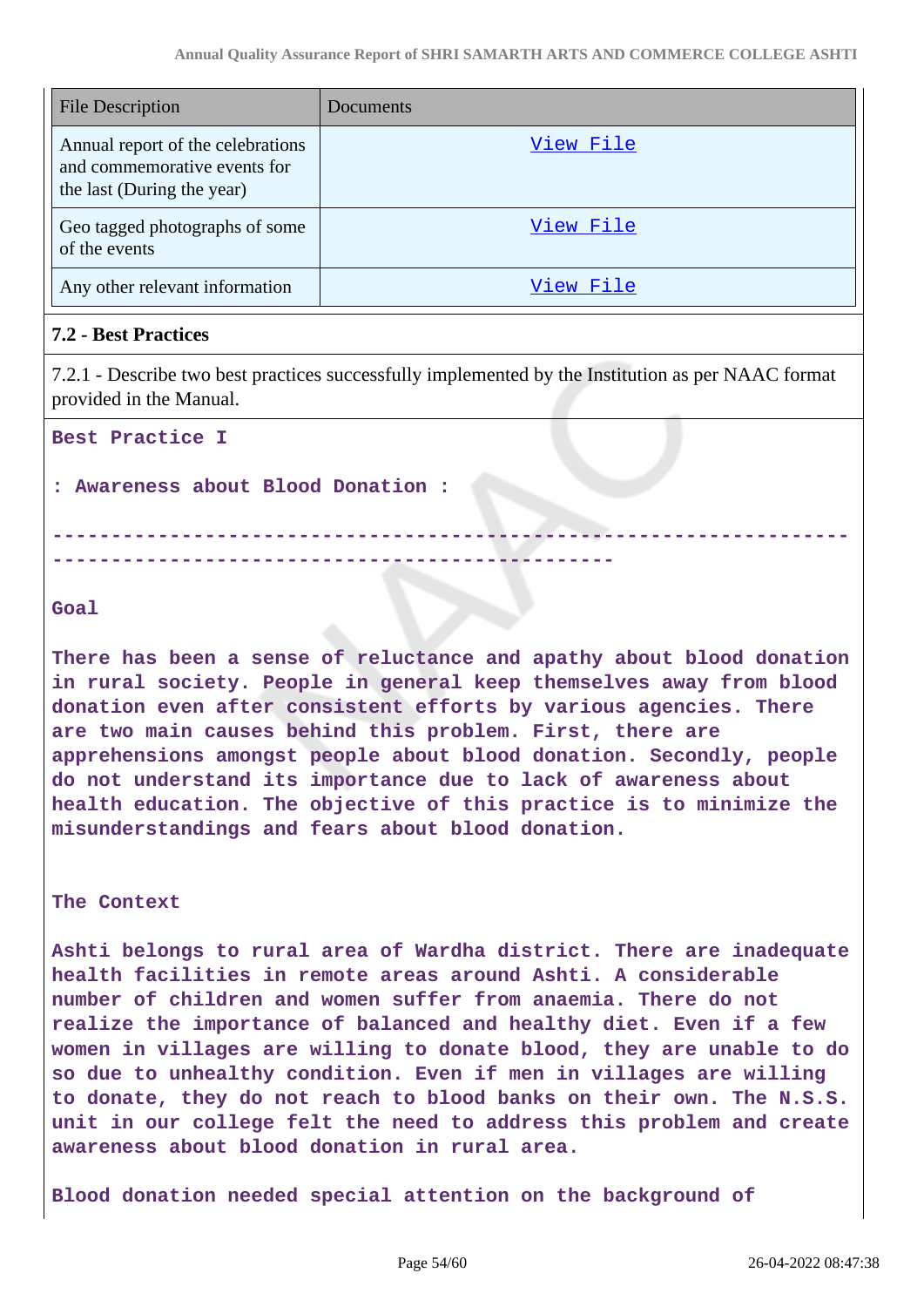| File Description | Documents |
|---|---|
| Annual report of the celebrations and commemorative events for the last (During the year) | View File |
| Geo tagged photographs of some of the events | View File |
| Any other relevant information | View File |

### 7.2 - Best Practices

7.2.1 - Describe two best practices successfully implemented by the Institution as per NAAC format provided in the Manual.

**Best Practice I**

**: Awareness about Blood Donation :**

---

**Goal**

There has been a sense of reluctance and apathy about blood donation in rural society. People in general keep themselves away from blood donation even after consistent efforts by various agencies. There are two main causes behind this problem. First, there are apprehensions amongst people about blood donation. Secondly, people do not understand its importance due to lack of awareness about health education. The objective of this practice is to minimize the misunderstandings and fears about blood donation.

**The Context**

Ashti belongs to rural area of Wardha district. There are inadequate health facilities in remote areas around Ashti. A considerable number of children and women suffer from anaemia. There do not realize the importance of balanced and healthy diet. Even if a few women in villages are willing to donate blood, they are unable to do so due to unhealthy condition. Even if men in villages are willing to donate, they do not reach to blood banks on their own. The N.S.S. unit in our college felt the need to address this problem and create awareness about blood donation in rural area.

Blood donation needed special attention on the background of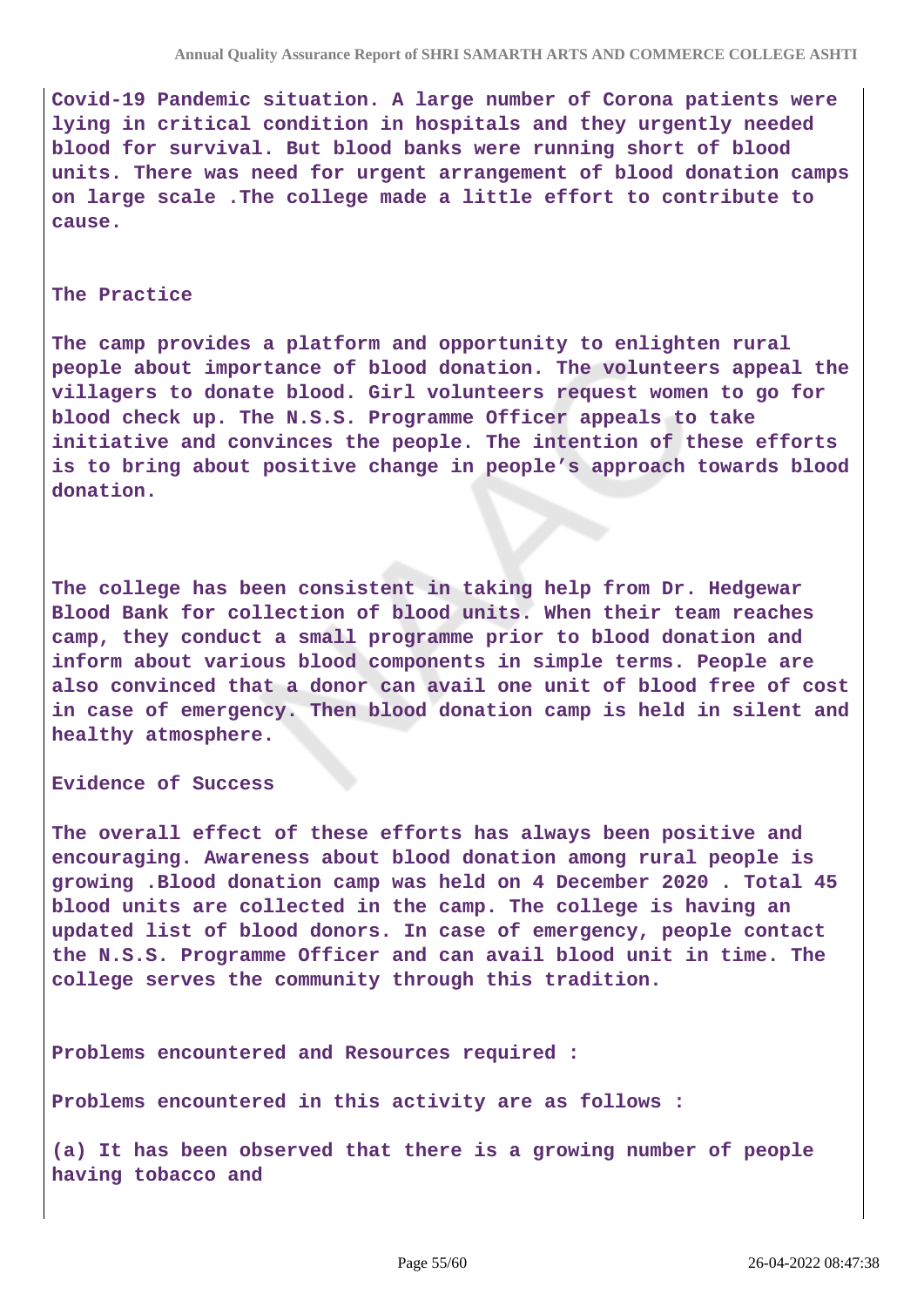Covid-19 Pandemic situation. A large number of Corona patients were lying in critical condition in hospitals and they urgently needed blood for survival. But blood banks were running short of blood units. There was need for urgent arrangement of blood donation camps on large scale .The college made a little effort to contribute to cause.

**The Practice**

The camp provides a platform and opportunity to enlighten rural people about importance of blood donation. The volunteers appeal the villagers to donate blood. Girl volunteers request women to go for blood check up. The N.S.S. Programme Officer appeals to take initiative and convinces the people. The intention of these efforts is to bring about positive change in people's approach towards blood donation.

The college has been consistent in taking help from Dr. Hedgewar Blood Bank for collection of blood units. When their team reaches camp, they conduct a small programme prior to blood donation and inform about various blood components in simple terms. People are also convinced that a donor can avail one unit of blood free of cost in case of emergency. Then blood donation camp is held in silent and healthy atmosphere.

**Evidence of Success**

The overall effect of these efforts has always been positive and encouraging. Awareness about blood donation among rural people is growing .Blood donation camp was held on 4 December 2020 . Total 45 blood units are collected in the camp. The college is having an updated list of blood donors. In case of emergency, people contact the N.S.S. Programme Officer and can avail blood unit in time. The college serves the community through this tradition.

**Problems encountered and Resources required :**

Problems encountered in this activity are as follows :

(a) It has been observed that there is a growing number of people having tobacco and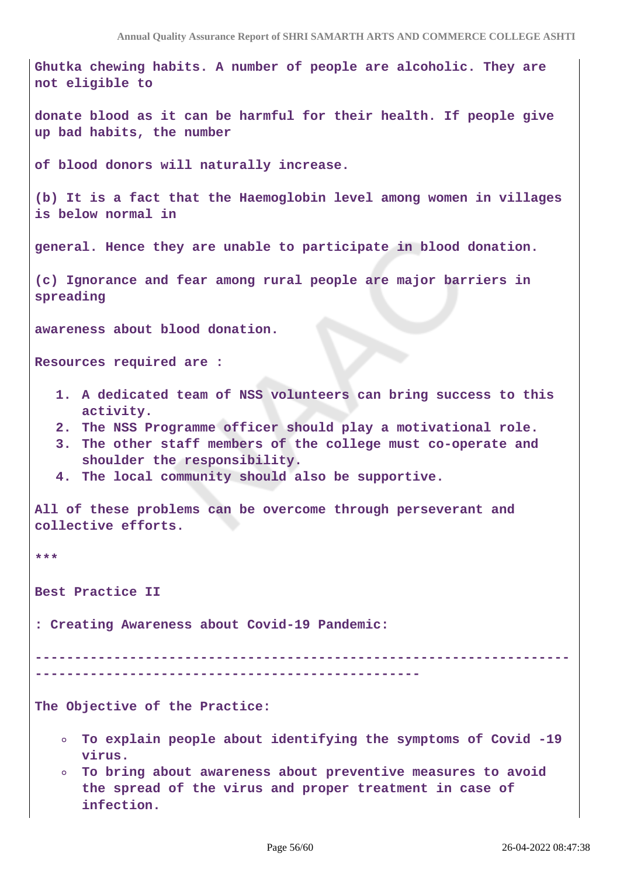Ghutka chewing habits. A number of people are alcoholic. They are not eligible to

donate blood as it can be harmful for their health. If people give up bad habits, the number

of blood donors will naturally increase.

(b) It is a fact that the Haemoglobin level among women in villages is below normal in

general. Hence they are unable to participate in blood donation.

(c) Ignorance and fear among rural people are major barriers in spreading

awareness about blood donation.

Resources required are :

1. A dedicated team of NSS volunteers can bring success to this activity.
2. The NSS Programme officer should play a motivational role.
3. The other staff members of the college must co-operate and shoulder the responsibility.
4. The local community should also be supportive.

All of these problems can be overcome through perseverant and collective efforts.

***

Best Practice II

: Creating Awareness about Covid-19 Pandemic:

----------------------------------------------------------------------------------------------------------------------

The Objective of the Practice:

- To explain people about identifying the symptoms of Covid -19 virus.
- To bring about awareness about preventive measures to avoid the spread of the virus and proper treatment in case of infection.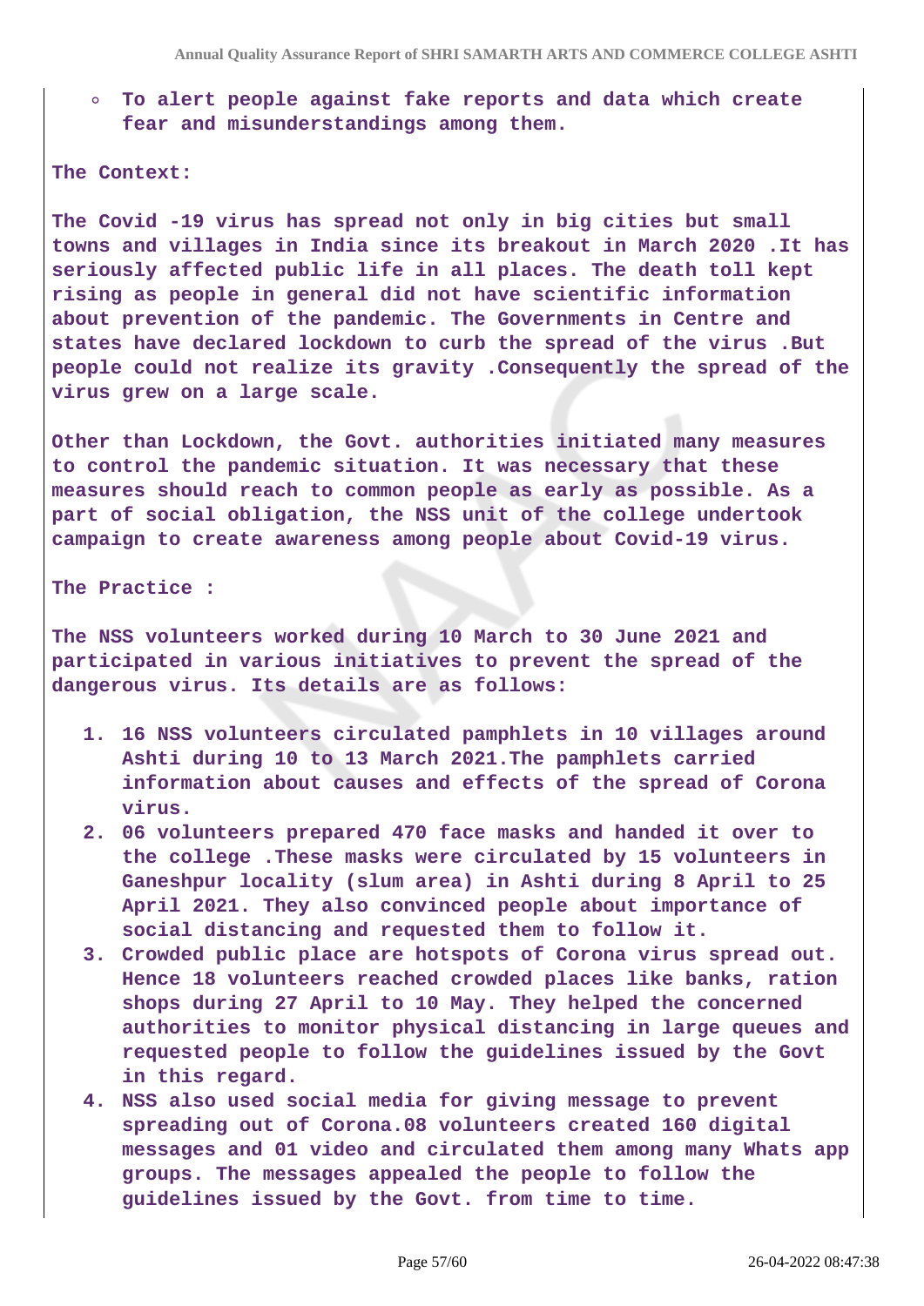- To alert people against fake reports and data which create fear and misunderstandings among them.

**The Context:**

The Covid -19 virus has spread not only in big cities but small towns and villages in India since its breakout in March 2020 .It has seriously affected public life in all places. The death toll kept rising as people in general did not have scientific information about prevention of the pandemic. The Governments in Centre and states have declared lockdown to curb the spread of the virus .But people could not realize its gravity .Consequently the spread of the virus grew on a large scale.

Other than Lockdown, the Govt. authorities initiated many measures to control the pandemic situation. It was necessary that these measures should reach to common people as early as possible. As a part of social obligation, the NSS unit of the college undertook campaign to create awareness among people about Covid-19 virus.

**The Practice :**

The NSS volunteers worked during 10 March to 30 June 2021 and participated in various initiatives to prevent the spread of the dangerous virus. Its details are as follows:

1. 16 NSS volunteers circulated pamphlets in 10 villages around Ashti during 10 to 13 March 2021.The pamphlets carried information about causes and effects of the spread of Corona virus.
2. 06 volunteers prepared 470 face masks and handed it over to the college .These masks were circulated by 15 volunteers in Ganeshpur locality (slum area) in Ashti during 8 April to 25 April 2021. They also convinced people about importance of social distancing and requested them to follow it.
3. Crowded public place are hotspots of Corona virus spread out. Hence 18 volunteers reached crowded places like banks, ration shops during 27 April to 10 May. They helped the concerned authorities to monitor physical distancing in large queues and requested people to follow the guidelines issued by the Govt in this regard.
4. NSS also used social media for giving message to prevent spreading out of Corona.08 volunteers created 160 digital messages and 01 video and circulated them among many Whats app groups. The messages appealed the people to follow the guidelines issued by the Govt. from time to time.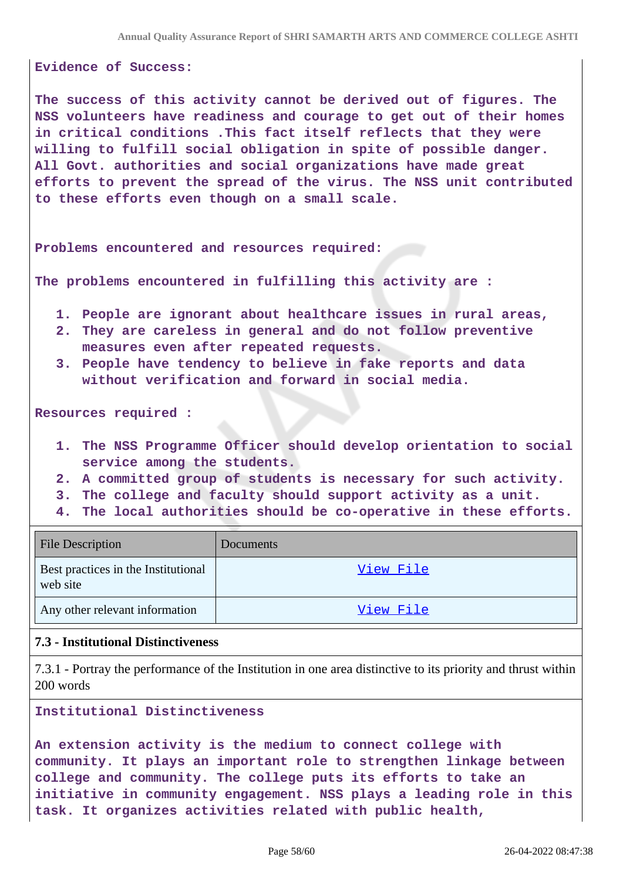**Evidence of Success:**

**The success of this activity cannot be derived out of figures. The NSS volunteers have readiness and courage to get out of their homes in critical conditions .This fact itself reflects that they were willing to fulfill social obligation in spite of possible danger. All Govt. authorities and social organizations have made great efforts to prevent the spread of the virus. The NSS unit contributed to these efforts even though on a small scale.**

**Problems encountered and resources required:**

**The problems encountered in fulfilling this activity are :**

1. **People are ignorant about healthcare issues in rural areas,**
2. **They are careless in general and do not follow preventive measures even after repeated requests.**
3. **People have tendency to believe in fake reports and data without verification and forward in social media.**

**Resources required :**

1. **The NSS Programme Officer should develop orientation to social service among the students.**
2. **A committed group of students is necessary for such activity.**
3. **The college and faculty should support activity as a unit.**
4. **The local authorities should be co-operative in these efforts.**

| File Description | Documents |
|---|---|
| Best practices in the Institutional web site | View File |
| Any other relevant information | View File |

**7.3 - Institutional Distinctiveness**

7.3.1 - Portray the performance of the Institution in one area distinctive to its priority and thrust within 200 words

**Institutional Distinctiveness**

**An extension activity is the medium to connect college with community. It plays an important role to strengthen linkage between college and community. The college puts its efforts to take an initiative in community engagement. NSS plays a leading role in this task. It organizes activities related with public health,**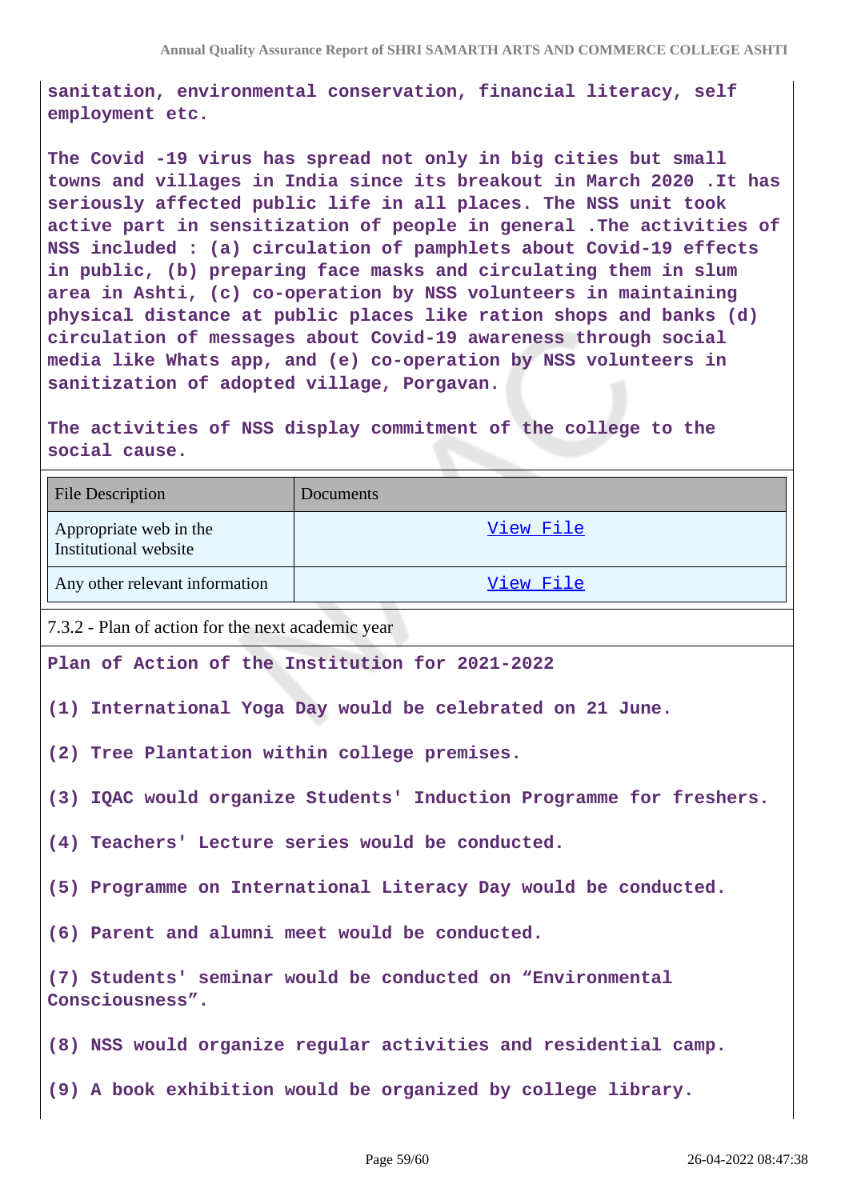sanitation, environmental conservation, financial literacy, self employment etc.

The Covid -19 virus has spread not only in big cities but small towns and villages in India since its breakout in March 2020 .It has seriously affected public life in all places. The NSS unit took active part in sensitization of people in general .The activities of NSS included : (a) circulation of pamphlets about Covid-19 effects in public, (b) preparing face masks and circulating them in slum area in Ashti, (c) co-operation by NSS volunteers in maintaining physical distance at public places like ration shops and banks (d) circulation of messages about Covid-19 awareness through social media like Whats app, and (e) co-operation by NSS volunteers in sanitization of adopted village, Porgavan.

The activities of NSS display commitment of the college to the social cause.

| File Description | Documents |
|---|---|
| Appropriate web in the Institutional website | View File |
| Any other relevant information | View File |

7.3.2 - Plan of action for the next academic year

Plan of Action of the Institution for 2021-2022

(1) International Yoga Day would be celebrated on 21 June.

(2) Tree Plantation within college premises.

(3) IQAC would organize Students' Induction Programme for freshers.

(4) Teachers' Lecture series would be conducted.

(5) Programme on International Literacy Day would be conducted.

(6) Parent and alumni meet would be conducted.

(7) Students' seminar would be conducted on “Environmental Consciousness”.

(8) NSS would organize regular activities and residential camp.

(9) A book exhibition would be organized by college library.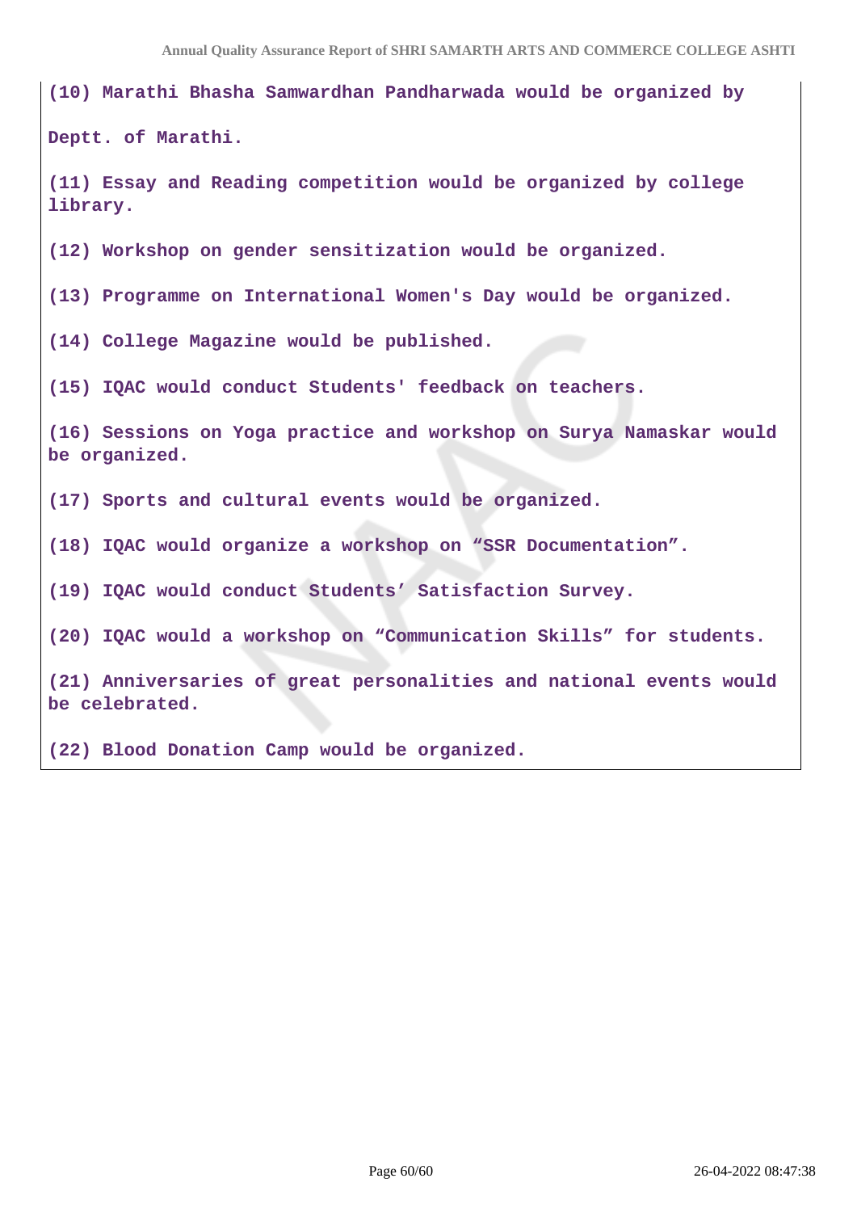**(10) Marathi Bhasha Samwardhan Pandharwada would be organized by Deptt. of Marathi.**

**(11) Essay and Reading competition would be organized by college library.**

**(12) Workshop on gender sensitization would be organized.**

**(13) Programme on International Women's Day would be organized.**

**(14) College Magazine would be published.**

**(15) IQAC would conduct Students' feedback on teachers.**

**(16) Sessions on Yoga practice and workshop on Surya Namaskar would be organized.**

**(17) Sports and cultural events would be organized.**

**(18) IQAC would organize a workshop on "SSR Documentation".**

**(19) IQAC would conduct Students' Satisfaction Survey.**

**(20) IQAC would a workshop on "Communication Skills" for students.**

**(21) Anniversaries of great personalities and national events would be celebrated.**

**(22) Blood Donation Camp would be organized.**